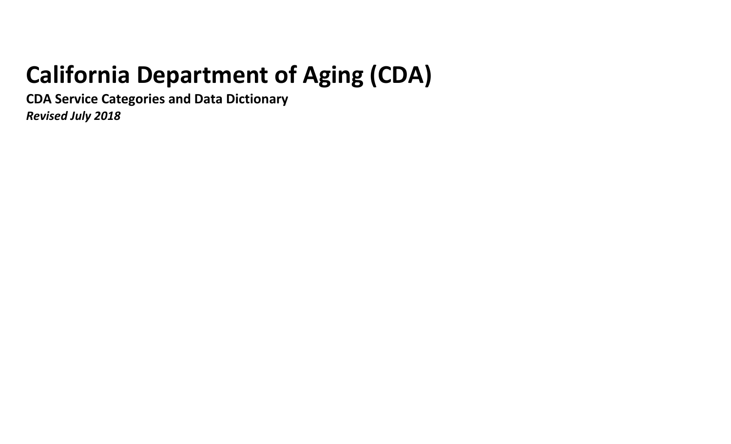# California Department of Aging (CDA)

**CDA Service Categories and Data Dictionary**

***Revised July 2018***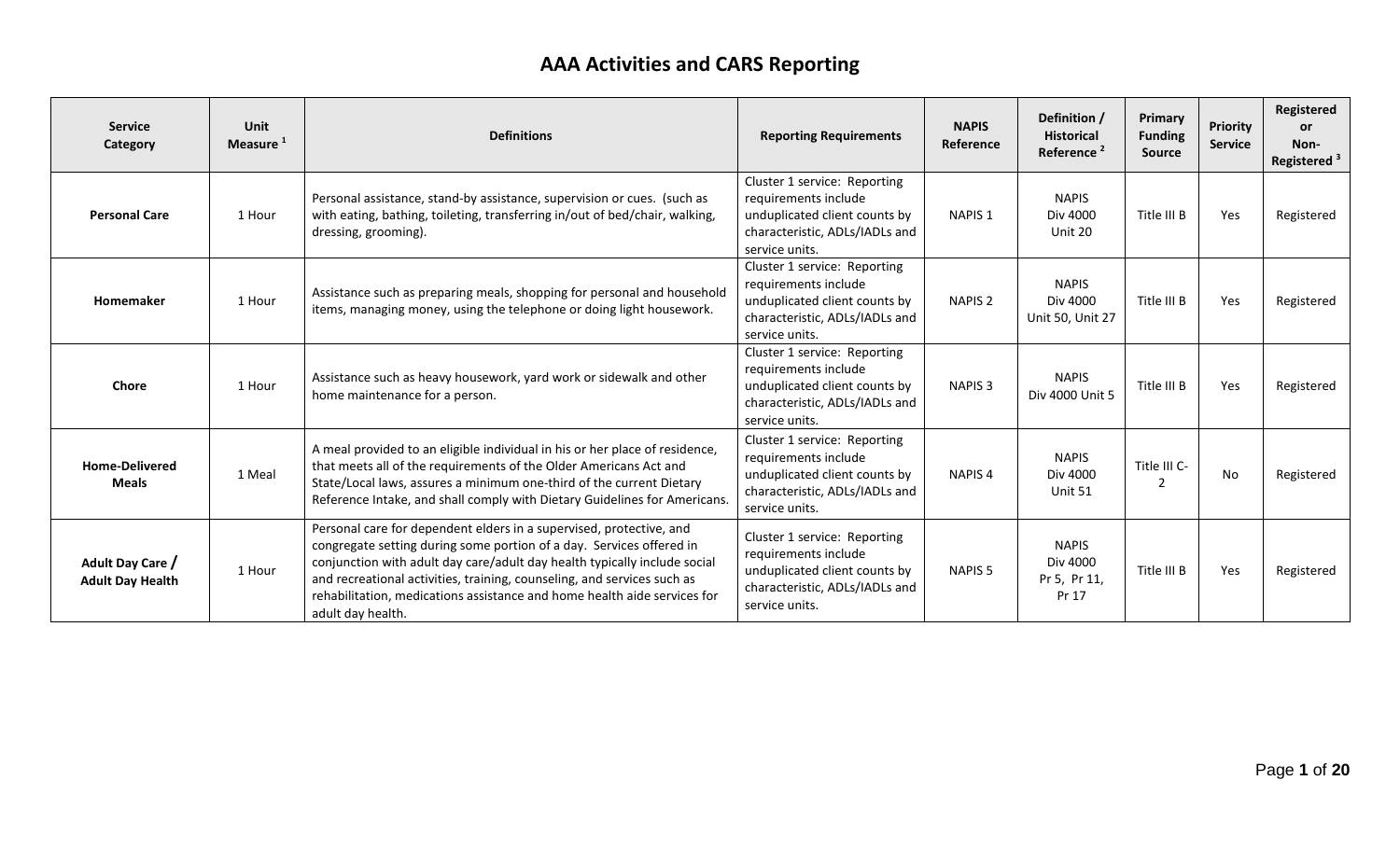# AAA Activities and CARS Reporting

| Service Category | Unit Measure [1] | Definitions | Reporting Requirements | NAPIS Reference | Definition / Historical Reference [2] | Primary Funding Source | Priority Service | Registered or Non-Registered [3] |
|---|---|---|---|---|---|---|---|---|
| **Personal Care** | 1 Hour | Personal assistance, stand-by assistance, supervision or cues. (such as with eating, bathing, toileting, transferring in/out of bed/chair, walking, dressing, grooming). | Cluster 1 service: Reporting requirements include unduplicated client counts by characteristic, ADLs/IADLs and service units. | NAPIS 1 | NAPIS Div 4000 Unit 20 | Title III B | Yes | Registered |
| **Homemaker** | 1 Hour | Assistance such as preparing meals, shopping for personal and household items, managing money, using the telephone or doing light housework. | Cluster 1 service: Reporting requirements include unduplicated client counts by characteristic, ADLs/IADLs and service units. | NAPIS 2 | NAPIS Div 4000 Unit 50, Unit 27 | Title III B | Yes | Registered |
| **Chore** | 1 Hour | Assistance such as heavy housework, yard work or sidewalk and other home maintenance for a person. | Cluster 1 service: Reporting requirements include unduplicated client counts by characteristic, ADLs/IADLs and service units. | NAPIS 3 | NAPIS Div 4000 Unit 5 | Title III B | Yes | Registered |
| **Home-Delivered Meals** | 1 Meal | A meal provided to an eligible individual in his or her place of residence, that meets all of the requirements of the Older Americans Act and State/Local laws, assures a minimum one-third of the current Dietary Reference Intake, and shall comply with Dietary Guidelines for Americans. | Cluster 1 service: Reporting requirements include unduplicated client counts by characteristic, ADLs/IADLs and service units. | NAPIS 4 | NAPIS Div 4000 Unit 51 | Title III C-2 | No | Registered |
| **Adult Day Care / Adult Day Health** | 1 Hour | Personal care for dependent elders in a supervised, protective, and congregate setting during some portion of a day. Services offered in conjunction with adult day care/adult day health typically include social and recreational activities, training, counseling, and services such as rehabilitation, medications assistance and home health aide services for adult day health. | Cluster 1 service: Reporting requirements include unduplicated client counts by characteristic, ADLs/IADLs and service units. | NAPIS 5 | NAPIS Div 4000 Pr 5, Pr 11, Pr 17 | Title III B | Yes | Registered |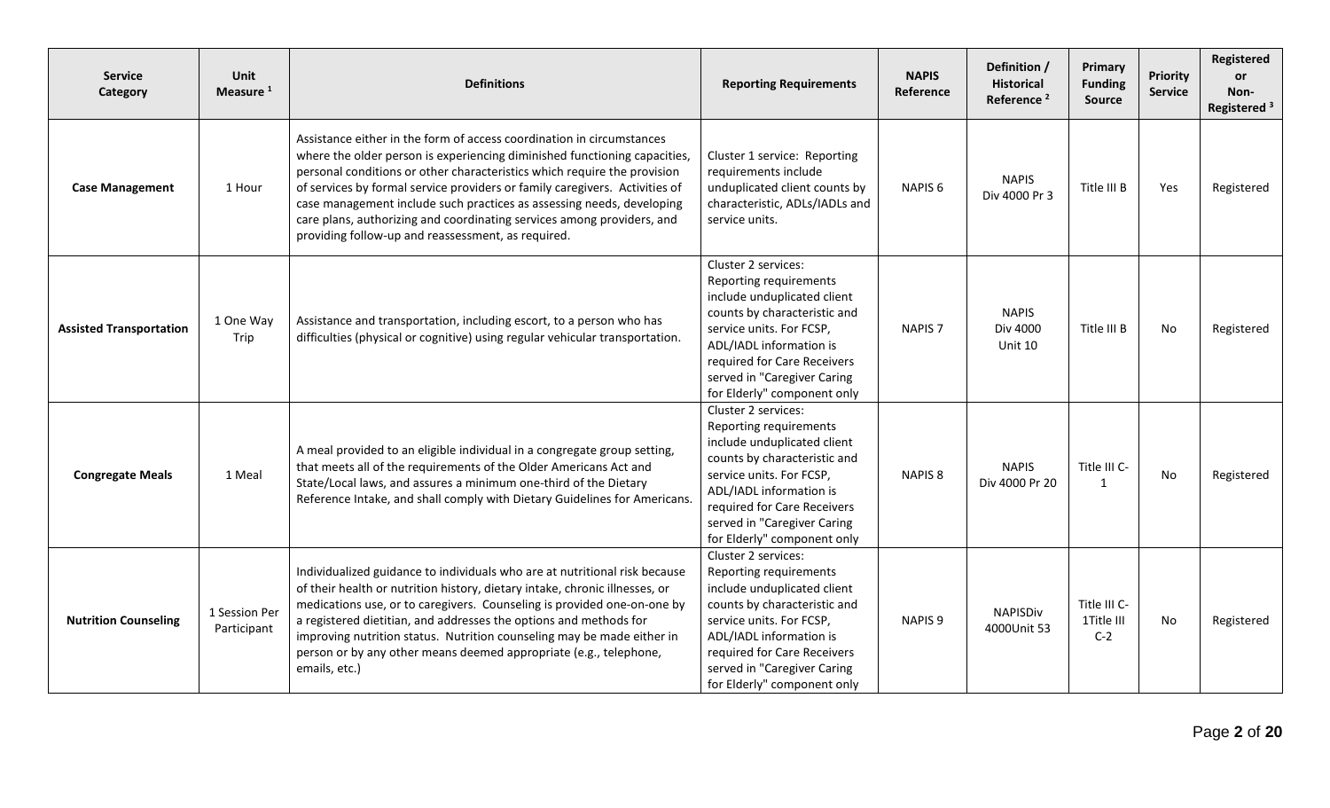| Service Category | Unit Measure [1] | Definitions | Reporting Requirements | NAPIS Reference | Definition / Historical Reference [2] | Primary Funding Source | Priority Service | Registered or Non-Registered [3] |
|---|---|---|---|---|---|---|---|---|
| **Case Management** | 1 Hour | Assistance either in the form of access coordination in circumstances where the older person is experiencing diminished functioning capacities, personal conditions or other characteristics which require the provision of services by formal service providers or family caregivers. Activities of case management include such practices as assessing needs, developing care plans, authorizing and coordinating services among providers, and providing follow-up and reassessment, as required. | Cluster 1 service: Reporting requirements include unduplicated client counts by characteristic, ADLs/IADLs and service units. | NAPIS 6 | NAPIS Div 4000 Pr 3 | Title III B | Yes | Registered |
| **Assisted Transportation** | 1 One Way Trip | Assistance and transportation, including escort, to a person who has difficulties (physical or cognitive) using regular vehicular transportation. | Cluster 2 services: Reporting requirements include unduplicated client counts by characteristic and service units. For FCSP, ADL/IADL information is required for Care Receivers served in "Caregiver Caring for Elderly" component only | NAPIS 7 | NAPIS Div 4000 Unit 10 | Title III B | No | Registered |
| **Congregate Meals** | 1 Meal | A meal provided to an eligible individual in a congregate group setting, that meets all of the requirements of the Older Americans Act and State/Local laws, and assures a minimum one-third of the Dietary Reference Intake, and shall comply with Dietary Guidelines for Americans. | Cluster 2 services: Reporting requirements include unduplicated client counts by characteristic and service units. For FCSP, ADL/IADL information is required for Care Receivers served in "Caregiver Caring for Elderly" component only | NAPIS 8 | NAPIS Div 4000 Pr 20 | Title III C-1 | No | Registered |
| **Nutrition Counseling** | 1 Session Per Participant | Individualized guidance to individuals who are at nutritional risk because of their health or nutrition history, dietary intake, chronic illnesses, or medications use, or to caregivers. Counseling is provided one-on-one by a registered dietitian, and addresses the options and methods for improving nutrition status. Nutrition counseling may be made either in person or by any other means deemed appropriate (e.g., telephone, emails, etc.) | Cluster 2 services: Reporting requirements include unduplicated client counts by characteristic and service units. For FCSP, ADL/IADL information is required for Care Receivers served in "Caregiver Caring for Elderly" component only | NAPIS 9 | NAPISDiv 4000Unit 53 | Title III C-1Title III C-2 | No | Registered |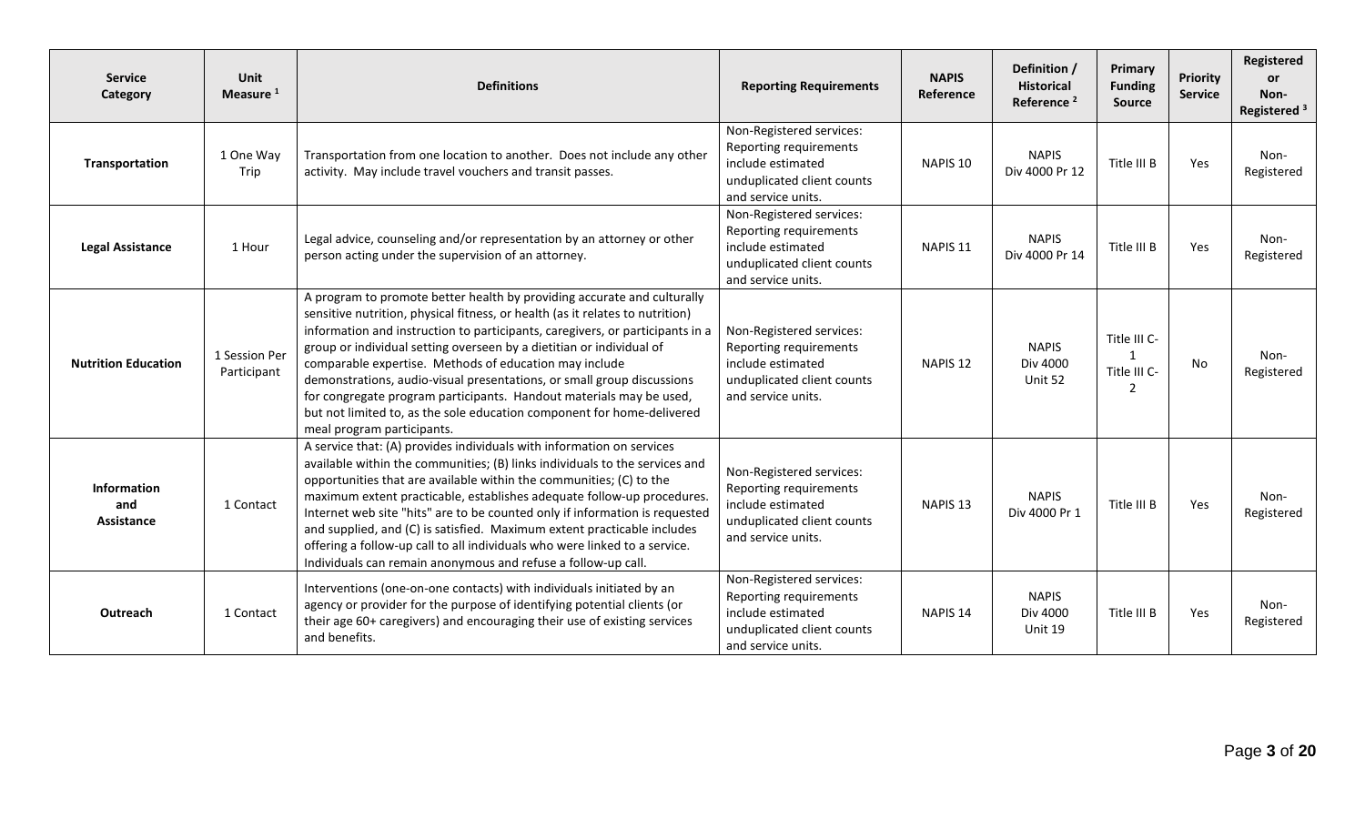| Service Category | Unit Measure [1] | Definitions | Reporting Requirements | NAPIS Reference | Definition / Historical Reference [2] | Primary Funding Source | Priority Service | Registered or Non-Registered [3] |
|---|---|---|---|---|---|---|---|---|
| **Transportation** | 1 One Way Trip | Transportation from one location to another. Does not include any other activity. May include travel vouchers and transit passes. | Non-Registered services: Reporting requirements include estimated unduplicated client counts and service units. | NAPIS 10 | NAPIS Div 4000 Pr 12 | Title III B | Yes | Non-Registered |
| **Legal Assistance** | 1 Hour | Legal advice, counseling and/or representation by an attorney or other person acting under the supervision of an attorney. | Non-Registered services: Reporting requirements include estimated unduplicated client counts and service units. | NAPIS 11 | NAPIS Div 4000 Pr 14 | Title III B | Yes | Non-Registered |
| **Nutrition Education** | 1 Session Per Participant | A program to promote better health by providing accurate and culturally sensitive nutrition, physical fitness, or health (as it relates to nutrition) information and instruction to participants, caregivers, or participants in a group or individual setting overseen by a dietitian or individual of comparable expertise. Methods of education may include demonstrations, audio-visual presentations, or small group discussions for congregate program participants. Handout materials may be used, but not limited to, as the sole education component for home-delivered meal program participants. | Non-Registered services: Reporting requirements include estimated unduplicated client counts and service units. | NAPIS 12 | NAPIS Div 4000 Unit 52 | Title III C-1 Title III C-2 | No | Non-Registered |
| **Information and Assistance** | 1 Contact | A service that: (A) provides individuals with information on services available within the communities; (B) links individuals to the services and opportunities that are available within the communities; (C) to the maximum extent practicable, establishes adequate follow-up procedures. Internet web site "hits" are to be counted only if information is requested and supplied, and (C) is satisfied. Maximum extent practicable includes offering a follow-up call to all individuals who were linked to a service. Individuals can remain anonymous and refuse a follow-up call. | Non-Registered services: Reporting requirements include estimated unduplicated client counts and service units. | NAPIS 13 | NAPIS Div 4000 Pr 1 | Title III B | Yes | Non-Registered |
| **Outreach** | 1 Contact | Interventions (one-on-one contacts) with individuals initiated by an agency or provider for the purpose of identifying potential clients (or their age 60+ caregivers) and encouraging their use of existing services and benefits. | Non-Registered services: Reporting requirements include estimated unduplicated client counts and service units. | NAPIS 14 | NAPIS Div 4000 Unit 19 | Title III B | Yes | Non-Registered |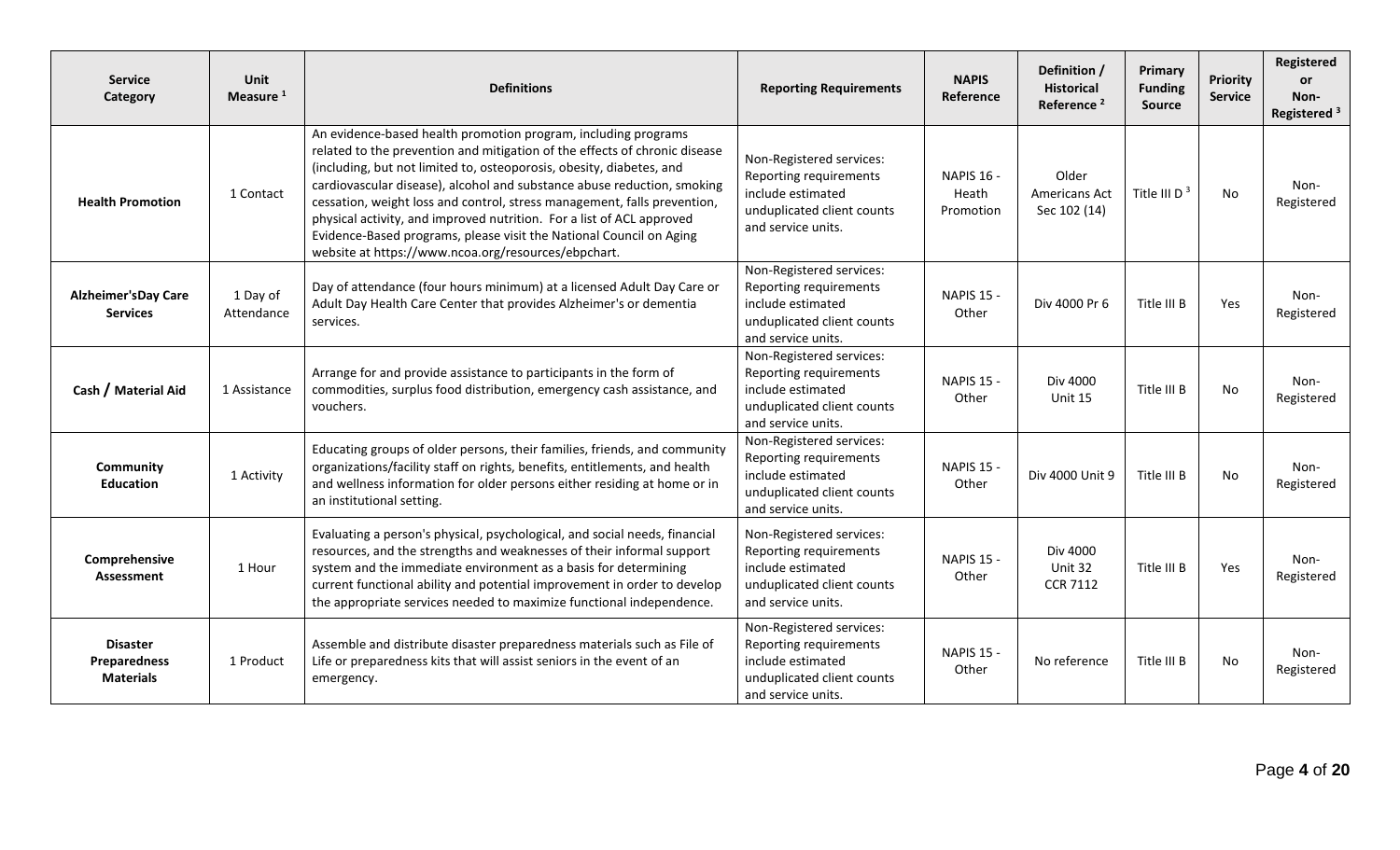| Service Category | Unit Measure [1] | Definitions | Reporting Requirements | NAPIS Reference | Definition / Historical Reference [2] | Primary Funding Source | Priority Service | Registered or Non-Registered [3] |
|---|---|---|---|---|---|---|---|---|
| **Health Promotion** | 1 Contact | An evidence-based health promotion program, including programs related to the prevention and mitigation of the effects of chronic disease (including, but not limited to, osteoporosis, obesity, diabetes, and cardiovascular disease), alcohol and substance abuse reduction, smoking cessation, weight loss and control, stress management, falls prevention, physical activity, and improved nutrition. For a list of ACL approved Evidence-Based programs, please visit the National Council on Aging website at https://www.ncoa.org/resources/ebpchart. | Non-Registered services: Reporting requirements include estimated unduplicated client counts and service units. | NAPIS 16 - Heath Promotion | Older Americans Act Sec 102 (14) | Title III D [3] | No | Non-Registered |
| **Alzheimer'sDay Care Services** | 1 Day of Attendance | Day of attendance (four hours minimum) at a licensed Adult Day Care or Adult Day Health Care Center that provides Alzheimer's or dementia services. | Non-Registered services: Reporting requirements include estimated unduplicated client counts and service units. | NAPIS 15 - Other | Div 4000 Pr 6 | Title III B | Yes | Non-Registered |
| **Cash / Material Aid** | 1 Assistance | Arrange for and provide assistance to participants in the form of commodities, surplus food distribution, emergency cash assistance, and vouchers. | Non-Registered services: Reporting requirements include estimated unduplicated client counts and service units. | NAPIS 15 - Other | Div 4000 Unit 15 | Title III B | No | Non-Registered |
| **Community Education** | 1 Activity | Educating groups of older persons, their families, friends, and community organizations/facility staff on rights, benefits, entitlements, and health and wellness information for older persons either residing at home or in an institutional setting. | Non-Registered services: Reporting requirements include estimated unduplicated client counts and service units. | NAPIS 15 - Other | Div 4000 Unit 9 | Title III B | No | Non-Registered |
| **Comprehensive Assessment** | 1 Hour | Evaluating a person's physical, psychological, and social needs, financial resources, and the strengths and weaknesses of their informal support system and the immediate environment as a basis for determining current functional ability and potential improvement in order to develop the appropriate services needed to maximize functional independence. | Non-Registered services: Reporting requirements include estimated unduplicated client counts and service units. | NAPIS 15 - Other | Div 4000 Unit 32 CCR 7112 | Title III B | Yes | Non-Registered |
| **Disaster Preparedness Materials** | 1 Product | Assemble and distribute disaster preparedness materials such as File of Life or preparedness kits that will assist seniors in the event of an emergency. | Non-Registered services: Reporting requirements include estimated unduplicated client counts and service units. | NAPIS 15 - Other | No reference | Title III B | No | Non-Registered |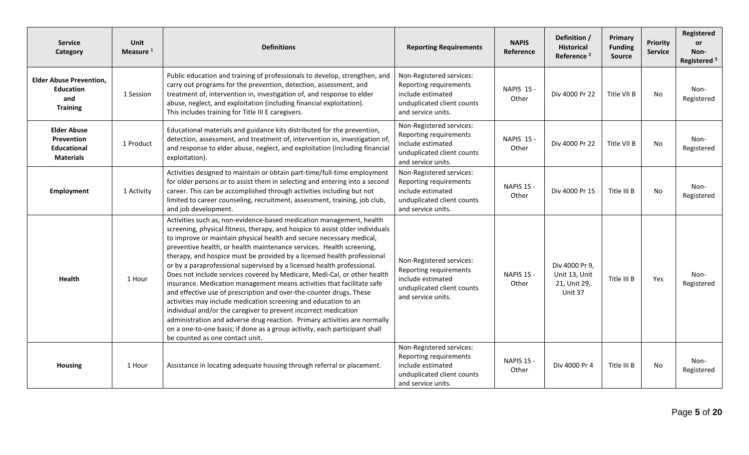| Service Category | Unit Measure [1] | Definitions | Reporting Requirements | NAPIS Reference | Definition / Historical Reference [2] | Primary Funding Source | Priority Service | Registered or Non-Registered [3] |
|---|---|---|---|---|---|---|---|---|
| **Elder Abuse Prevention, Education and Training** | 1 Session | Public education and training of professionals to develop, strengthen, and carry out programs for the prevention, detection, assessment, and treatment of, intervention in, investigation of, and response to elder abuse, neglect, and exploitation (including financial exploitation). This includes training for Title III E caregivers. | Non-Registered services: Reporting requirements include estimated unduplicated client counts and service units. | NAPIS 15 - Other | Div 4000 Pr 22 | Title VII B | No | Non-Registered |
| **Elder Abuse Prevention Educational Materials** | 1 Product | Educational materials and guidance kits distributed for the prevention, detection, assessment, and treatment of, intervention in, investigation of, and response to elder abuse, neglect, and exploitation (including financial exploitation). | Non-Registered services: Reporting requirements include estimated unduplicated client counts and service units. | NAPIS 15 - Other | Div 4000 Pr 22 | Title VII B | No | Non-Registered |
| **Employment** | 1 Activity | Activities designed to maintain or obtain part-time/full-time employment for older persons or to assist them in selecting and entering into a second career. This can be accomplished through activities including but not limited to career counseling, recruitment, assessment, training, job club, and job development. | Non-Registered services: Reporting requirements include estimated unduplicated client counts and service units. | NAPIS 15 - Other | Div 4000 Pr 15 | Title III B | No | Non-Registered |
| **Health** | 1 Hour | Activities such as, non-evidence-based medication management, health screening, physical fitness, therapy, and hospice to assist older individuals to improve or maintain physical health and secure necessary medical, preventive health, or health maintenance services. Health screening, therapy, and hospice must be provided by a licensed health professional or by a paraprofessional supervised by a licensed health professional. Does not include services covered by Medicare, Medi-Cal, or other health insurance. Medication management means activities that facilitate safe and effective use of prescription and over-the-counter drugs. These activities may include medication screening and education to an individual and/or the caregiver to prevent incorrect medication administration and adverse drug reaction. Primary activities are normally on a one-to-one basis; if done as a group activity, each participant shall be counted as one contact unit. | Non-Registered services: Reporting requirements include estimated unduplicated client counts and service units. | NAPIS 15 - Other | Div 4000 Pr 9, Unit 13, Unit 21, Unit 29, Unit 37 | Title III B | Yes | Non-Registered |
| **Housing** | 1 Hour | Assistance in locating adequate housing through referral or placement. | Non-Registered services: Reporting requirements include estimated unduplicated client counts and service units. | NAPIS 15 - Other | Div 4000 Pr 4 | Title III B | No | Non-Registered |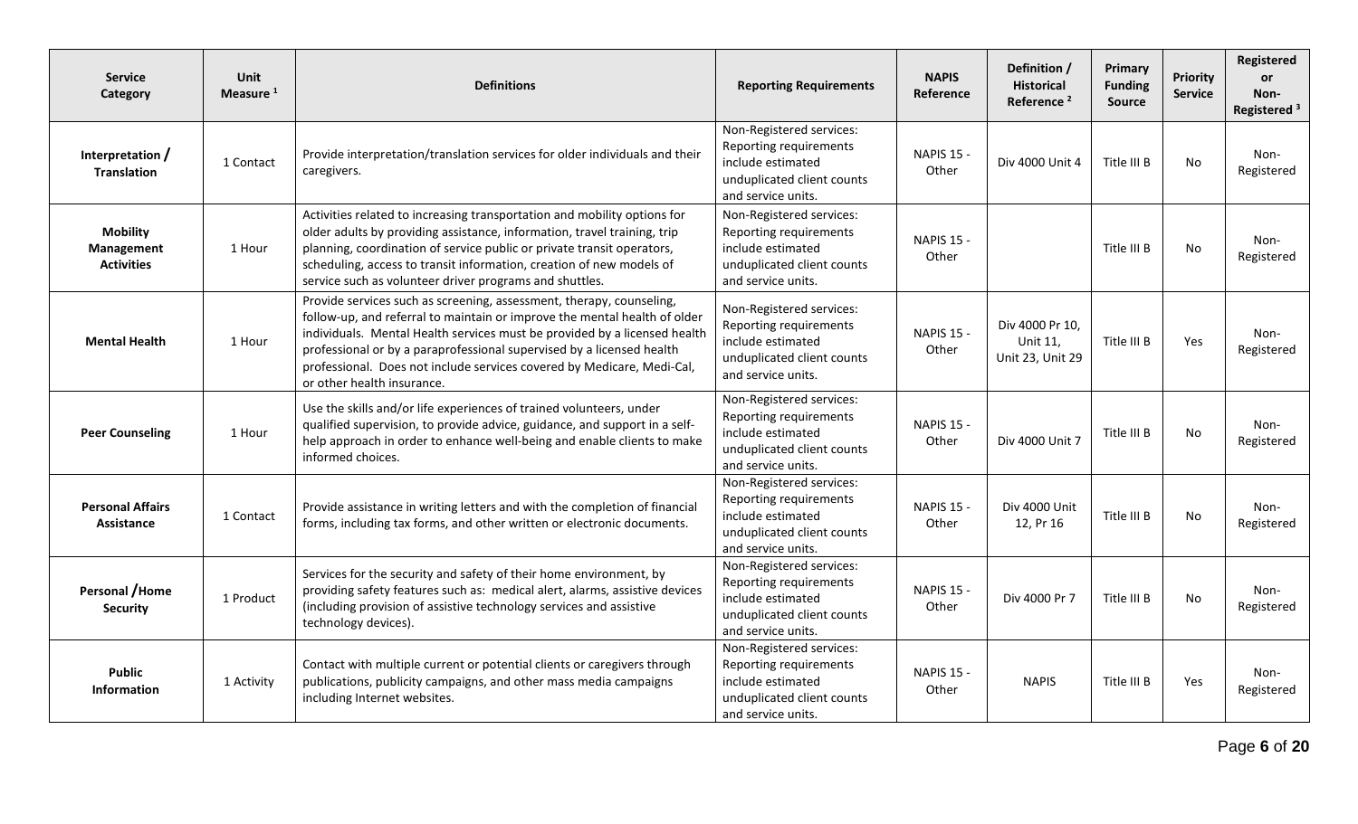| Service Category | Unit Measure [1] | Definitions | Reporting Requirements | NAPIS Reference | Definition / Historical Reference [2] | Primary Funding Source | Priority Service | Registered or Non-Registered [3] |
|---|---|---|---|---|---|---|---|---|
| **Interpretation / Translation** | 1 Contact | Provide interpretation/translation services for older individuals and their caregivers. | Non-Registered services: Reporting requirements include estimated unduplicated client counts and service units. | NAPIS 15 - Other | Div 4000 Unit 4 | Title III B | No | Non-Registered |
| **Mobility Management Activities** | 1 Hour | Activities related to increasing transportation and mobility options for older adults by providing assistance, information, travel training, trip planning, coordination of service public or private transit operators, scheduling, access to transit information, creation of new models of service such as volunteer driver programs and shuttles. | Non-Registered services: Reporting requirements include estimated unduplicated client counts and service units. | NAPIS 15 - Other | | Title III B | No | Non-Registered |
| **Mental Health** | 1 Hour | Provide services such as screening, assessment, therapy, counseling, follow-up, and referral to maintain or improve the mental health of older individuals. Mental Health services must be provided by a licensed health professional or by a paraprofessional supervised by a licensed health professional. Does not include services covered by Medicare, Medi-Cal, or other health insurance. | Non-Registered services: Reporting requirements include estimated unduplicated client counts and service units. | NAPIS 15 - Other | Div 4000 Pr 10, Unit 11, Unit 23, Unit 29 | Title III B | Yes | Non-Registered |
| **Peer Counseling** | 1 Hour | Use the skills and/or life experiences of trained volunteers, under qualified supervision, to provide advice, guidance, and support in a self-help approach in order to enhance well-being and enable clients to make informed choices. | Non-Registered services: Reporting requirements include estimated unduplicated client counts and service units. | NAPIS 15 - Other | Div 4000 Unit 7 | Title III B | No | Non-Registered |
| **Personal Affairs Assistance** | 1 Contact | Provide assistance in writing letters and with the completion of financial forms, including tax forms, and other written or electronic documents. | Non-Registered services: Reporting requirements include estimated unduplicated client counts and service units. | NAPIS 15 - Other | Div 4000 Unit 12, Pr 16 | Title III B | No | Non-Registered |
| **Personal /Home Security** | 1 Product | Services for the security and safety of their home environment, by providing safety features such as: medical alert, alarms, assistive devices (including provision of assistive technology services and assistive technology devices). | Non-Registered services: Reporting requirements include estimated unduplicated client counts and service units. | NAPIS 15 - Other | Div 4000 Pr 7 | Title III B | No | Non-Registered |
| **Public Information** | 1 Activity | Contact with multiple current or potential clients or caregivers through publications, publicity campaigns, and other mass media campaigns including Internet websites. | Non-Registered services: Reporting requirements include estimated unduplicated client counts and service units. | NAPIS 15 - Other | NAPIS | Title III B | Yes | Non-Registered |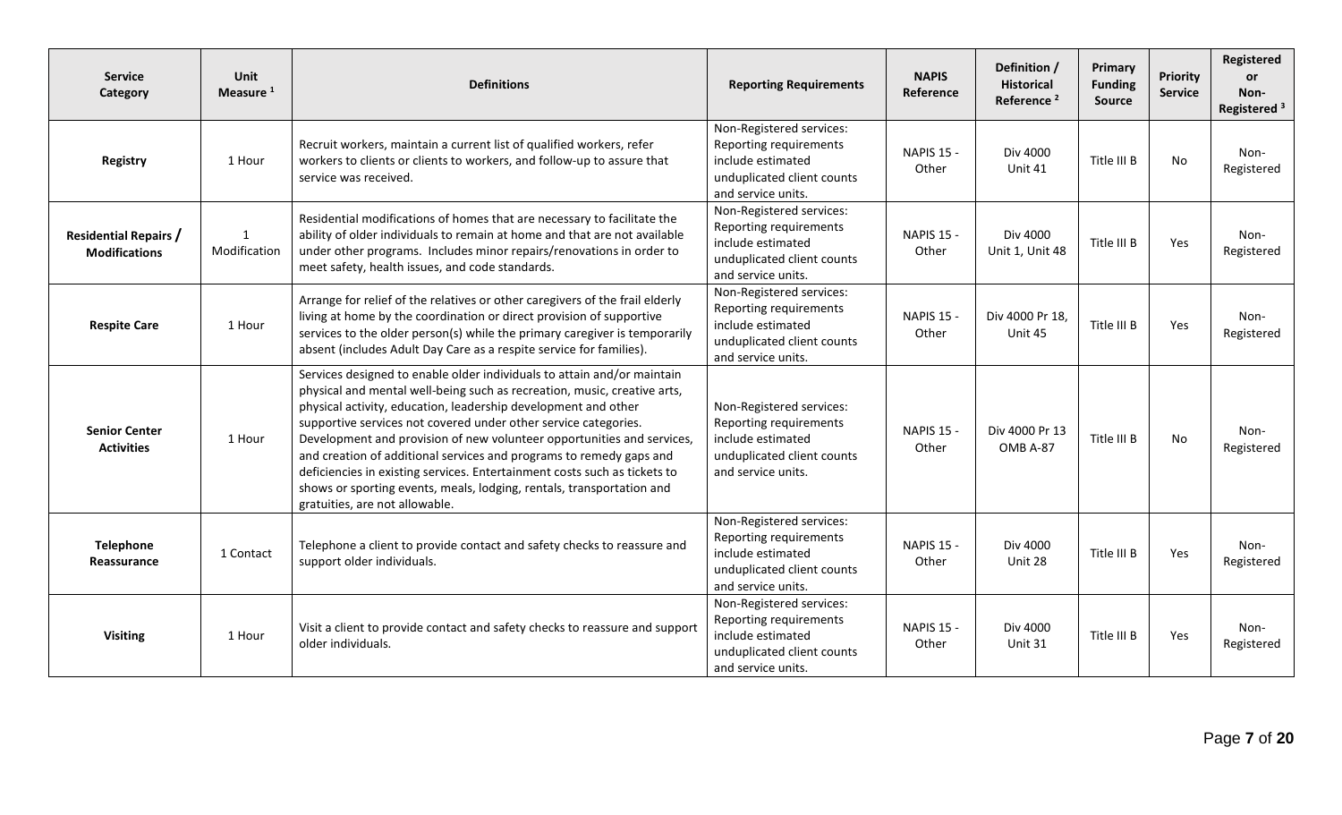| Service Category | Unit Measure [1] | Definitions | Reporting Requirements | NAPIS Reference | Definition / Historical Reference [2] | Primary Funding Source | Priority Service | Registered or Non-Registered [3] |
|---|---|---|---|---|---|---|---|---|
| **Registry** | 1 Hour | Recruit workers, maintain a current list of qualified workers, refer workers to clients or clients to workers, and follow-up to assure that service was received. | Non-Registered services: Reporting requirements include estimated unduplicated client counts and service units. | NAPIS 15 - Other | Div 4000 Unit 41 | Title III B | No | Non-Registered |
| **Residential Repairs / Modifications** | 1 Modification | Residential modifications of homes that are necessary to facilitate the ability of older individuals to remain at home and that are not available under other programs. Includes minor repairs/renovations in order to meet safety, health issues, and code standards. | Non-Registered services: Reporting requirements include estimated unduplicated client counts and service units. | NAPIS 15 - Other | Div 4000 Unit 1, Unit 48 | Title III B | Yes | Non-Registered |
| **Respite Care** | 1 Hour | Arrange for relief of the relatives or other caregivers of the frail elderly living at home by the coordination or direct provision of supportive services to the older person(s) while the primary caregiver is temporarily absent (includes Adult Day Care as a respite service for families). | Non-Registered services: Reporting requirements include estimated unduplicated client counts and service units. | NAPIS 15 - Other | Div 4000 Pr 18, Unit 45 | Title III B | Yes | Non-Registered |
| **Senior Center Activities** | 1 Hour | Services designed to enable older individuals to attain and/or maintain physical and mental well-being such as recreation, music, creative arts, physical activity, education, leadership development and other supportive services not covered under other service categories. Development and provision of new volunteer opportunities and services, and creation of additional services and programs to remedy gaps and deficiencies in existing services. Entertainment costs such as tickets to shows or sporting events, meals, lodging, rentals, transportation and gratuities, are not allowable. | Non-Registered services: Reporting requirements include estimated unduplicated client counts and service units. | NAPIS 15 - Other | Div 4000 Pr 13 OMB A-87 | Title III B | No | Non-Registered |
| **Telephone Reassurance** | 1 Contact | Telephone a client to provide contact and safety checks to reassure and support older individuals. | Non-Registered services: Reporting requirements include estimated unduplicated client counts and service units. | NAPIS 15 - Other | Div 4000 Unit 28 | Title III B | Yes | Non-Registered |
| **Visiting** | 1 Hour | Visit a client to provide contact and safety checks to reassure and support older individuals. | Non-Registered services: Reporting requirements include estimated unduplicated client counts and service units. | NAPIS 15 - Other | Div 4000 Unit 31 | Title III B | Yes | Non-Registered |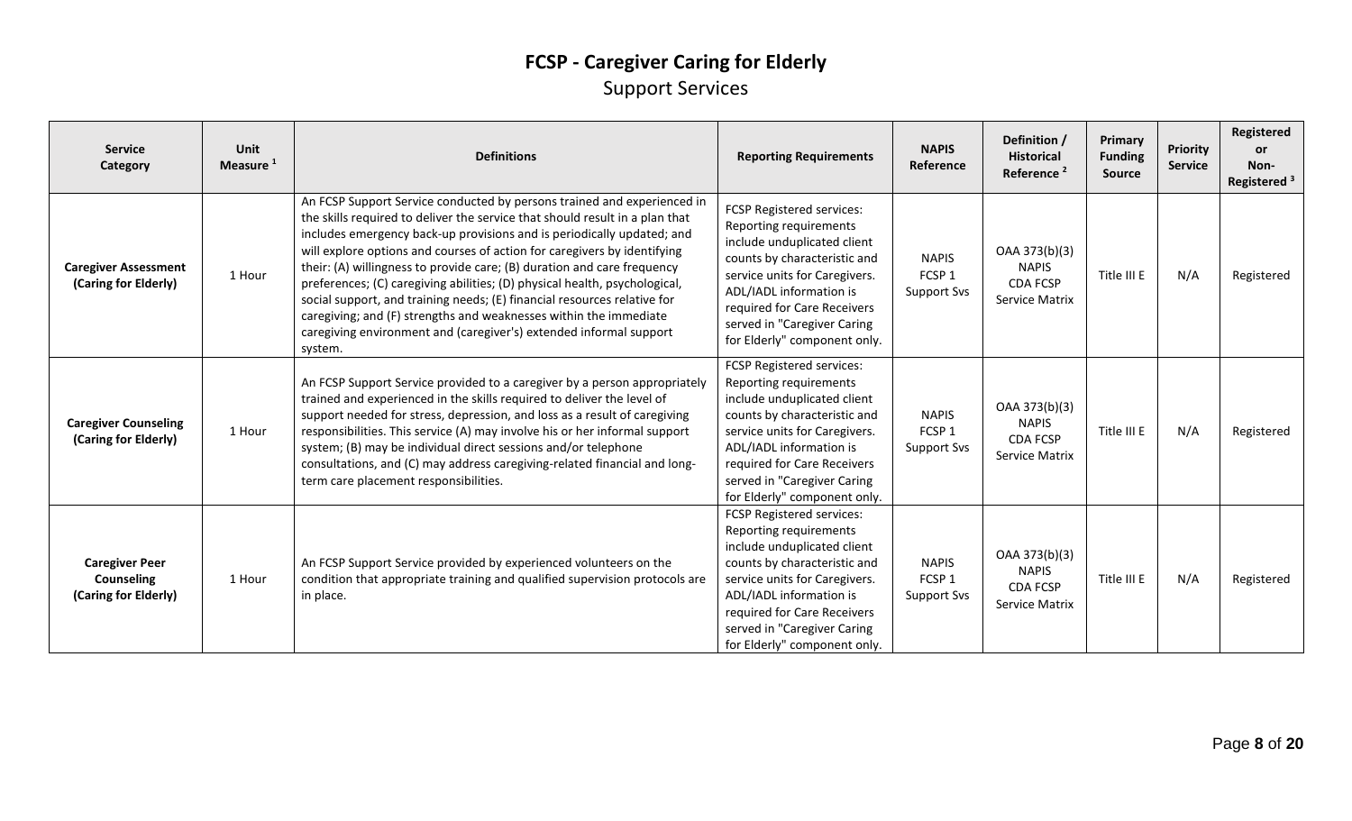# FCSP - Caregiver Caring for Elderly

## Support Services

| Service Category | Unit Measure [1] | Definitions | Reporting Requirements | NAPIS Reference | Definition / Historical Reference [2] | Primary Funding Source | Priority Service | Registered or Non-Registered [3] |
|---|---|---|---|---|---|---|---|---|
| **Caregiver Assessment (Caring for Elderly)** | 1 Hour | An FCSP Support Service conducted by persons trained and experienced in the skills required to deliver the service that should result in a plan that includes emergency back-up provisions and is periodically updated; and will explore options and courses of action for caregivers by identifying their: (A) willingness to provide care; (B) duration and care frequency preferences; (C) caregiving abilities; (D) physical health, psychological, social support, and training needs; (E) financial resources relative for caregiving; and (F) strengths and weaknesses within the immediate caregiving environment and (caregiver's) extended informal support system. | FCSP Registered services: Reporting requirements include unduplicated client counts by characteristic and service units for Caregivers. ADL/IADL information is required for Care Receivers served in "Caregiver Caring for Elderly" component only. | NAPIS FCSP 1 Support Svs | OAA 373(b)(3) NAPIS CDA FCSP Service Matrix | Title III E | N/A | Registered |
| **Caregiver Counseling (Caring for Elderly)** | 1 Hour | An FCSP Support Service provided to a caregiver by a person appropriately trained and experienced in the skills required to deliver the level of support needed for stress, depression, and loss as a result of caregiving responsibilities. This service (A) may involve his or her informal support system; (B) may be individual direct sessions and/or telephone consultations, and (C) may address caregiving-related financial and long-term care placement responsibilities. | FCSP Registered services: Reporting requirements include unduplicated client counts by characteristic and service units for Caregivers. ADL/IADL information is required for Care Receivers served in "Caregiver Caring for Elderly" component only. | NAPIS FCSP 1 Support Svs | OAA 373(b)(3) NAPIS CDA FCSP Service Matrix | Title III E | N/A | Registered |
| **Caregiver Peer Counseling (Caring for Elderly)** | 1 Hour | An FCSP Support Service provided by experienced volunteers on the condition that appropriate training and qualified supervision protocols are in place. | FCSP Registered services: Reporting requirements include unduplicated client counts by characteristic and service units for Caregivers. ADL/IADL information is required for Care Receivers served in "Caregiver Caring for Elderly" component only. | NAPIS FCSP 1 Support Svs | OAA 373(b)(3) NAPIS CDA FCSP Service Matrix | Title III E | N/A | Registered |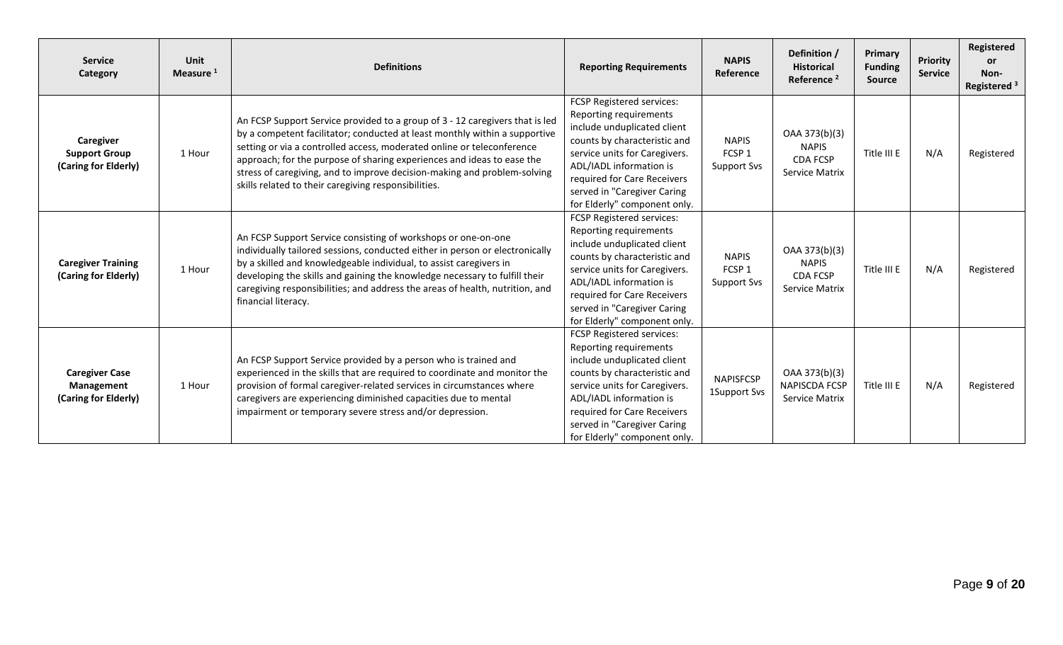| Service Category | Unit Measure [1] | Definitions | Reporting Requirements | NAPIS Reference | Definition / Historical Reference [2] | Primary Funding Source | Priority Service | Registered or Non-Registered [3] |
|---|---|---|---|---|---|---|---|---|
| **Caregiver Support Group (Caring for Elderly)** | 1 Hour | An FCSP Support Service provided to a group of 3 - 12 caregivers that is led by a competent facilitator; conducted at least monthly within a supportive setting or via a controlled access, moderated online or teleconference approach; for the purpose of sharing experiences and ideas to ease the stress of caregiving, and to improve decision-making and problem-solving skills related to their caregiving responsibilities. | FCSP Registered services: Reporting requirements include unduplicated client counts by characteristic and service units for Caregivers. ADL/IADL information is required for Care Receivers served in "Caregiver Caring for Elderly" component only. | NAPIS FCSP 1 Support Svs | OAA 373(b)(3) NAPIS CDA FCSP Service Matrix | Title III E | N/A | Registered |
| **Caregiver Training (Caring for Elderly)** | 1 Hour | An FCSP Support Service consisting of workshops or one-on-one individually tailored sessions, conducted either in person or electronically by a skilled and knowledgeable individual, to assist caregivers in developing the skills and gaining the knowledge necessary to fulfill their caregiving responsibilities; and address the areas of health, nutrition, and financial literacy. | FCSP Registered services: Reporting requirements include unduplicated client counts by characteristic and service units for Caregivers. ADL/IADL information is required for Care Receivers served in "Caregiver Caring for Elderly" component only. | NAPIS FCSP 1 Support Svs | OAA 373(b)(3) NAPIS CDA FCSP Service Matrix | Title III E | N/A | Registered |
| **Caregiver Case Management (Caring for Elderly)** | 1 Hour | An FCSP Support Service provided by a person who is trained and experienced in the skills that are required to coordinate and monitor the provision of formal caregiver-related services in circumstances where caregivers are experiencing diminished capacities due to mental impairment or temporary severe stress and/or depression. | FCSP Registered services: Reporting requirements include unduplicated client counts by characteristic and service units for Caregivers. ADL/IADL information is required for Care Receivers served in "Caregiver Caring for Elderly" component only. | NAPISFCSP 1Support Svs | OAA 373(b)(3) NAPISCDA FCSP Service Matrix | Title III E | N/A | Registered |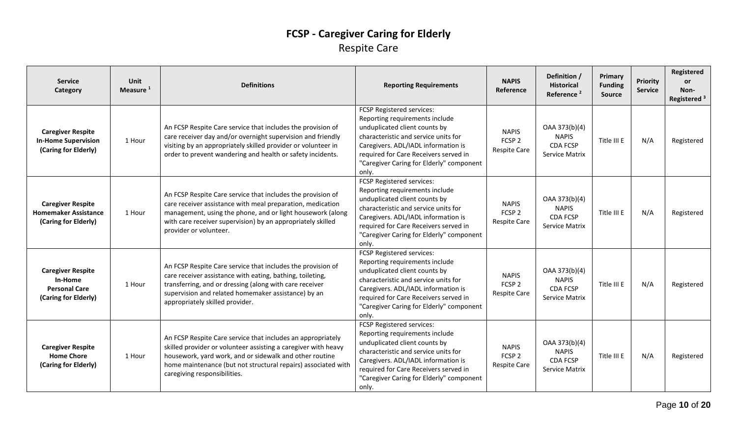# FCSP - Caregiver Caring for Elderly

## Respite Care

| Service Category | Unit Measure [1] | Definitions | Reporting Requirements | NAPIS Reference | Definition / Historical Reference [2] | Primary Funding Source | Priority Service | Registered or Non-Registered [3] |
|---|---|---|---|---|---|---|---|---|
| **Caregiver Respite In-Home Supervision (Caring for Elderly)** | 1 Hour | An FCSP Respite Care service that includes the provision of care receiver day and/or overnight supervision and friendly visiting by an appropriately skilled provider or volunteer in order to prevent wandering and health or safety incidents. | FCSP Registered services: Reporting requirements include unduplicated client counts by characteristic and service units for Caregivers. ADL/IADL information is required for Care Receivers served in "Caregiver Caring for Elderly" component only. | NAPIS FCSP 2 Respite Care | OAA 373(b)(4) NAPIS CDA FCSP Service Matrix | Title III E | N/A | Registered |
| **Caregiver Respite Homemaker Assistance (Caring for Elderly)** | 1 Hour | An FCSP Respite Care service that includes the provision of care receiver assistance with meal preparation, medication management, using the phone, and or light housework (along with care receiver supervision) by an appropriately skilled provider or volunteer. | FCSP Registered services: Reporting requirements include unduplicated client counts by characteristic and service units for Caregivers. ADL/IADL information is required for Care Receivers served in "Caregiver Caring for Elderly" component only. | NAPIS FCSP 2 Respite Care | OAA 373(b)(4) NAPIS CDA FCSP Service Matrix | Title III E | N/A | Registered |
| **Caregiver Respite In-Home Personal Care (Caring for Elderly)** | 1 Hour | An FCSP Respite Care service that includes the provision of care receiver assistance with eating, bathing, toileting, transferring, and or dressing (along with care receiver supervision and related homemaker assistance) by an appropriately skilled provider. | FCSP Registered services: Reporting requirements include unduplicated client counts by characteristic and service units for Caregivers. ADL/IADL information is required for Care Receivers served in "Caregiver Caring for Elderly" component only. | NAPIS FCSP 2 Respite Care | OAA 373(b)(4) NAPIS CDA FCSP Service Matrix | Title III E | N/A | Registered |
| **Caregiver Respite Home Chore (Caring for Elderly)** | 1 Hour | An FCSP Respite Care service that includes an appropriately skilled provider or volunteer assisting a caregiver with heavy housework, yard work, and or sidewalk and other routine home maintenance (but not structural repairs) associated with caregiving responsibilities. | FCSP Registered services: Reporting requirements include unduplicated client counts by characteristic and service units for Caregivers. ADL/IADL information is required for Care Receivers served in "Caregiver Caring for Elderly" component only. | NAPIS FCSP 2 Respite Care | OAA 373(b)(4) NAPIS CDA FCSP Service Matrix | Title III E | N/A | Registered |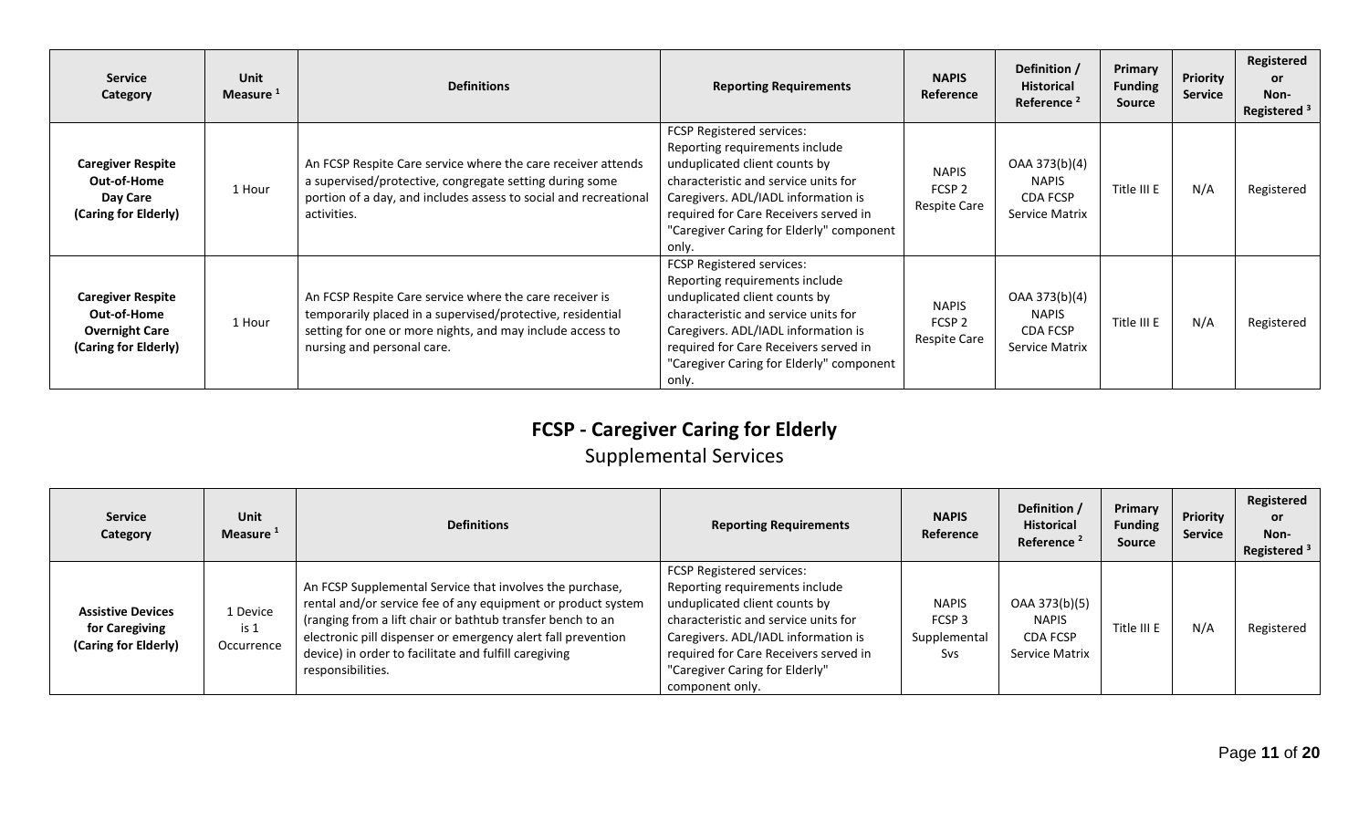| Service Category | Unit Measure [1] | Definitions | Reporting Requirements | NAPIS Reference | Definition / Historical Reference [2] | Primary Funding Source | Priority Service | Registered or Non-Registered [3] |
|---|---|---|---|---|---|---|---|---|
| **Caregiver Respite Out-of-Home Day Care (Caring for Elderly)** | 1 Hour | An FCSP Respite Care service where the care receiver attends a supervised/protective, congregate setting during some portion of a day, and includes assess to social and recreational activities. | FCSP Registered services: Reporting requirements include unduplicated client counts by characteristic and service units for Caregivers. ADL/IADL information is required for Care Receivers served in "Caregiver Caring for Elderly" component only. | NAPIS FCSP 2 Respite Care | OAA 373(b)(4) NAPIS CDA FCSP Service Matrix | Title III E | N/A | Registered |
| **Caregiver Respite Out-of-Home Overnight Care (Caring for Elderly)** | 1 Hour | An FCSP Respite Care service where the care receiver is temporarily placed in a supervised/protective, residential setting for one or more nights, and may include access to nursing and personal care. | FCSP Registered services: Reporting requirements include unduplicated client counts by characteristic and service units for Caregivers. ADL/IADL information is required for Care Receivers served in "Caregiver Caring for Elderly" component only. | NAPIS FCSP 2 Respite Care | OAA 373(b)(4) NAPIS CDA FCSP Service Matrix | Title III E | N/A | Registered |

## FCSP - Caregiver Caring for Elderly

### Supplemental Services

| Service Category | Unit Measure [1] | Definitions | Reporting Requirements | NAPIS Reference | Definition / Historical Reference [2] | Primary Funding Source | Priority Service | Registered or Non-Registered [3] |
|---|---|---|---|---|---|---|---|---|
| **Assistive Devices for Caregiving (Caring for Elderly)** | 1 Device is 1 Occurrence | An FCSP Supplemental Service that involves the purchase, rental and/or service fee of any equipment or product system (ranging from a lift chair or bathtub transfer bench to an electronic pill dispenser or emergency alert fall prevention device) in order to facilitate and fulfill caregiving responsibilities. | FCSP Registered services: Reporting requirements include unduplicated client counts by characteristic and service units for Caregivers. ADL/IADL information is required for Care Receivers served in "Caregiver Caring for Elderly" component only. | NAPIS FCSP 3 Supplemental Svs | OAA 373(b)(5) NAPIS CDA FCSP Service Matrix | Title III E | N/A | Registered |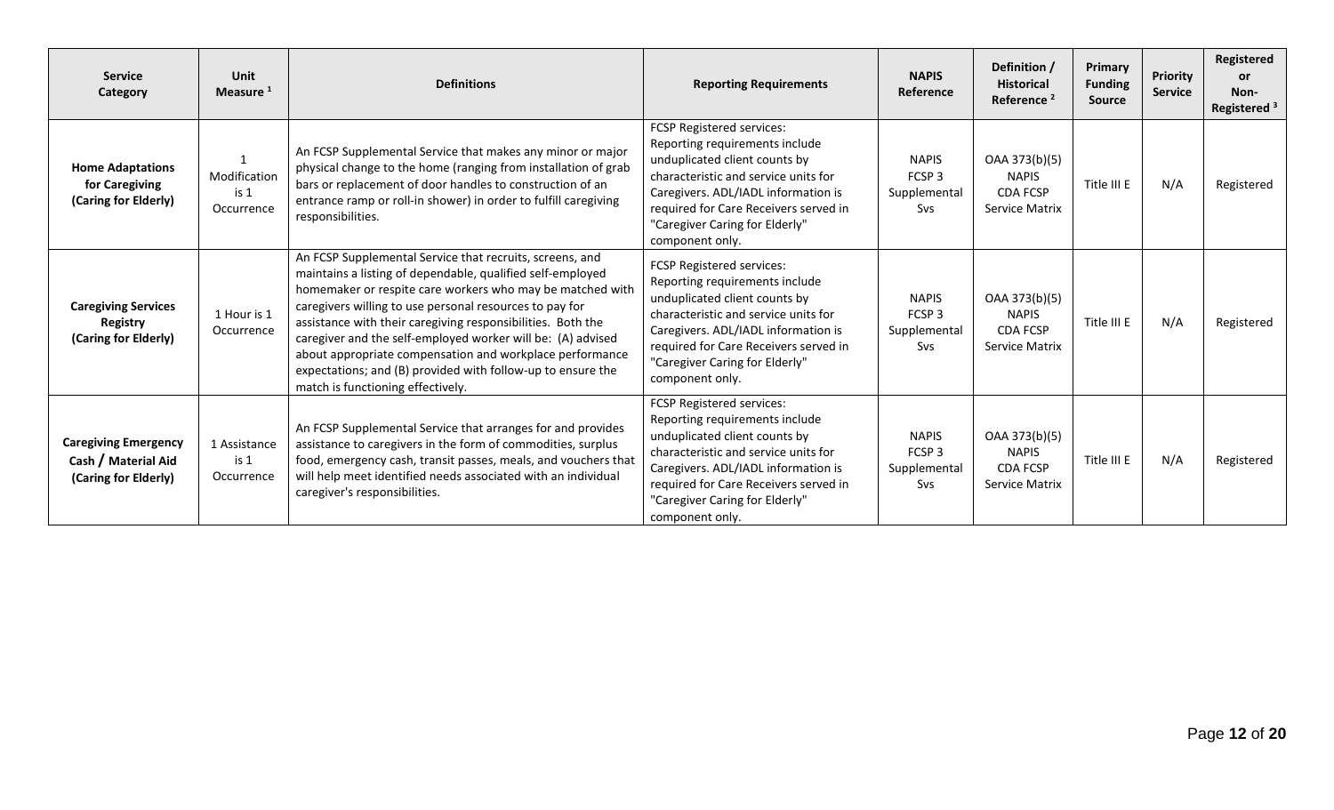| Service Category | Unit Measure [1] | Definitions | Reporting Requirements | NAPIS Reference | Definition / Historical Reference [2] | Primary Funding Source | Priority Service | Registered or Non-Registered [3] |
|---|---|---|---|---|---|---|---|---|
| **Home Adaptations for Caregiving (Caring for Elderly)** | 1 Modification is 1 Occurrence | An FCSP Supplemental Service that makes any minor or major physical change to the home (ranging from installation of grab bars or replacement of door handles to construction of an entrance ramp or roll-in shower) in order to fulfill caregiving responsibilities. | FCSP Registered services: Reporting requirements include unduplicated client counts by characteristic and service units for Caregivers. ADL/IADL information is required for Care Receivers served in "Caregiver Caring for Elderly" component only. | NAPIS FCSP 3 Supplemental Svs | OAA 373(b)(5) NAPIS CDA FCSP Service Matrix | Title III E | N/A | Registered |
| **Caregiving Services Registry (Caring for Elderly)** | 1 Hour is 1 Occurrence | An FCSP Supplemental Service that recruits, screens, and maintains a listing of dependable, qualified self-employed homemaker or respite care workers who may be matched with caregivers willing to use personal resources to pay for assistance with their caregiving responsibilities. Both the caregiver and the self-employed worker will be: (A) advised about appropriate compensation and workplace performance expectations; and (B) provided with follow-up to ensure the match is functioning effectively. | FCSP Registered services: Reporting requirements include unduplicated client counts by characteristic and service units for Caregivers. ADL/IADL information is required for Care Receivers served in "Caregiver Caring for Elderly" component only. | NAPIS FCSP 3 Supplemental Svs | OAA 373(b)(5) NAPIS CDA FCSP Service Matrix | Title III E | N/A | Registered |
| **Caregiving Emergency Cash / Material Aid (Caring for Elderly)** | 1 Assistance is 1 Occurrence | An FCSP Supplemental Service that arranges for and provides assistance to caregivers in the form of commodities, surplus food, emergency cash, transit passes, meals, and vouchers that will help meet identified needs associated with an individual caregiver's responsibilities. | FCSP Registered services: Reporting requirements include unduplicated client counts by characteristic and service units for Caregivers. ADL/IADL information is required for Care Receivers served in "Caregiver Caring for Elderly" component only. | NAPIS FCSP 3 Supplemental Svs | OAA 373(b)(5) NAPIS CDA FCSP Service Matrix | Title III E | N/A | Registered |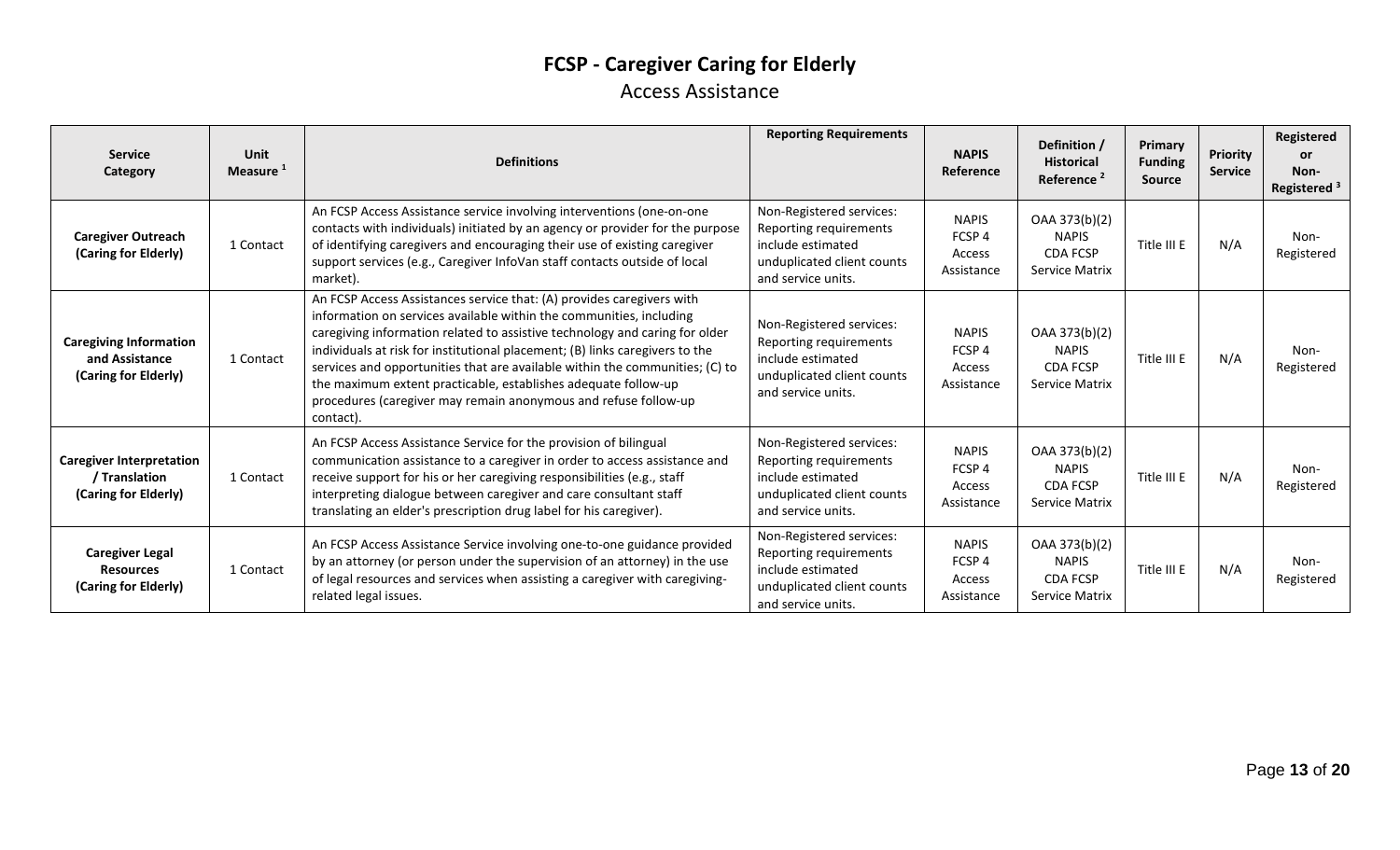# FCSP - Caregiver Caring for Elderly

## Access Assistance

| Service Category | Unit Measure [1] | Definitions | Reporting Requirements | NAPIS Reference | Definition / Historical Reference [2] | Primary Funding Source | Priority Service | Registered or Non-Registered [3] |
|---|---|---|---|---|---|---|---|---|
| **Caregiver Outreach (Caring for Elderly)** | 1 Contact | An FCSP Access Assistance service involving interventions (one-on-one contacts with individuals) initiated by an agency or provider for the purpose of identifying caregivers and encouraging their use of existing caregiver support services (e.g., Caregiver InfoVan staff contacts outside of local market). | Non-Registered services: Reporting requirements include estimated unduplicated client counts and service units. | NAPIS FCSP 4 Access Assistance | OAA 373(b)(2) NAPIS CDA FCSP Service Matrix | Title III E | N/A | Non-Registered |
| **Caregiving Information and Assistance (Caring for Elderly)** | 1 Contact | An FCSP Access Assistances service that: (A) provides caregivers with information on services available within the communities, including caregiving information related to assistive technology and caring for older individuals at risk for institutional placement; (B) links caregivers to the services and opportunities that are available within the communities; (C) to the maximum extent practicable, establishes adequate follow-up procedures (caregiver may remain anonymous and refuse follow-up contact). | Non-Registered services: Reporting requirements include estimated unduplicated client counts and service units. | NAPIS FCSP 4 Access Assistance | OAA 373(b)(2) NAPIS CDA FCSP Service Matrix | Title III E | N/A | Non-Registered |
| **Caregiver Interpretation / Translation (Caring for Elderly)** | 1 Contact | An FCSP Access Assistance Service for the provision of bilingual communication assistance to a caregiver in order to access assistance and receive support for his or her caregiving responsibilities (e.g., staff interpreting dialogue between caregiver and care consultant staff translating an elder's prescription drug label for his caregiver). | Non-Registered services: Reporting requirements include estimated unduplicated client counts and service units. | NAPIS FCSP 4 Access Assistance | OAA 373(b)(2) NAPIS CDA FCSP Service Matrix | Title III E | N/A | Non-Registered |
| **Caregiver Legal Resources (Caring for Elderly)** | 1 Contact | An FCSP Access Assistance Service involving one-to-one guidance provided by an attorney (or person under the supervision of an attorney) in the use of legal resources and services when assisting a caregiver with caregiving-related legal issues. | Non-Registered services: Reporting requirements include estimated unduplicated client counts and service units. | NAPIS FCSP 4 Access Assistance | OAA 373(b)(2) NAPIS CDA FCSP Service Matrix | Title III E | N/A | Non-Registered |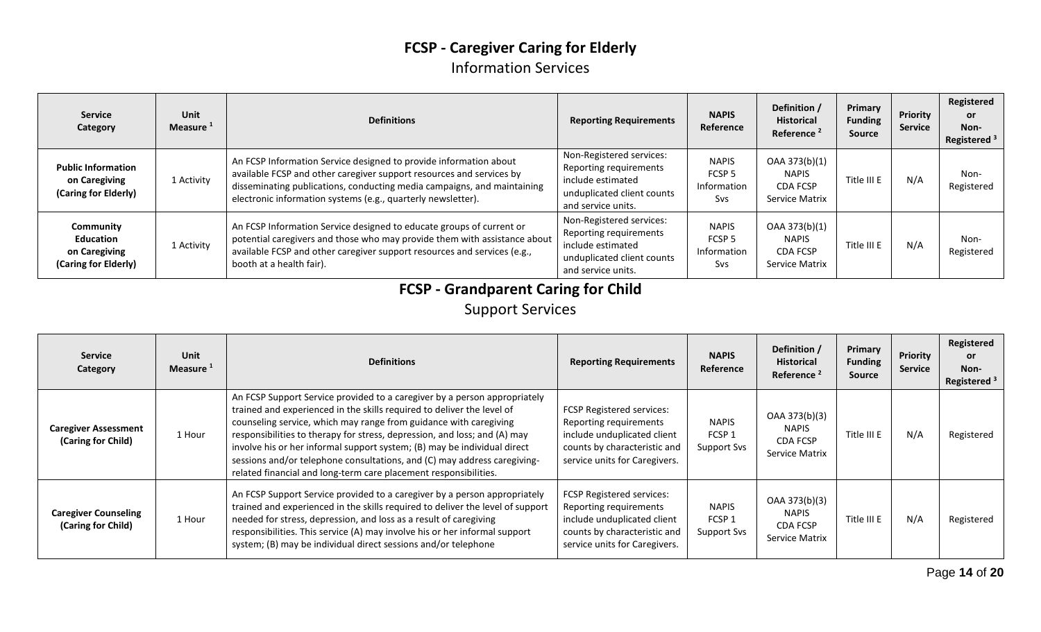## FCSP - Caregiver Caring for Elderly

### Information Services

| Service Category | Unit Measure [1] | Definitions | Reporting Requirements | NAPIS Reference | Definition / Historical Reference [2] | Primary Funding Source | Priority Service | Registered or Non-Registered [3] |
|---|---|---|---|---|---|---|---|---|
| **Public Information on Caregiving (Caring for Elderly)** | 1 Activity | An FCSP Information Service designed to provide information about available FCSP and other caregiver support resources and services by disseminating publications, conducting media campaigns, and maintaining electronic information systems (e.g., quarterly newsletter). | Non-Registered services: Reporting requirements include estimated unduplicated client counts and service units. | NAPIS FCSP 5 Information Svs | OAA 373(b)(1) NAPIS CDA FCSP Service Matrix | Title III E | N/A | Non-Registered |
| **Community Education on Caregiving (Caring for Elderly)** | 1 Activity | An FCSP Information Service designed to educate groups of current or potential caregivers and those who may provide them with assistance about available FCSP and other caregiver support resources and services (e.g., booth at a health fair). | Non-Registered services: Reporting requirements include estimated unduplicated client counts and service units. | NAPIS FCSP 5 Information Svs | OAA 373(b)(1) NAPIS CDA FCSP Service Matrix | Title III E | N/A | Non-Registered |

## FCSP - Grandparent Caring for Child

### Support Services

| Service Category | Unit Measure [1] | Definitions | Reporting Requirements | NAPIS Reference | Definition / Historical Reference [2] | Primary Funding Source | Priority Service | Registered or Non-Registered [3] |
|---|---|---|---|---|---|---|---|---|
| **Caregiver Assessment (Caring for Child)** | 1 Hour | An FCSP Support Service provided to a caregiver by a person appropriately trained and experienced in the skills required to deliver the level of counseling service, which may range from guidance with caregiving responsibilities to therapy for stress, depression, and loss; and (A) may involve his or her informal support system; (B) may be individual direct sessions and/or telephone consultations, and (C) may address caregiving-related financial and long-term care placement responsibilities. | FCSP Registered services: Reporting requirements include unduplicated client counts by characteristic and service units for Caregivers. | NAPIS FCSP 1 Support Svs | OAA 373(b)(3) NAPIS CDA FCSP Service Matrix | Title III E | N/A | Registered |
| **Caregiver Counseling (Caring for Child)** | 1 Hour | An FCSP Support Service provided to a caregiver by a person appropriately trained and experienced in the skills required to deliver the level of support needed for stress, depression, and loss as a result of caregiving responsibilities. This service (A) may involve his or her informal support system; (B) may be individual direct sessions and/or telephone | FCSP Registered services: Reporting requirements include unduplicated client counts by characteristic and service units for Caregivers. | NAPIS FCSP 1 Support Svs | OAA 373(b)(3) NAPIS CDA FCSP Service Matrix | Title III E | N/A | Registered |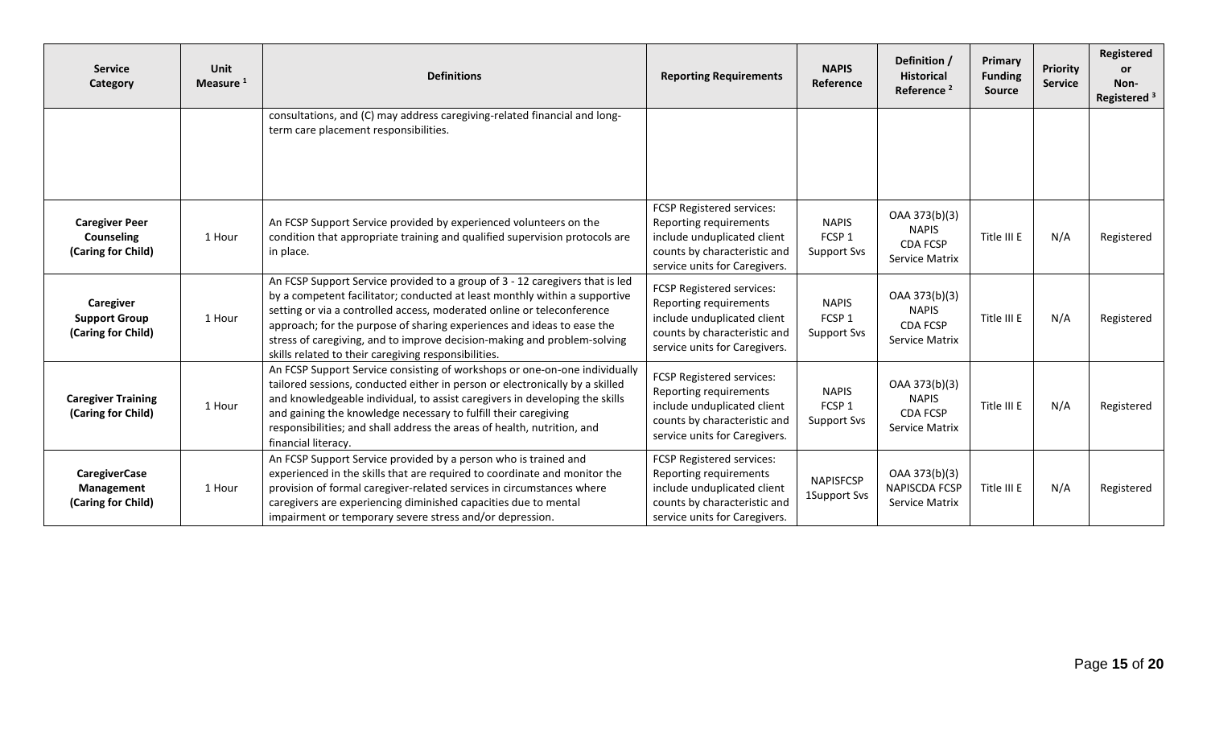| Service Category | Unit Measure [1] | Definitions | Reporting Requirements | NAPIS Reference | Definition / Historical Reference [2] | Primary Funding Source | Priority Service | Registered or Non-Registered [3] |
|---|---|---|---|---|---|---|---|---|
| | | consultations, and (C) may address caregiving-related financial and long-term care placement responsibilities. | | | | | | |
| **Caregiver Peer Counseling (Caring for Child)** | 1 Hour | An FCSP Support Service provided by experienced volunteers on the condition that appropriate training and qualified supervision protocols are in place. | FCSP Registered services: Reporting requirements include unduplicated client counts by characteristic and service units for Caregivers. | NAPIS FCSP 1 Support Svs | OAA 373(b)(3) NAPIS CDA FCSP Service Matrix | Title III E | N/A | Registered |
| **Caregiver Support Group (Caring for Child)** | 1 Hour | An FCSP Support Service provided to a group of 3 - 12 caregivers that is led by a competent facilitator; conducted at least monthly within a supportive setting or via a controlled access, moderated online or teleconference approach; for the purpose of sharing experiences and ideas to ease the stress of caregiving, and to improve decision-making and problem-solving skills related to their caregiving responsibilities. | FCSP Registered services: Reporting requirements include unduplicated client counts by characteristic and service units for Caregivers. | NAPIS FCSP 1 Support Svs | OAA 373(b)(3) NAPIS CDA FCSP Service Matrix | Title III E | N/A | Registered |
| **Caregiver Training (Caring for Child)** | 1 Hour | An FCSP Support Service consisting of workshops or one-on-one individually tailored sessions, conducted either in person or electronically by a skilled and knowledgeable individual, to assist caregivers in developing the skills and gaining the knowledge necessary to fulfill their caregiving responsibilities; and shall address the areas of health, nutrition, and financial literacy. | FCSP Registered services: Reporting requirements include unduplicated client counts by characteristic and service units for Caregivers. | NAPIS FCSP 1 Support Svs | OAA 373(b)(3) NAPIS CDA FCSP Service Matrix | Title III E | N/A | Registered |
| **CaregiverCase Management (Caring for Child)** | 1 Hour | An FCSP Support Service provided by a person who is trained and experienced in the skills that are required to coordinate and monitor the provision of formal caregiver-related services in circumstances where caregivers are experiencing diminished capacities due to mental impairment or temporary severe stress and/or depression. | FCSP Registered services: Reporting requirements include unduplicated client counts by characteristic and service units for Caregivers. | NAPISFCSP 1Support Svs | OAA 373(b)(3) NAPISCDA FCSP Service Matrix | Title III E | N/A | Registered |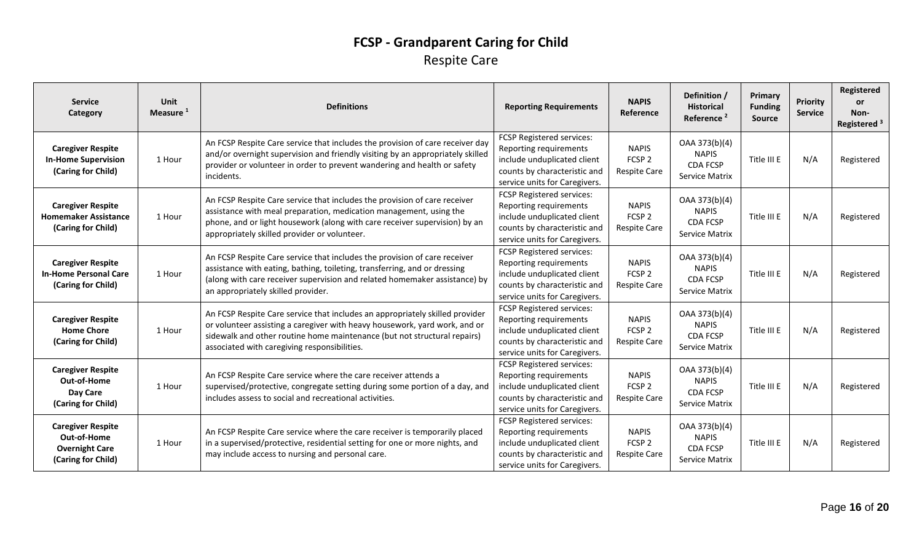# FCSP - Grandparent Caring for Child

## Respite Care

| Service Category | Unit Measure [1] | Definitions | Reporting Requirements | NAPIS Reference | Definition / Historical Reference [2] | Primary Funding Source | Priority Service | Registered or Non-Registered [3] |
|---|---|---|---|---|---|---|---|---|
| **Caregiver Respite In-Home Supervision (Caring for Child)** | 1 Hour | An FCSP Respite Care service that includes the provision of care receiver day and/or overnight supervision and friendly visiting by an appropriately skilled provider or volunteer in order to prevent wandering and health or safety incidents. | FCSP Registered services: Reporting requirements include unduplicated client counts by characteristic and service units for Caregivers. | NAPIS FCSP 2 Respite Care | OAA 373(b)(4) NAPIS CDA FCSP Service Matrix | Title III E | N/A | Registered |
| **Caregiver Respite Homemaker Assistance (Caring for Child)** | 1 Hour | An FCSP Respite Care service that includes the provision of care receiver assistance with meal preparation, medication management, using the phone, and or light housework (along with care receiver supervision) by an appropriately skilled provider or volunteer. | FCSP Registered services: Reporting requirements include unduplicated client counts by characteristic and service units for Caregivers. | NAPIS FCSP 2 Respite Care | OAA 373(b)(4) NAPIS CDA FCSP Service Matrix | Title III E | N/A | Registered |
| **Caregiver Respite In-Home Personal Care (Caring for Child)** | 1 Hour | An FCSP Respite Care service that includes the provision of care receiver assistance with eating, bathing, toileting, transferring, and or dressing (along with care receiver supervision and related homemaker assistance) by an appropriately skilled provider. | FCSP Registered services: Reporting requirements include unduplicated client counts by characteristic and service units for Caregivers. | NAPIS FCSP 2 Respite Care | OAA 373(b)(4) NAPIS CDA FCSP Service Matrix | Title III E | N/A | Registered |
| **Caregiver Respite Home Chore (Caring for Child)** | 1 Hour | An FCSP Respite Care service that includes an appropriately skilled provider or volunteer assisting a caregiver with heavy housework, yard work, and or sidewalk and other routine home maintenance (but not structural repairs) associated with caregiving responsibilities. | FCSP Registered services: Reporting requirements include unduplicated client counts by characteristic and service units for Caregivers. | NAPIS FCSP 2 Respite Care | OAA 373(b)(4) NAPIS CDA FCSP Service Matrix | Title III E | N/A | Registered |
| **Caregiver Respite Out-of-Home Day Care (Caring for Child)** | 1 Hour | An FCSP Respite Care service where the care receiver attends a supervised/protective, congregate setting during some portion of a day, and includes assess to social and recreational activities. | FCSP Registered services: Reporting requirements include unduplicated client counts by characteristic and service units for Caregivers. | NAPIS FCSP 2 Respite Care | OAA 373(b)(4) NAPIS CDA FCSP Service Matrix | Title III E | N/A | Registered |
| **Caregiver Respite Out-of-Home Overnight Care (Caring for Child)** | 1 Hour | An FCSP Respite Care service where the care receiver is temporarily placed in a supervised/protective, residential setting for one or more nights, and may include access to nursing and personal care. | FCSP Registered services: Reporting requirements include unduplicated client counts by characteristic and service units for Caregivers. | NAPIS FCSP 2 Respite Care | OAA 373(b)(4) NAPIS CDA FCSP Service Matrix | Title III E | N/A | Registered |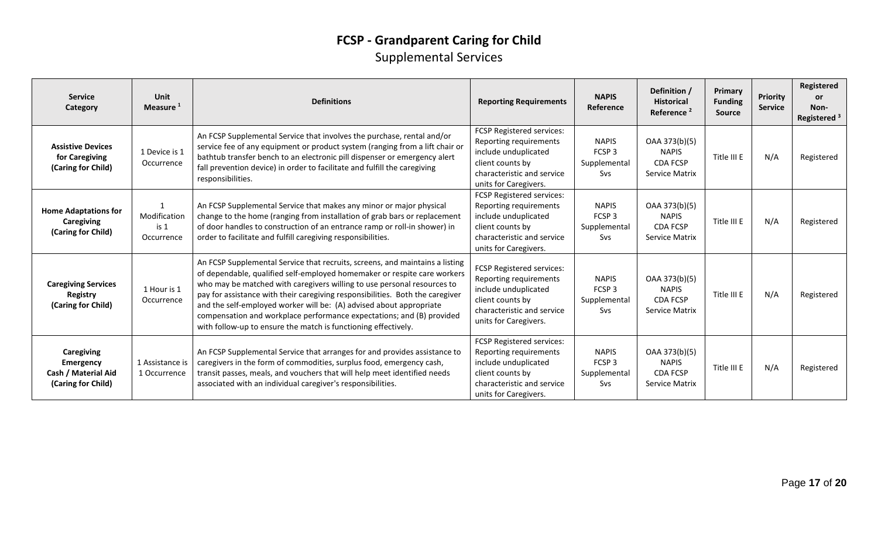# FCSP - Grandparent Caring for Child

## Supplemental Services

| Service Category | Unit Measure [1] | Definitions | Reporting Requirements | NAPIS Reference | Definition / Historical Reference [2] | Primary Funding Source | Priority Service | Registered or Non-Registered [3] |
|---|---|---|---|---|---|---|---|---|
| **Assistive Devices for Caregiving (Caring for Child)** | 1 Device is 1 Occurrence | An FCSP Supplemental Service that involves the purchase, rental and/or service fee of any equipment or product system (ranging from a lift chair or bathtub transfer bench to an electronic pill dispenser or emergency alert fall prevention device) in order to facilitate and fulfill the caregiving responsibilities. | FCSP Registered services: Reporting requirements include unduplicated client counts by characteristic and service units for Caregivers. | NAPIS FCSP 3 Supplemental Svs | OAA 373(b)(5) NAPIS CDA FCSP Service Matrix | Title III E | N/A | Registered |
| **Home Adaptations for Caregiving (Caring for Child)** | 1 Modification is 1 Occurrence | An FCSP Supplemental Service that makes any minor or major physical change to the home (ranging from installation of grab bars or replacement of door handles to construction of an entrance ramp or roll-in shower) in order to facilitate and fulfill caregiving responsibilities. | FCSP Registered services: Reporting requirements include unduplicated client counts by characteristic and service units for Caregivers. | NAPIS FCSP 3 Supplemental Svs | OAA 373(b)(5) NAPIS CDA FCSP Service Matrix | Title III E | N/A | Registered |
| **Caregiving Services Registry (Caring for Child)** | 1 Hour is 1 Occurrence | An FCSP Supplemental Service that recruits, screens, and maintains a listing of dependable, qualified self-employed homemaker or respite care workers who may be matched with caregivers willing to use personal resources to pay for assistance with their caregiving responsibilities. Both the caregiver and the self-employed worker will be: (A) advised about appropriate compensation and workplace performance expectations; and (B) provided with follow-up to ensure the match is functioning effectively. | FCSP Registered services: Reporting requirements include unduplicated client counts by characteristic and service units for Caregivers. | NAPIS FCSP 3 Supplemental Svs | OAA 373(b)(5) NAPIS CDA FCSP Service Matrix | Title III E | N/A | Registered |
| **Caregiving Emergency Cash / Material Aid (Caring for Child)** | 1 Assistance is 1 Occurrence | An FCSP Supplemental Service that arranges for and provides assistance to caregivers in the form of commodities, surplus food, emergency cash, transit passes, meals, and vouchers that will help meet identified needs associated with an individual caregiver's responsibilities. | FCSP Registered services: Reporting requirements include unduplicated client counts by characteristic and service units for Caregivers. | NAPIS FCSP 3 Supplemental Svs | OAA 373(b)(5) NAPIS CDA FCSP Service Matrix | Title III E | N/A | Registered |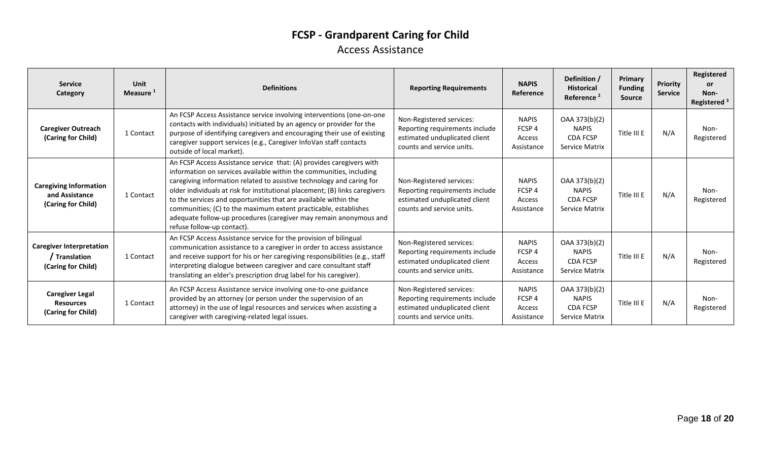# FCSP - Grandparent Caring for Child

## Access Assistance

| Service Category | Unit Measure [1] | Definitions | Reporting Requirements | NAPIS Reference | Definition / Historical Reference [2] | Primary Funding Source | Priority Service | Registered or Non-Registered [3] |
|---|---|---|---|---|---|---|---|---|
| **Caregiver Outreach (Caring for Child)** | 1 Contact | An FCSP Access Assistance service involving interventions (one-on-one contacts with individuals) initiated by an agency or provider for the purpose of identifying caregivers and encouraging their use of existing caregiver support services (e.g., Caregiver InfoVan staff contacts outside of local market). | Non-Registered services: Reporting requirements include estimated unduplicated client counts and service units. | NAPIS FCSP 4 Access Assistance | OAA 373(b)(2) NAPIS CDA FCSP Service Matrix | Title III E | N/A | Non-Registered |
| **Caregiving Information and Assistance (Caring for Child)** | 1 Contact | An FCSP Access Assistance service that: (A) provides caregivers with information on services available within the communities, including caregiving information related to assistive technology and caring for older individuals at risk for institutional placement; (B) links caregivers to the services and opportunities that are available within the communities; (C) to the maximum extent practicable, establishes adequate follow-up procedures (caregiver may remain anonymous and refuse follow-up contact). | Non-Registered services: Reporting requirements include estimated unduplicated client counts and service units. | NAPIS FCSP 4 Access Assistance | OAA 373(b)(2) NAPIS CDA FCSP Service Matrix | Title III E | N/A | Non-Registered |
| **Caregiver Interpretation / Translation (Caring for Child)** | 1 Contact | An FCSP Access Assistance service for the provision of bilingual communication assistance to a caregiver in order to access assistance and receive support for his or her caregiving responsibilities (e.g., staff interpreting dialogue between caregiver and care consultant staff translating an elder's prescription drug label for his caregiver). | Non-Registered services: Reporting requirements include estimated unduplicated client counts and service units. | NAPIS FCSP 4 Access Assistance | OAA 373(b)(2) NAPIS CDA FCSP Service Matrix | Title III E | N/A | Non-Registered |
| **Caregiver Legal Resources (Caring for Child)** | 1 Contact | An FCSP Access Assistance service involving one-to-one guidance provided by an attorney (or person under the supervision of an attorney) in the use of legal resources and services when assisting a caregiver with caregiving-related legal issues. | Non-Registered services: Reporting requirements include estimated unduplicated client counts and service units. | NAPIS FCSP 4 Access Assistance | OAA 373(b)(2) NAPIS CDA FCSP Service Matrix | Title III E | N/A | Non-Registered |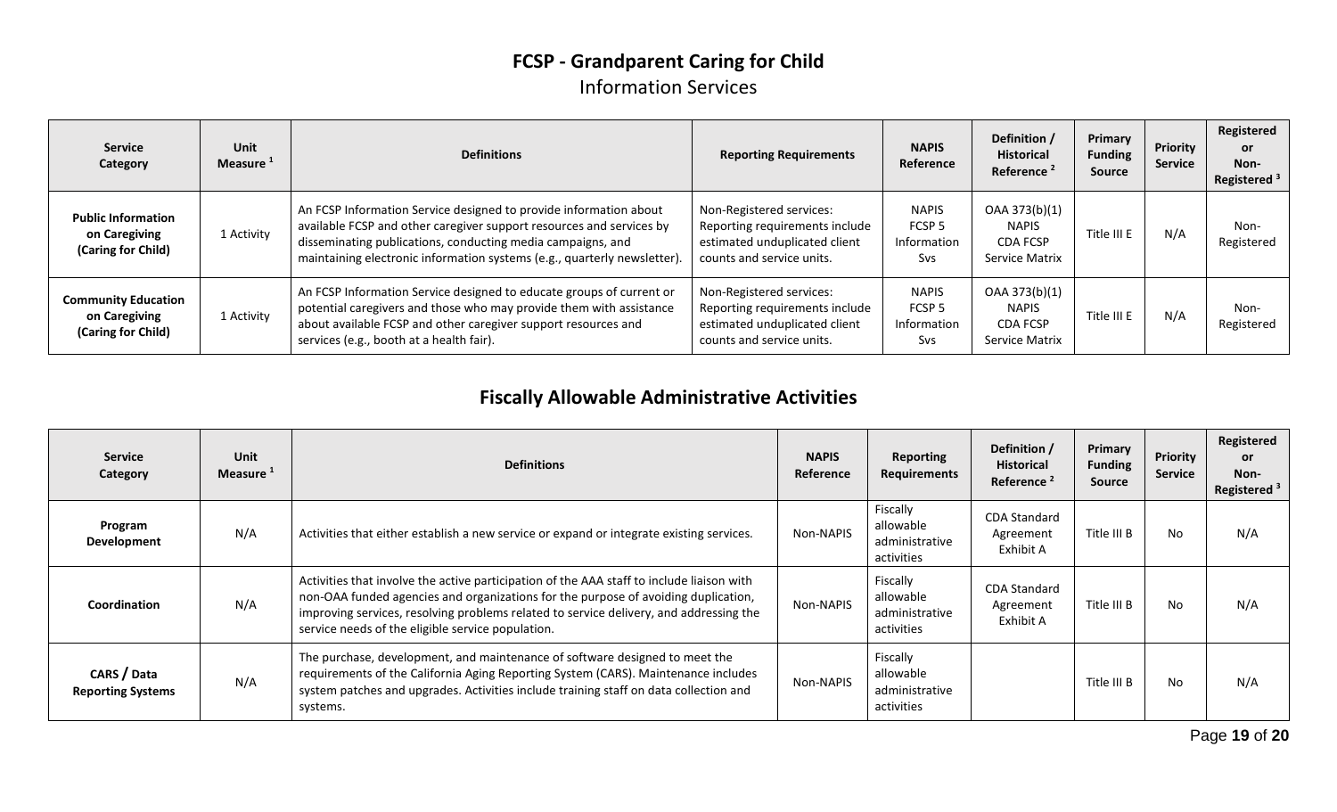## FCSP - Grandparent Caring for Child

### Information Services

| Service Category | Unit Measure [1] | Definitions | Reporting Requirements | NAPIS Reference | Definition / Historical Reference [2] | Primary Funding Source | Priority Service | Registered or Non-Registered [3] |
|---|---|---|---|---|---|---|---|---|
| **Public Information on Caregiving (Caring for Child)** | 1 Activity | An FCSP Information Service designed to provide information about available FCSP and other caregiver support resources and services by disseminating publications, conducting media campaigns, and maintaining electronic information systems (e.g., quarterly newsletter). | Non-Registered services: Reporting requirements include estimated unduplicated client counts and service units. | NAPIS FCSP 5 Information Svs | OAA 373(b)(1) NAPIS CDA FCSP Service Matrix | Title III E | N/A | Non-Registered |
| **Community Education on Caregiving (Caring for Child)** | 1 Activity | An FCSP Information Service designed to educate groups of current or potential caregivers and those who may provide them with assistance about available FCSP and other caregiver support resources and services (e.g., booth at a health fair). | Non-Registered services: Reporting requirements include estimated unduplicated client counts and service units. | NAPIS FCSP 5 Information Svs | OAA 373(b)(1) NAPIS CDA FCSP Service Matrix | Title III E | N/A | Non-Registered |

## Fiscally Allowable Administrative Activities

| Service Category | Unit Measure [1] | Definitions | NAPIS Reference | Reporting Requirements | Definition / Historical Reference [2] | Primary Funding Source | Priority Service | Registered or Non-Registered [3] |
|---|---|---|---|---|---|---|---|---|
| **Program Development** | N/A | Activities that either establish a new service or expand or integrate existing services. | Non-NAPIS | Fiscally allowable administrative activities | CDA Standard Agreement Exhibit A | Title III B | No | N/A |
| **Coordination** | N/A | Activities that involve the active participation of the AAA staff to include liaison with non-OAA funded agencies and organizations for the purpose of avoiding duplication, improving services, resolving problems related to service delivery, and addressing the service needs of the eligible service population. | Non-NAPIS | Fiscally allowable administrative activities | CDA Standard Agreement Exhibit A | Title III B | No | N/A |
| **CARS / Data Reporting Systems** | N/A | The purchase, development, and maintenance of software designed to meet the requirements of the California Aging Reporting System (CARS). Maintenance includes system patches and upgrades. Activities include training staff on data collection and systems. | Non-NAPIS | Fiscally allowable administrative activities | | Title III B | No | N/A |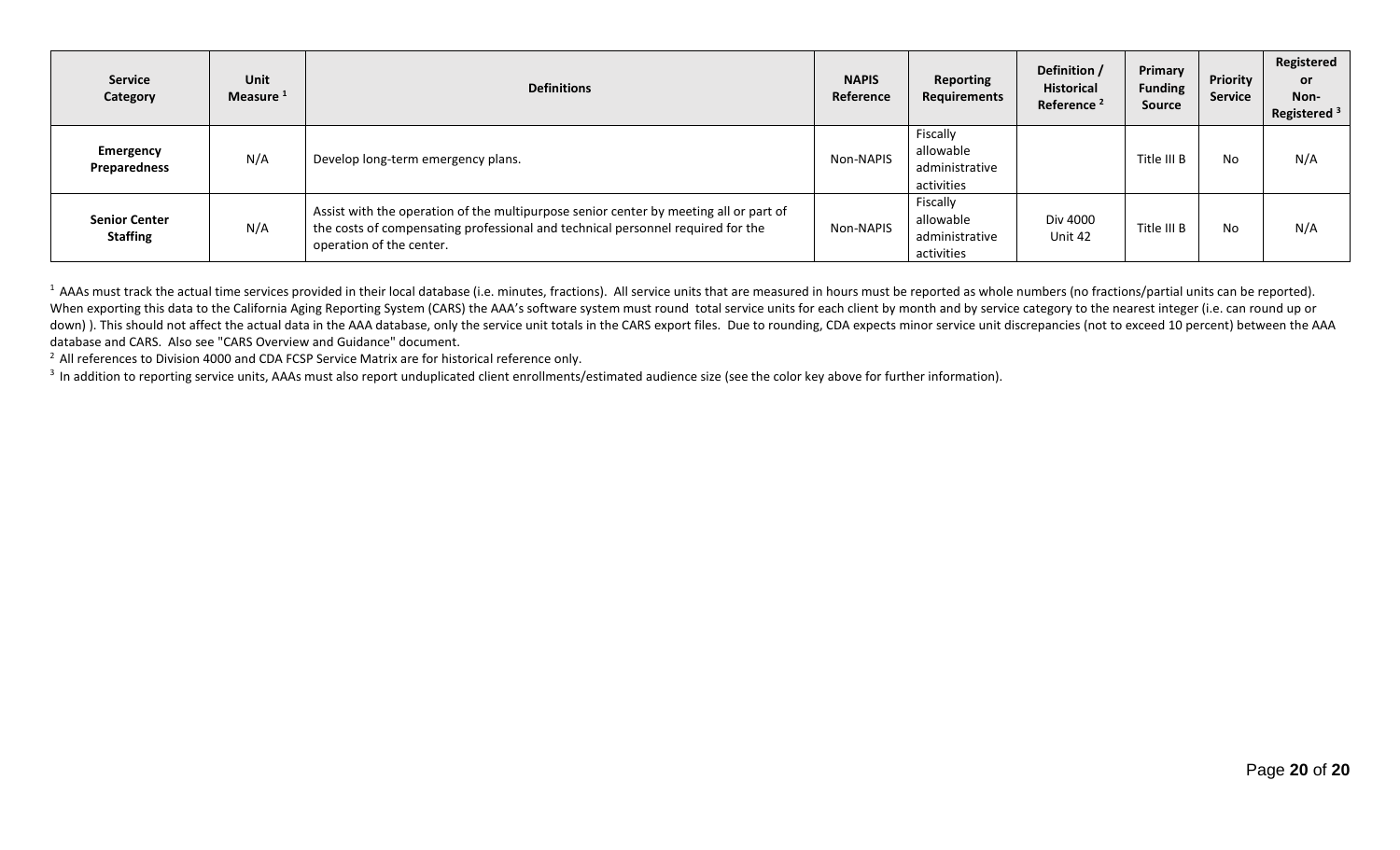| Service Category | Unit Measure [1] | Definitions | NAPIS Reference | Reporting Requirements | Definition / Historical Reference [2] | Primary Funding Source | Priority Service | Registered or Non-Registered [3] |
|---|---|---|---|---|---|---|---|---|
| **Emergency Preparedness** | N/A | Develop long-term emergency plans. | Non-NAPIS | Fiscally allowable administrative activities | | Title III B | No | N/A |
| **Senior Center Staffing** | N/A | Assist with the operation of the multipurpose senior center by meeting all or part of the costs of compensating professional and technical personnel required for the operation of the center. | Non-NAPIS | Fiscally allowable administrative activities | Div 4000 Unit 42 | Title III B | No | N/A |

[1] AAAs must track the actual time services provided in their local database (i.e. minutes, fractions). All service units that are measured in hours must be reported as whole numbers (no fractions/partial units can be reported). When exporting this data to the California Aging Reporting System (CARS) the AAA's software system must round total service units for each client by month and by service category to the nearest integer (i.e. can round up or down) ). This should not affect the actual data in the AAA database, only the service unit totals in the CARS export files. Due to rounding, CDA expects minor service unit discrepancies (not to exceed 10 percent) between the AAA database and CARS. Also see "CARS Overview and Guidance" document.

[2] All references to Division 4000 and CDA FCSP Service Matrix are for historical reference only.

[3] In addition to reporting service units, AAAs must also report unduplicated client enrollments/estimated audience size (see the color key above for further information).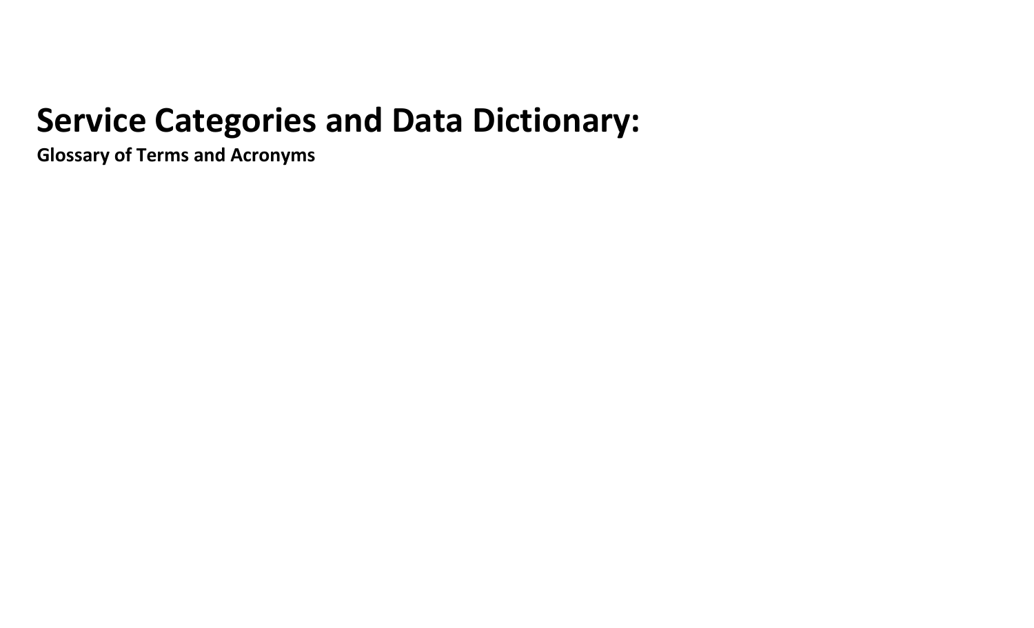# Service Categories and Data Dictionary:

**Glossary of Terms and Acronyms**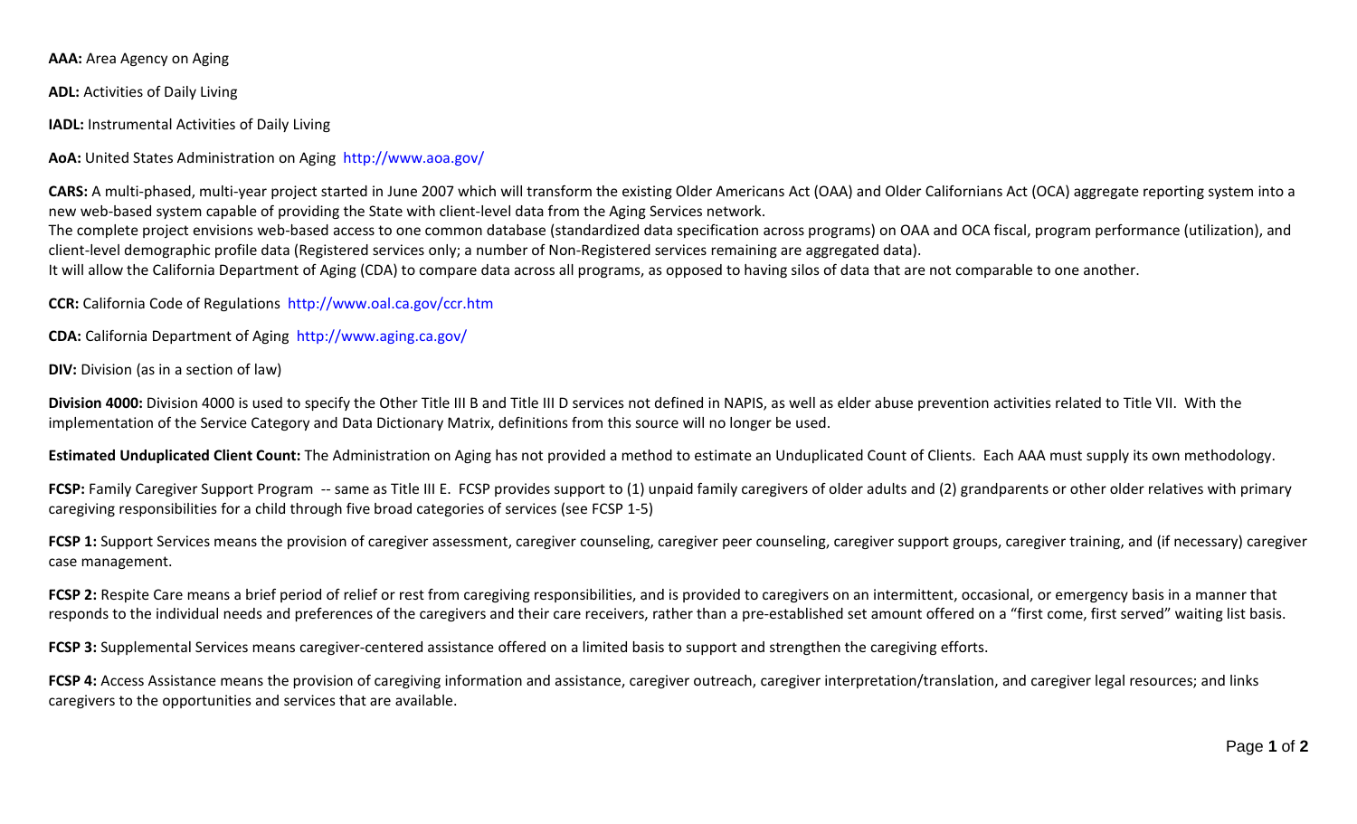**AAA:** Area Agency on Aging

**ADL:** Activities of Daily Living

**IADL:** Instrumental Activities of Daily Living

**AoA:** United States Administration on Aging http://www.aoa.gov/

**CARS:** A multi-phased, multi-year project started in June 2007 which will transform the existing Older Americans Act (OAA) and Older Californians Act (OCA) aggregate reporting system into a new web-based system capable of providing the State with client-level data from the Aging Services network.
The complete project envisions web-based access to one common database (standardized data specification across programs) on OAA and OCA fiscal, program performance (utilization), and client-level demographic profile data (Registered services only; a number of Non-Registered services remaining are aggregated data).
It will allow the California Department of Aging (CDA) to compare data across all programs, as opposed to having silos of data that are not comparable to one another.

**CCR:** California Code of Regulations http://www.oal.ca.gov/ccr.htm

**CDA:** California Department of Aging http://www.aging.ca.gov/

**DIV:** Division (as in a section of law)

**Division 4000:** Division 4000 is used to specify the Other Title III B and Title III D services not defined in NAPIS, as well as elder abuse prevention activities related to Title VII. With the implementation of the Service Category and Data Dictionary Matrix, definitions from this source will no longer be used.

**Estimated Unduplicated Client Count:** The Administration on Aging has not provided a method to estimate an Unduplicated Count of Clients. Each AAA must supply its own methodology.

**FCSP:** Family Caregiver Support Program -- same as Title III E. FCSP provides support to (1) unpaid family caregivers of older adults and (2) grandparents or other older relatives with primary caregiving responsibilities for a child through five broad categories of services (see FCSP 1-5)

**FCSP 1:** Support Services means the provision of caregiver assessment, caregiver counseling, caregiver peer counseling, caregiver support groups, caregiver training, and (if necessary) caregiver case management.

**FCSP 2:** Respite Care means a brief period of relief or rest from caregiving responsibilities, and is provided to caregivers on an intermittent, occasional, or emergency basis in a manner that responds to the individual needs and preferences of the caregivers and their care receivers, rather than a pre-established set amount offered on a "first come, first served" waiting list basis.

**FCSP 3:** Supplemental Services means caregiver-centered assistance offered on a limited basis to support and strengthen the caregiving efforts.

**FCSP 4:** Access Assistance means the provision of caregiving information and assistance, caregiver outreach, caregiver interpretation/translation, and caregiver legal resources; and links caregivers to the opportunities and services that are available.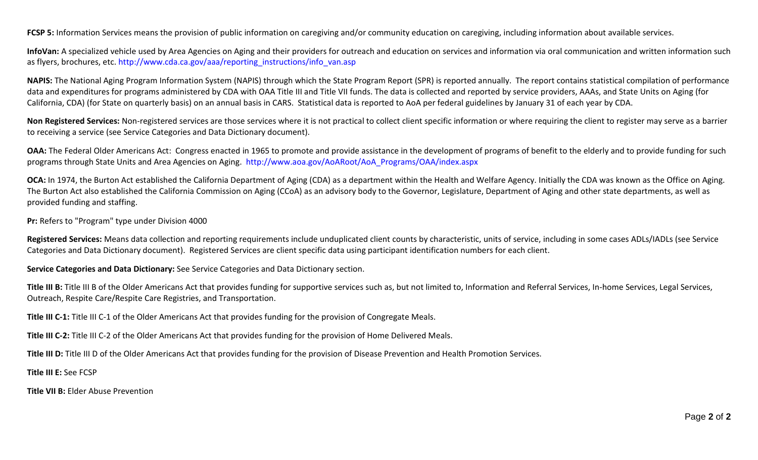**FCSP 5:** Information Services means the provision of public information on caregiving and/or community education on caregiving, including information about available services.

**InfoVan:** A specialized vehicle used by Area Agencies on Aging and their providers for outreach and education on services and information via oral communication and written information such as flyers, brochures, etc. http://www.cda.ca.gov/aaa/reporting_instructions/info_van.asp

**NAPIS:** The National Aging Program Information System (NAPIS) through which the State Program Report (SPR) is reported annually. The report contains statistical compilation of performance data and expenditures for programs administered by CDA with OAA Title III and Title VII funds. The data is collected and reported by service providers, AAAs, and State Units on Aging (for California, CDA) (for State on quarterly basis) on an annual basis in CARS. Statistical data is reported to AoA per federal guidelines by January 31 of each year by CDA.

**Non Registered Services:** Non-registered services are those services where it is not practical to collect client specific information or where requiring the client to register may serve as a barrier to receiving a service (see Service Categories and Data Dictionary document).

**OAA:** The Federal Older Americans Act: Congress enacted in 1965 to promote and provide assistance in the development of programs of benefit to the elderly and to provide funding for such programs through State Units and Area Agencies on Aging. http://www.aoa.gov/AoARoot/AoA_Programs/OAA/index.aspx

**OCA:** In 1974, the Burton Act established the California Department of Aging (CDA) as a department within the Health and Welfare Agency. Initially the CDA was known as the Office on Aging. The Burton Act also established the California Commission on Aging (CCoA) as an advisory body to the Governor, Legislature, Department of Aging and other state departments, as well as provided funding and staffing.

**Pr:** Refers to "Program" type under Division 4000

**Registered Services:** Means data collection and reporting requirements include unduplicated client counts by characteristic, units of service, including in some cases ADLs/IADLs (see Service Categories and Data Dictionary document). Registered Services are client specific data using participant identification numbers for each client.

**Service Categories and Data Dictionary:** See Service Categories and Data Dictionary section.

**Title III B:** Title III B of the Older Americans Act that provides funding for supportive services such as, but not limited to, Information and Referral Services, In-home Services, Legal Services, Outreach, Respite Care/Respite Care Registries, and Transportation.

**Title III C-1:** Title III C-1 of the Older Americans Act that provides funding for the provision of Congregate Meals.

**Title III C-2:** Title III C-2 of the Older Americans Act that provides funding for the provision of Home Delivered Meals.

**Title III D:** Title III D of the Older Americans Act that provides funding for the provision of Disease Prevention and Health Promotion Services.

**Title III E:** See FCSP

**Title VII B:** Elder Abuse Prevention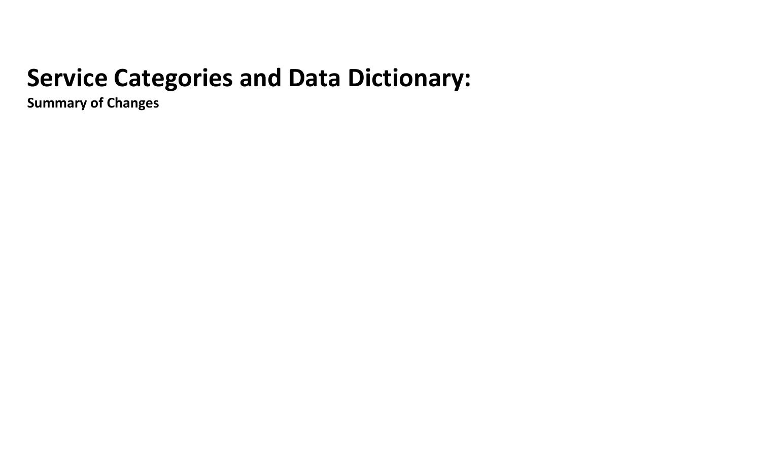# Service Categories and Data Dictionary:

**Summary of Changes**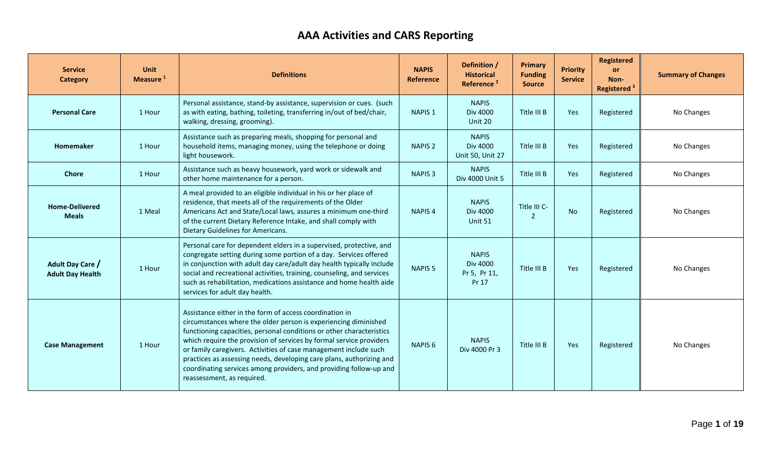# AAA Activities and CARS Reporting

| Service Category | Unit Measure [1] | Definitions | NAPIS Reference | Definition / Historical Reference [2] | Primary Funding Source | Priority Service | Registered or Non-Registered [3] | Summary of Changes |
|---|---|---|---|---|---|---|---|---|
| **Personal Care** | 1 Hour | Personal assistance, stand-by assistance, supervision or cues. (such as with eating, bathing, toileting, transferring in/out of bed/chair, walking, dressing, grooming). | NAPIS 1 | NAPIS Div 4000 Unit 20 | Title III B | Yes | Registered | No Changes |
| **Homemaker** | 1 Hour | Assistance such as preparing meals, shopping for personal and household items, managing money, using the telephone or doing light housework. | NAPIS 2 | NAPIS Div 4000 Unit 50, Unit 27 | Title III B | Yes | Registered | No Changes |
| **Chore** | 1 Hour | Assistance such as heavy housework, yard work or sidewalk and other home maintenance for a person. | NAPIS 3 | NAPIS Div 4000 Unit 5 | Title III B | Yes | Registered | No Changes |
| **Home-Delivered Meals** | 1 Meal | A meal provided to an eligible individual in his or her place of residence, that meets all of the requirements of the Older Americans Act and State/Local laws, assures a minimum one-third of the current Dietary Reference Intake, and shall comply with Dietary Guidelines for Americans. | NAPIS 4 | NAPIS Div 4000 Unit 51 | Title III C-2 | No | Registered | No Changes |
| **Adult Day Care / Adult Day Health** | 1 Hour | Personal care for dependent elders in a supervised, protective, and congregate setting during some portion of a day. Services offered in conjunction with adult day care/adult day health typically include social and recreational activities, training, counseling, and services such as rehabilitation, medications assistance and home health aide services for adult day health. | NAPIS 5 | NAPIS Div 4000 Pr 5, Pr 11, Pr 17 | Title III B | Yes | Registered | No Changes |
| **Case Management** | 1 Hour | Assistance either in the form of access coordination in circumstances where the older person is experiencing diminished functioning capacities, personal conditions or other characteristics which require the provision of services by formal service providers or family caregivers. Activities of case management include such practices as assessing needs, developing care plans, authorizing and coordinating services among providers, and providing follow-up and reassessment, as required. | NAPIS 6 | NAPIS Div 4000 Pr 3 | Title III B | Yes | Registered | No Changes |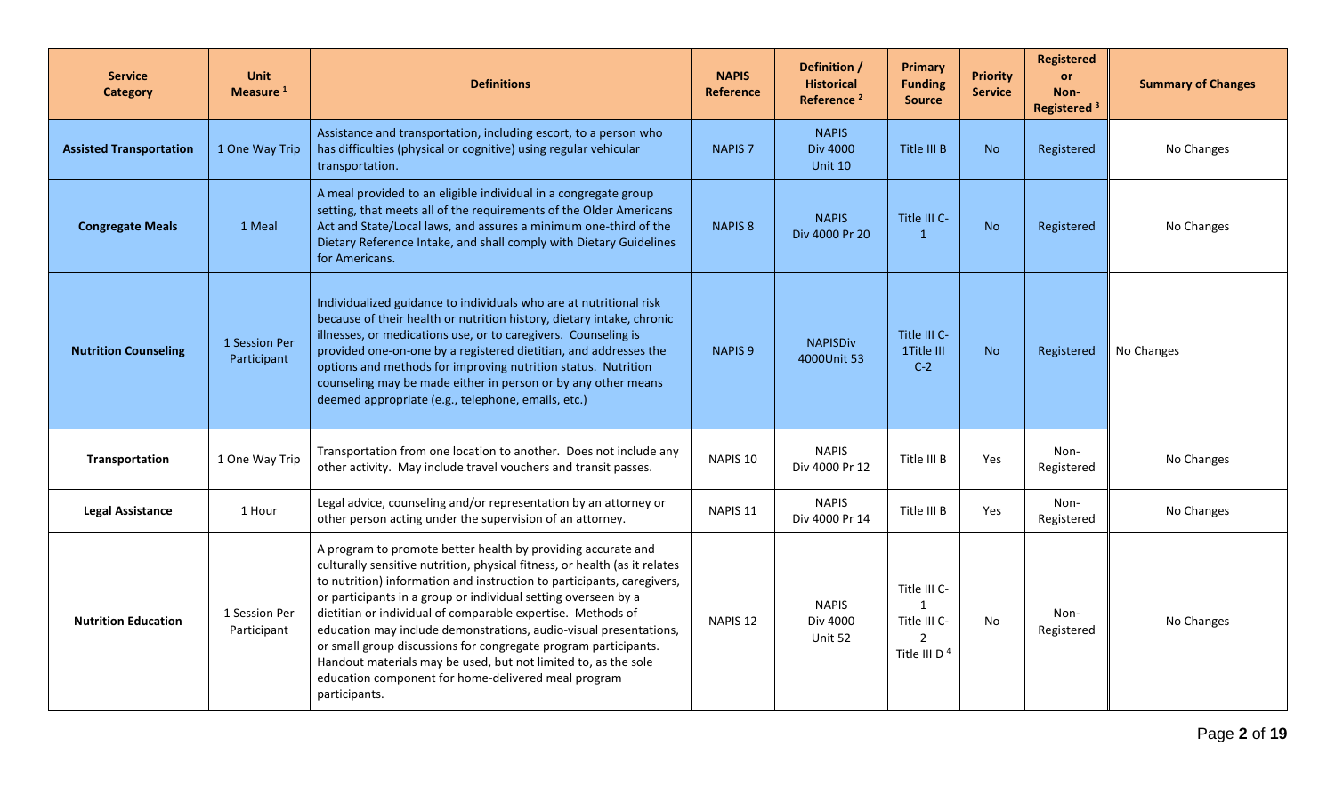| Service Category | Unit Measure [1] | Definitions | NAPIS Reference | Definition / Historical Reference [2] | Primary Funding Source | Priority Service | Registered or Non-Registered [3] | Summary of Changes |
|---|---|---|---|---|---|---|---|---|
| **Assisted Transportation** | 1 One Way Trip | Assistance and transportation, including escort, to a person who has difficulties (physical or cognitive) using regular vehicular transportation. | NAPIS 7 | NAPIS Div 4000 Unit 10 | Title III B | No | Registered | No Changes |
| **Congregate Meals** | 1 Meal | A meal provided to an eligible individual in a congregate group setting, that meets all of the requirements of the Older Americans Act and State/Local laws, and assures a minimum one-third of the Dietary Reference Intake, and shall comply with Dietary Guidelines for Americans. | NAPIS 8 | NAPIS Div 4000 Pr 20 | Title III C-1 | No | Registered | No Changes |
| **Nutrition Counseling** | 1 Session Per Participant | Individualized guidance to individuals who are at nutritional risk because of their health or nutrition history, dietary intake, chronic illnesses, or medications use, or to caregivers. Counseling is provided one-on-one by a registered dietitian, and addresses the options and methods for improving nutrition status. Nutrition counseling may be made either in person or by any other means deemed appropriate (e.g., telephone, emails, etc.) | NAPIS 9 | NAPISDiv 4000Unit 53 | Title III C-1Title III C-2 | No | Registered | No Changes |
| **Transportation** | 1 One Way Trip | Transportation from one location to another. Does not include any other activity. May include travel vouchers and transit passes. | NAPIS 10 | NAPIS Div 4000 Pr 12 | Title III B | Yes | Non-Registered | No Changes |
| **Legal Assistance** | 1 Hour | Legal advice, counseling and/or representation by an attorney or other person acting under the supervision of an attorney. | NAPIS 11 | NAPIS Div 4000 Pr 14 | Title III B | Yes | Non-Registered | No Changes |
| **Nutrition Education** | 1 Session Per Participant | A program to promote better health by providing accurate and culturally sensitive nutrition, physical fitness, or health (as it relates to nutrition) information and instruction to participants, caregivers, or participants in a group or individual setting overseen by a dietitian or individual of comparable expertise. Methods of education may include demonstrations, audio-visual presentations, or small group discussions for congregate program participants. Handout materials may be used, but not limited to, as the sole education component for home-delivered meal program participants. | NAPIS 12 | NAPIS Div 4000 Unit 52 | Title III C-1 Title III C-2 Title III D [4] | No | Non-Registered | No Changes |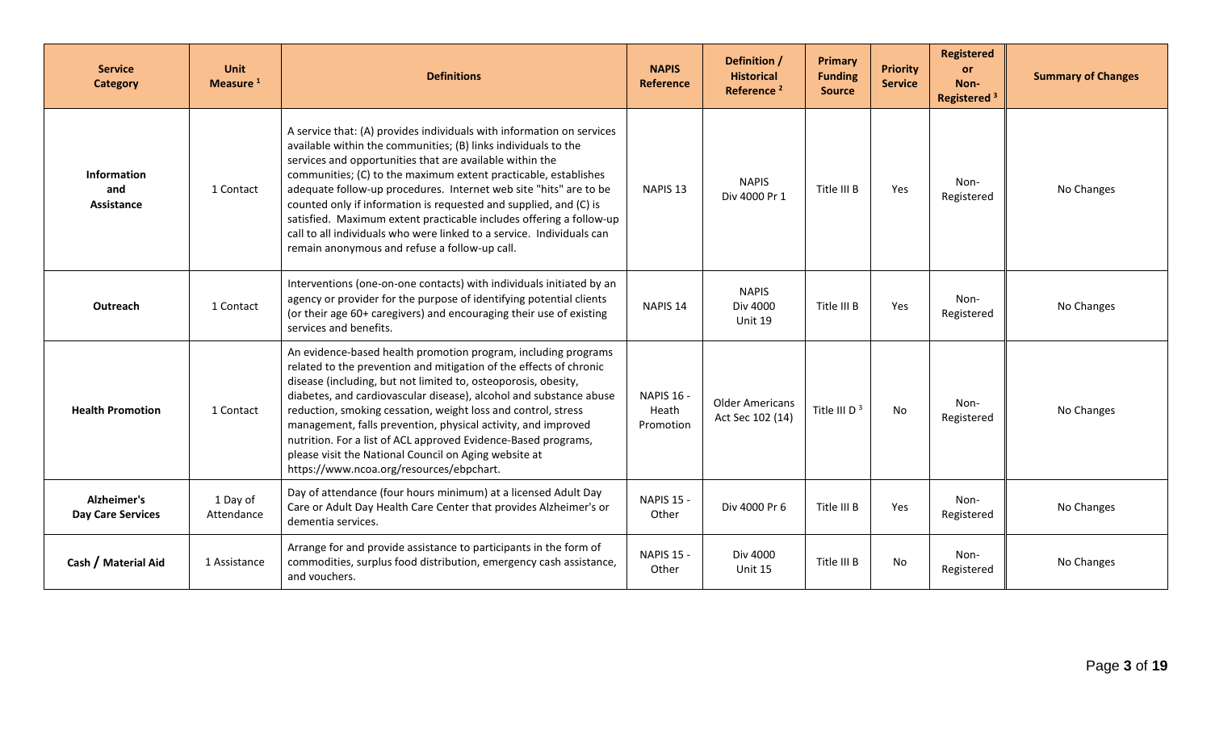| Service Category | Unit Measure [1] | Definitions | NAPIS Reference | Definition / Historical Reference [2] | Primary Funding Source | Priority Service | Registered or Non-Registered [3] | Summary of Changes |
|---|---|---|---|---|---|---|---|---|
| **Information and Assistance** | 1 Contact | A service that: (A) provides individuals with information on services available within the communities; (B) links individuals to the services and opportunities that are available within the communities; (C) to the maximum extent practicable, establishes adequate follow-up procedures. Internet web site "hits" are to be counted only if information is requested and supplied, and (C) is satisfied. Maximum extent practicable includes offering a follow-up call to all individuals who were linked to a service. Individuals can remain anonymous and refuse a follow-up call. | NAPIS 13 | NAPIS Div 4000 Pr 1 | Title III B | Yes | Non-Registered | No Changes |
| **Outreach** | 1 Contact | Interventions (one-on-one contacts) with individuals initiated by an agency or provider for the purpose of identifying potential clients (or their age 60+ caregivers) and encouraging their use of existing services and benefits. | NAPIS 14 | NAPIS Div 4000 Unit 19 | Title III B | Yes | Non-Registered | No Changes |
| **Health Promotion** | 1 Contact | An evidence-based health promotion program, including programs related to the prevention and mitigation of the effects of chronic disease (including, but not limited to, osteoporosis, obesity, diabetes, and cardiovascular disease), alcohol and substance abuse reduction, smoking cessation, weight loss and control, stress management, falls prevention, physical activity, and improved nutrition. For a list of ACL approved Evidence-Based programs, please visit the National Council on Aging website at https://www.ncoa.org/resources/ebpchart. | NAPIS 16 - Heath Promotion | Older Americans Act Sec 102 (14) | Title III D [3] | No | Non-Registered | No Changes |
| **Alzheimer's Day Care Services** | 1 Day of Attendance | Day of attendance (four hours minimum) at a licensed Adult Day Care or Adult Day Health Care Center that provides Alzheimer's or dementia services. | NAPIS 15 - Other | Div 4000 Pr 6 | Title III B | Yes | Non-Registered | No Changes |
| **Cash / Material Aid** | 1 Assistance | Arrange for and provide assistance to participants in the form of commodities, surplus food distribution, emergency cash assistance, and vouchers. | NAPIS 15 - Other | Div 4000 Unit 15 | Title III B | No | Non-Registered | No Changes |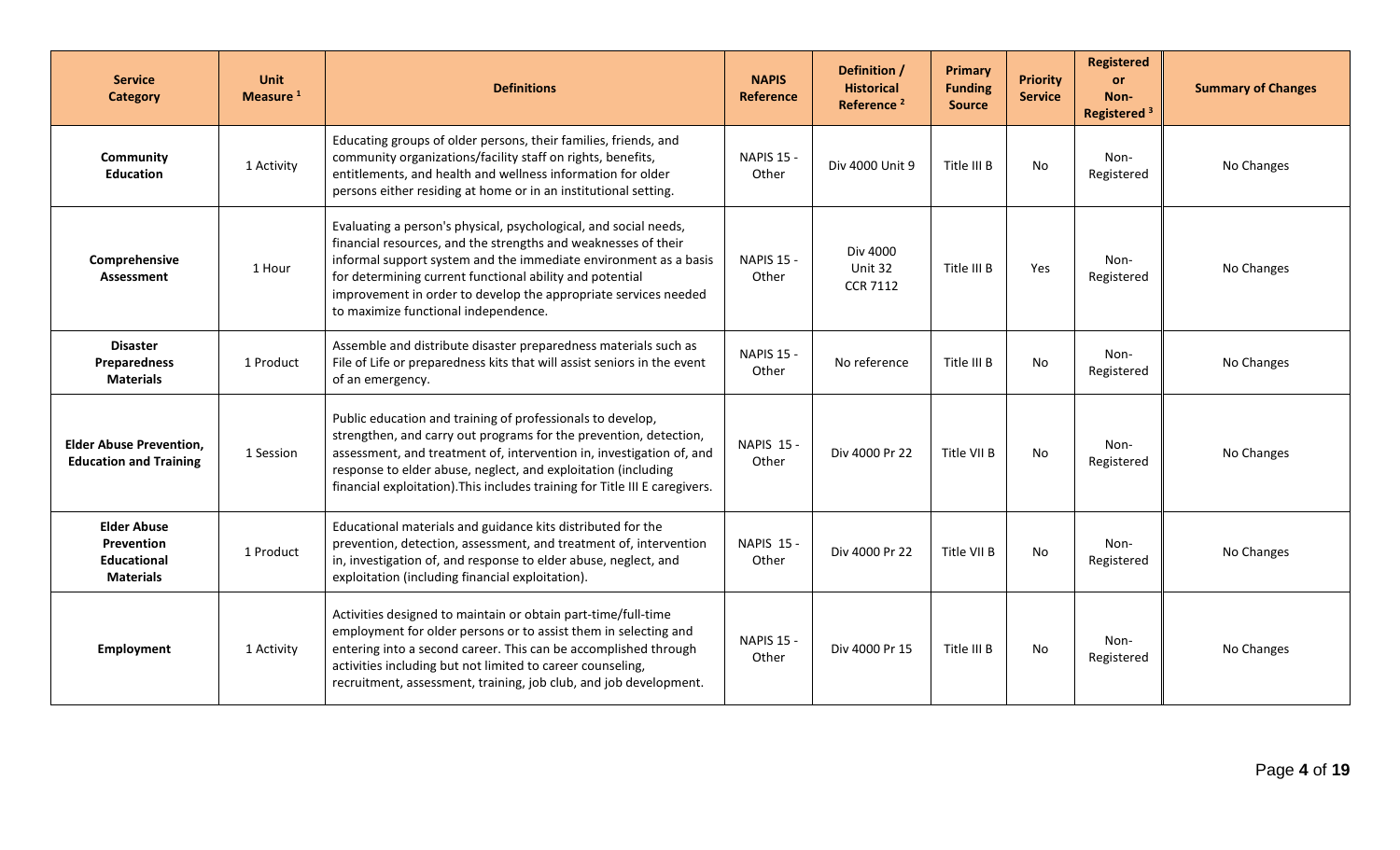| Service Category | Unit Measure [1] | Definitions | NAPIS Reference | Definition / Historical Reference [2] | Primary Funding Source | Priority Service | Registered or Non-Registered [3] | Summary of Changes |
|---|---|---|---|---|---|---|---|---|
| **Community Education** | 1 Activity | Educating groups of older persons, their families, friends, and community organizations/facility staff on rights, benefits, entitlements, and health and wellness information for older persons either residing at home or in an institutional setting. | NAPIS 15 - Other | Div 4000 Unit 9 | Title III B | No | Non-Registered | No Changes |
| **Comprehensive Assessment** | 1 Hour | Evaluating a person's physical, psychological, and social needs, financial resources, and the strengths and weaknesses of their informal support system and the immediate environment as a basis for determining current functional ability and potential improvement in order to develop the appropriate services needed to maximize functional independence. | NAPIS 15 - Other | Div 4000 Unit 32 CCR 7112 | Title III B | Yes | Non-Registered | No Changes |
| **Disaster Preparedness Materials** | 1 Product | Assemble and distribute disaster preparedness materials such as File of Life or preparedness kits that will assist seniors in the event of an emergency. | NAPIS 15 - Other | No reference | Title III B | No | Non-Registered | No Changes |
| **Elder Abuse Prevention, Education and Training** | 1 Session | Public education and training of professionals to develop, strengthen, and carry out programs for the prevention, detection, assessment, and treatment of, intervention in, investigation of, and response to elder abuse, neglect, and exploitation (including financial exploitation).This includes training for Title III E caregivers. | NAPIS 15 - Other | Div 4000 Pr 22 | Title VII B | No | Non-Registered | No Changes |
| **Elder Abuse Prevention Educational Materials** | 1 Product | Educational materials and guidance kits distributed for the prevention, detection, assessment, and treatment of, intervention in, investigation of, and response to elder abuse, neglect, and exploitation (including financial exploitation). | NAPIS 15 - Other | Div 4000 Pr 22 | Title VII B | No | Non-Registered | No Changes |
| **Employment** | 1 Activity | Activities designed to maintain or obtain part-time/full-time employment for older persons or to assist them in selecting and entering into a second career. This can be accomplished through activities including but not limited to career counseling, recruitment, assessment, training, job club, and job development. | NAPIS 15 - Other | Div 4000 Pr 15 | Title III B | No | Non-Registered | No Changes |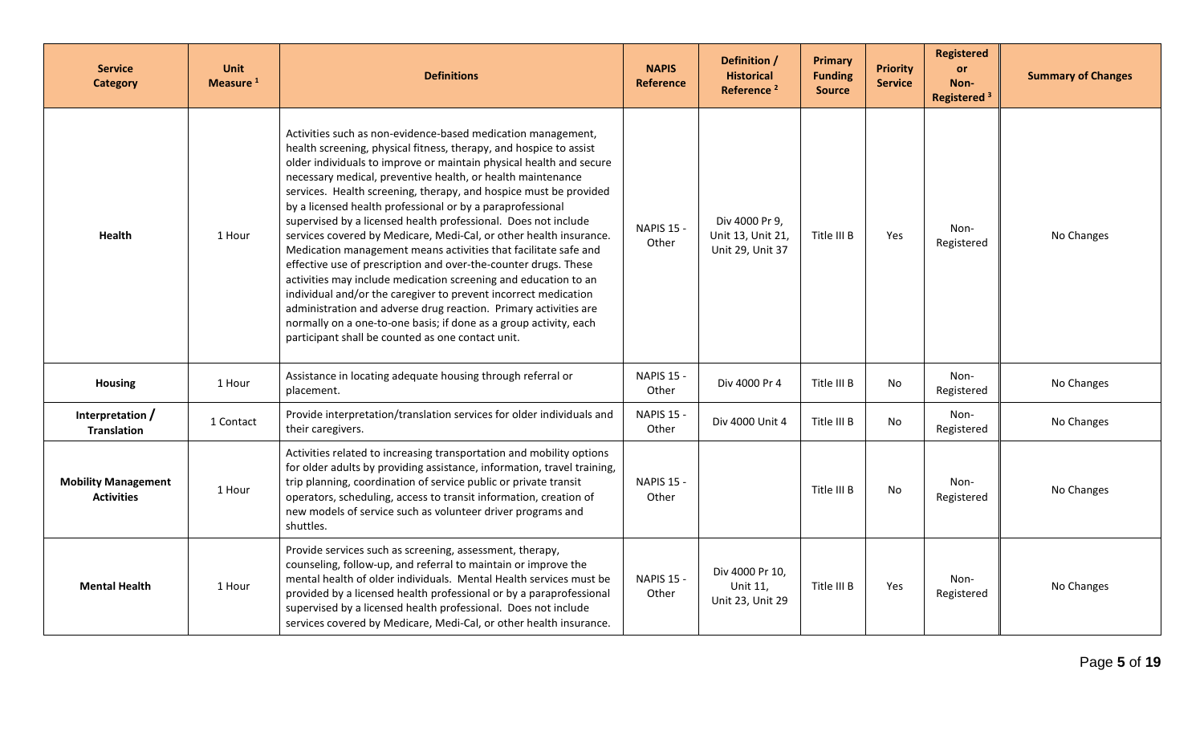| Service Category | Unit Measure [1] | Definitions | NAPIS Reference | Definition / Historical Reference [2] | Primary Funding Source | Priority Service | Registered or Non-Registered [3] | Summary of Changes |
|---|---|---|---|---|---|---|---|---|
| **Health** | 1 Hour | Activities such as non-evidence-based medication management, health screening, physical fitness, therapy, and hospice to assist older individuals to improve or maintain physical health and secure necessary medical, preventive health, or health maintenance services. Health screening, therapy, and hospice must be provided by a licensed health professional or by a paraprofessional supervised by a licensed health professional. Does not include services covered by Medicare, Medi-Cal, or other health insurance. Medication management means activities that facilitate safe and effective use of prescription and over-the-counter drugs. These activities may include medication screening and education to an individual and/or the caregiver to prevent incorrect medication administration and adverse drug reaction. Primary activities are normally on a one-to-one basis; if done as a group activity, each participant shall be counted as one contact unit. | NAPIS 15 - Other | Div 4000 Pr 9, Unit 13, Unit 21, Unit 29, Unit 37 | Title III B | Yes | Non-Registered | No Changes |
| **Housing** | 1 Hour | Assistance in locating adequate housing through referral or placement. | NAPIS 15 - Other | Div 4000 Pr 4 | Title III B | No | Non-Registered | No Changes |
| **Interpretation / Translation** | 1 Contact | Provide interpretation/translation services for older individuals and their caregivers. | NAPIS 15 - Other | Div 4000 Unit 4 | Title III B | No | Non-Registered | No Changes |
| **Mobility Management Activities** | 1 Hour | Activities related to increasing transportation and mobility options for older adults by providing assistance, information, travel training, trip planning, coordination of service public or private transit operators, scheduling, access to transit information, creation of new models of service such as volunteer driver programs and shuttles. | NAPIS 15 - Other | | Title III B | No | Non-Registered | No Changes |
| **Mental Health** | 1 Hour | Provide services such as screening, assessment, therapy, counseling, follow-up, and referral to maintain or improve the mental health of older individuals. Mental Health services must be provided by a licensed health professional or by a paraprofessional supervised by a licensed health professional. Does not include services covered by Medicare, Medi-Cal, or other health insurance. | NAPIS 15 - Other | Div 4000 Pr 10, Unit 11, Unit 23, Unit 29 | Title III B | Yes | Non-Registered | No Changes |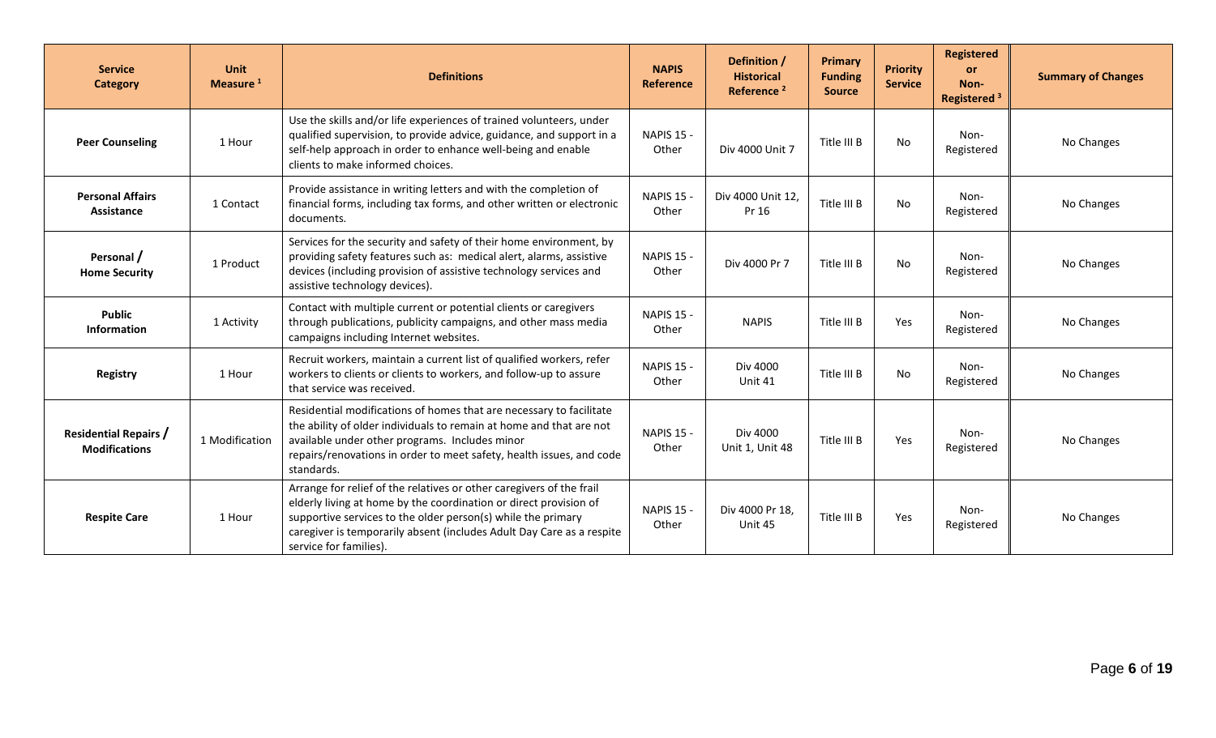| Service Category | Unit Measure [1] | Definitions | NAPIS Reference | Definition / Historical Reference [2] | Primary Funding Source | Priority Service | Registered or Non-Registered [3] | Summary of Changes |
|---|---|---|---|---|---|---|---|---|
| **Peer Counseling** | 1 Hour | Use the skills and/or life experiences of trained volunteers, under qualified supervision, to provide advice, guidance, and support in a self-help approach in order to enhance well-being and enable clients to make informed choices. | NAPIS 15 - Other | Div 4000 Unit 7 | Title III B | No | Non-Registered | No Changes |
| **Personal Affairs Assistance** | 1 Contact | Provide assistance in writing letters and with the completion of financial forms, including tax forms, and other written or electronic documents. | NAPIS 15 - Other | Div 4000 Unit 12, Pr 16 | Title III B | No | Non-Registered | No Changes |
| **Personal / Home Security** | 1 Product | Services for the security and safety of their home environment, by providing safety features such as: medical alert, alarms, assistive devices (including provision of assistive technology services and assistive technology devices). | NAPIS 15 - Other | Div 4000 Pr 7 | Title III B | No | Non-Registered | No Changes |
| **Public Information** | 1 Activity | Contact with multiple current or potential clients or caregivers through publications, publicity campaigns, and other mass media campaigns including Internet websites. | NAPIS 15 - Other | NAPIS | Title III B | Yes | Non-Registered | No Changes |
| **Registry** | 1 Hour | Recruit workers, maintain a current list of qualified workers, refer workers to clients or clients to workers, and follow-up to assure that service was received. | NAPIS 15 - Other | Div 4000 Unit 41 | Title III B | No | Non-Registered | No Changes |
| **Residential Repairs / Modifications** | 1 Modification | Residential modifications of homes that are necessary to facilitate the ability of older individuals to remain at home and that are not available under other programs. Includes minor repairs/renovations in order to meet safety, health issues, and code standards. | NAPIS 15 - Other | Div 4000 Unit 1, Unit 48 | Title III B | Yes | Non-Registered | No Changes |
| **Respite Care** | 1 Hour | Arrange for relief of the relatives or other caregivers of the frail elderly living at home by the coordination or direct provision of supportive services to the older person(s) while the primary caregiver is temporarily absent (includes Adult Day Care as a respite service for families). | NAPIS 15 - Other | Div 4000 Pr 18, Unit 45 | Title III B | Yes | Non-Registered | No Changes |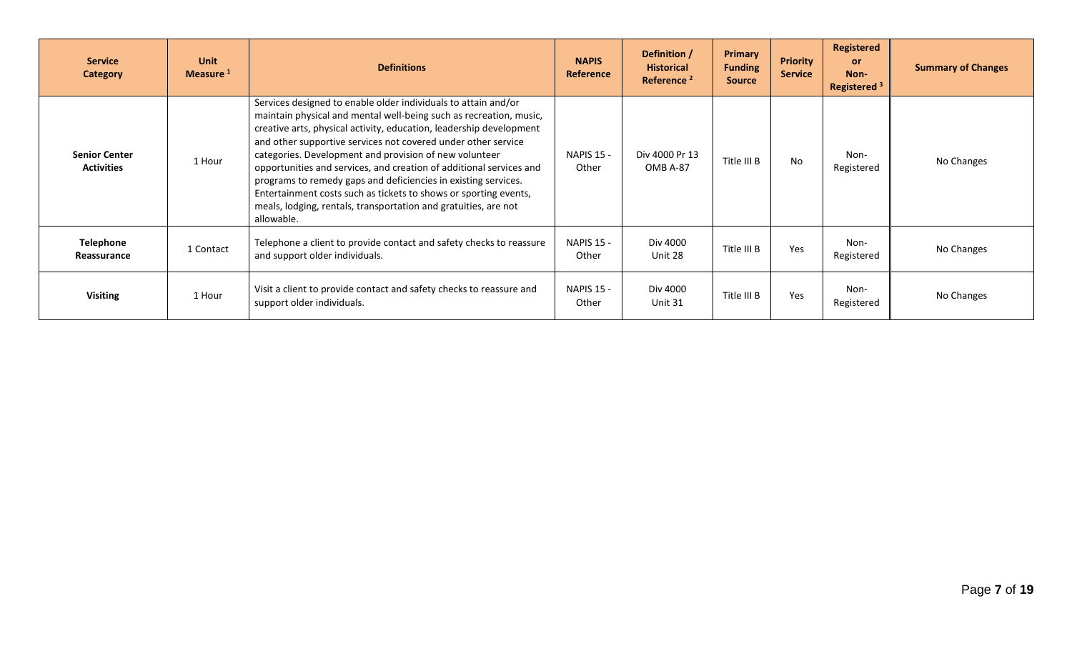| Service Category | Unit Measure [1] | Definitions | NAPIS Reference | Definition / Historical Reference [2] | Primary Funding Source | Priority Service | Registered or Non-Registered [3] | Summary of Changes |
|---|---|---|---|---|---|---|---|---|
| **Senior Center Activities** | 1 Hour | Services designed to enable older individuals to attain and/or maintain physical and mental well-being such as recreation, music, creative arts, physical activity, education, leadership development and other supportive services not covered under other service categories. Development and provision of new volunteer opportunities and services, and creation of additional services and programs to remedy gaps and deficiencies in existing services. Entertainment costs such as tickets to shows or sporting events, meals, lodging, rentals, transportation and gratuities, are not allowable. | NAPIS 15 - Other | Div 4000 Pr 13 OMB A-87 | Title III B | No | Non-Registered | No Changes |
| **Telephone Reassurance** | 1 Contact | Telephone a client to provide contact and safety checks to reassure and support older individuals. | NAPIS 15 - Other | Div 4000 Unit 28 | Title III B | Yes | Non-Registered | No Changes |
| **Visiting** | 1 Hour | Visit a client to provide contact and safety checks to reassure and support older individuals. | NAPIS 15 - Other | Div 4000 Unit 31 | Title III B | Yes | Non-Registered | No Changes |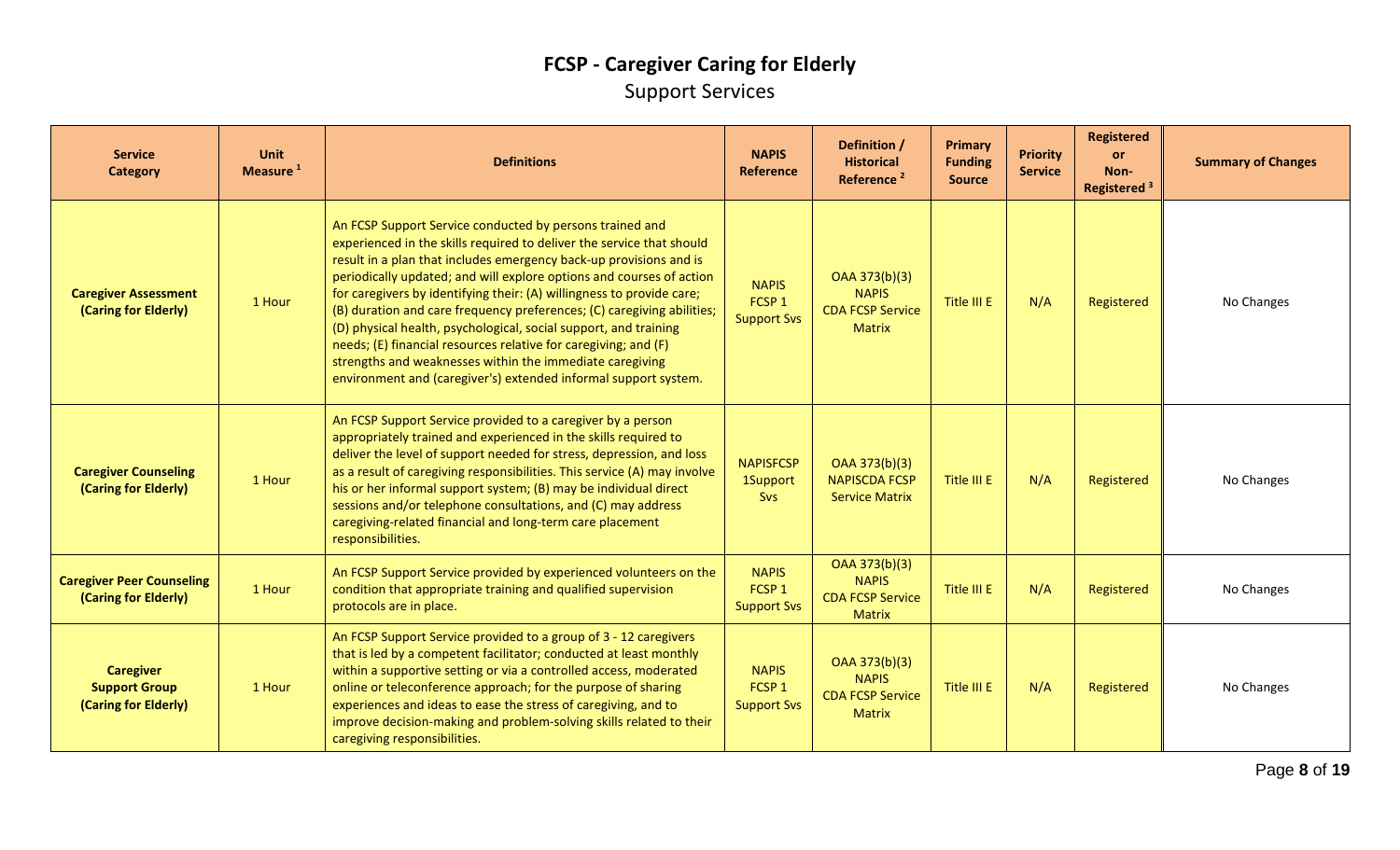# FCSP - Caregiver Caring for Elderly

## Support Services

| Service Category | Unit Measure [1] | Definitions | NAPIS Reference | Definition / Historical Reference [2] | Primary Funding Source | Priority Service | Registered or Non-Registered [3] | Summary of Changes |
|---|---|---|---|---|---|---|---|---|
| **Caregiver Assessment (Caring for Elderly)** | 1 Hour | An FCSP Support Service conducted by persons trained and experienced in the skills required to deliver the service that should result in a plan that includes emergency back-up provisions and is periodically updated; and will explore options and courses of action for caregivers by identifying their: (A) willingness to provide care; (B) duration and care frequency preferences; (C) caregiving abilities; (D) physical health, psychological, social support, and training needs; (E) financial resources relative for caregiving; and (F) strengths and weaknesses within the immediate caregiving environment and (caregiver's) extended informal support system. | NAPIS FCSP 1 Support Svs | OAA 373(b)(3) NAPIS CDA FCSP Service Matrix | Title III E | N/A | Registered | No Changes |
| **Caregiver Counseling (Caring for Elderly)** | 1 Hour | An FCSP Support Service provided to a caregiver by a person appropriately trained and experienced in the skills required to deliver the level of support needed for stress, depression, and loss as a result of caregiving responsibilities. This service (A) may involve his or her informal support system; (B) may be individual direct sessions and/or telephone consultations, and (C) may address caregiving-related financial and long-term care placement responsibilities. | NAPISFCSP 1Support Svs | OAA 373(b)(3) NAPISCDA FCSP Service Matrix | Title III E | N/A | Registered | No Changes |
| **Caregiver Peer Counseling (Caring for Elderly)** | 1 Hour | An FCSP Support Service provided by experienced volunteers on the condition that appropriate training and qualified supervision protocols are in place. | NAPIS FCSP 1 Support Svs | OAA 373(b)(3) NAPIS CDA FCSP Service Matrix | Title III E | N/A | Registered | No Changes |
| **Caregiver Support Group (Caring for Elderly)** | 1 Hour | An FCSP Support Service provided to a group of 3 - 12 caregivers that is led by a competent facilitator; conducted at least monthly within a supportive setting or via a controlled access, moderated online or teleconference approach; for the purpose of sharing experiences and ideas to ease the stress of caregiving, and to improve decision-making and problem-solving skills related to their caregiving responsibilities. | NAPIS FCSP 1 Support Svs | OAA 373(b)(3) NAPIS CDA FCSP Service Matrix | Title III E | N/A | Registered | No Changes |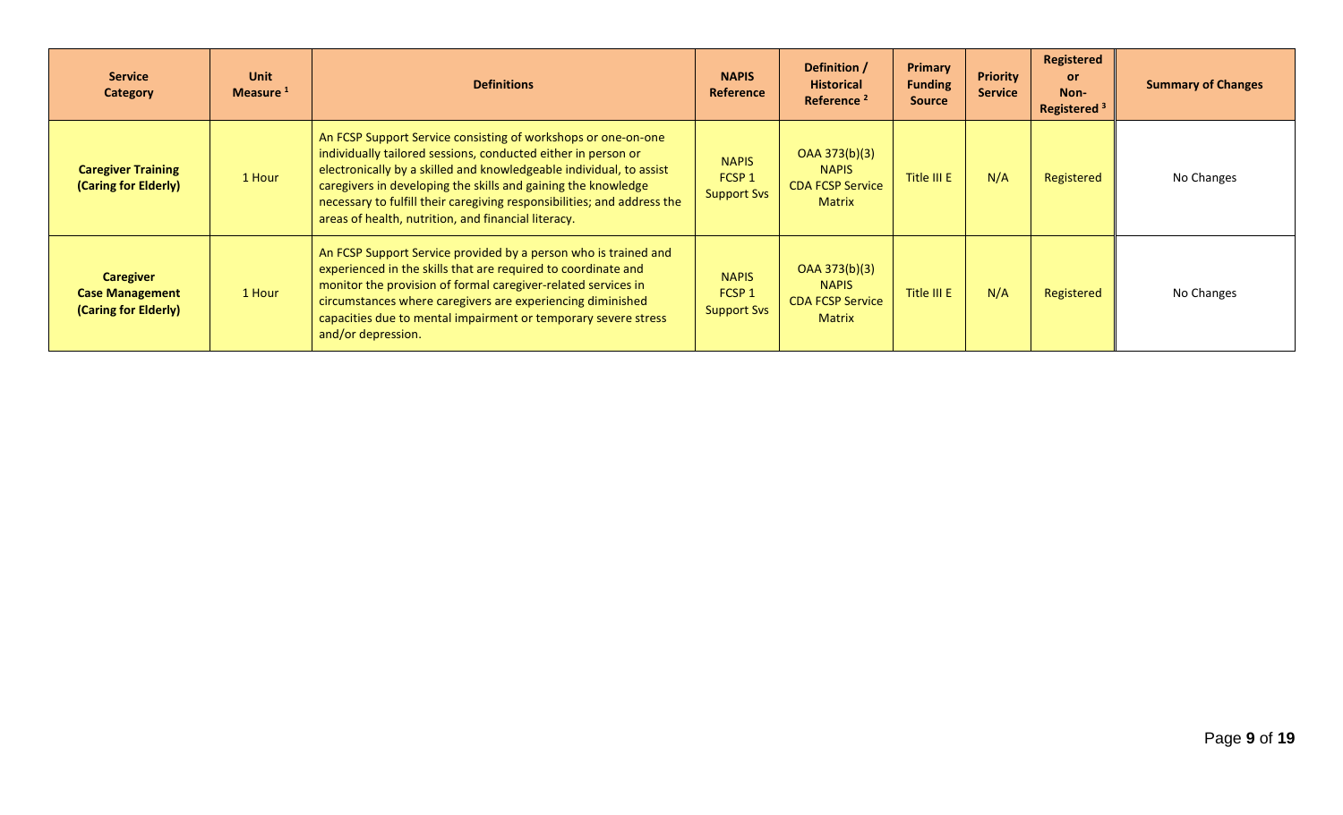| Service Category | Unit Measure [1] | Definitions | NAPIS Reference | Definition / Historical Reference [2] | Primary Funding Source | Priority Service | Registered or Non-Registered [3] | Summary of Changes |
|---|---|---|---|---|---|---|---|---|
| **Caregiver Training (Caring for Elderly)** | 1 Hour | An FCSP Support Service consisting of workshops or one-on-one individually tailored sessions, conducted either in person or electronically by a skilled and knowledgeable individual, to assist caregivers in developing the skills and gaining the knowledge necessary to fulfill their caregiving responsibilities; and address the areas of health, nutrition, and financial literacy. | NAPIS FCSP 1 Support Svs | OAA 373(b)(3) NAPIS CDA FCSP Service Matrix | Title III E | N/A | Registered | No Changes |
| **Caregiver Case Management (Caring for Elderly)** | 1 Hour | An FCSP Support Service provided by a person who is trained and experienced in the skills that are required to coordinate and monitor the provision of formal caregiver-related services in circumstances where caregivers are experiencing diminished capacities due to mental impairment or temporary severe stress and/or depression. | NAPIS FCSP 1 Support Svs | OAA 373(b)(3) NAPIS CDA FCSP Service Matrix | Title III E | N/A | Registered | No Changes |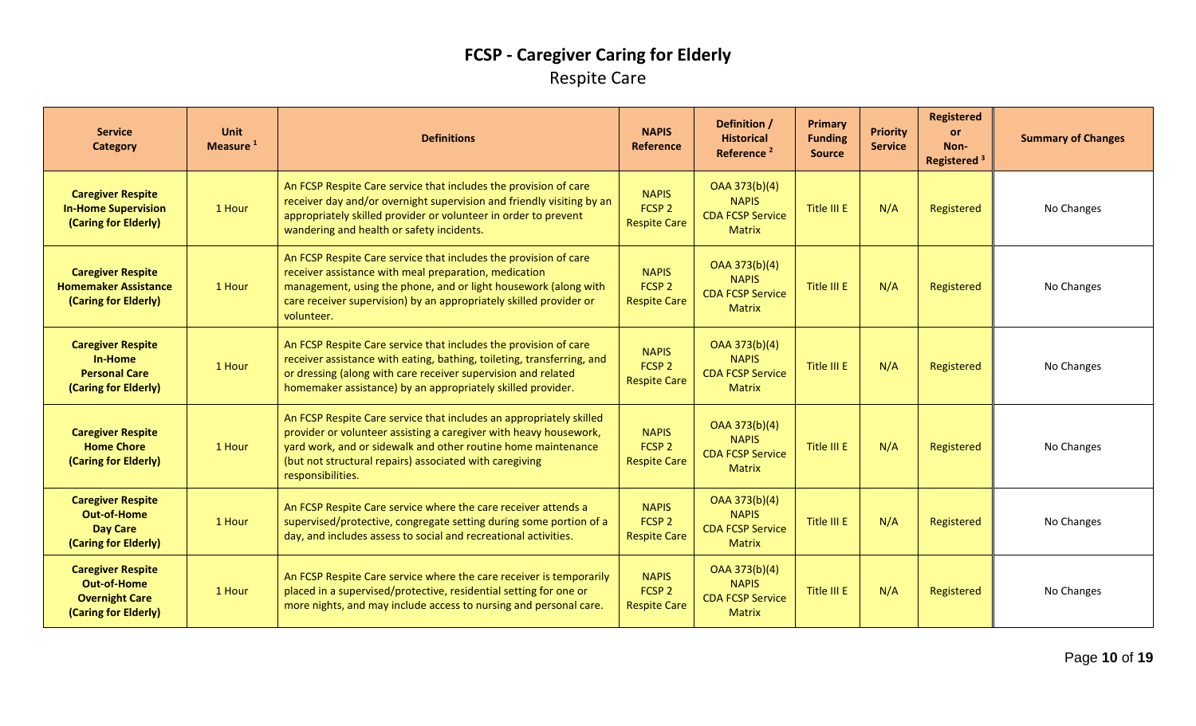# FCSP - Caregiver Caring for Elderly

## Respite Care

| Service Category | Unit Measure [1] | Definitions | NAPIS Reference | Definition / Historical Reference [2] | Primary Funding Source | Priority Service | Registered or Non-Registered [3] | Summary of Changes |
|---|---|---|---|---|---|---|---|---|
| **Caregiver Respite In-Home Supervision (Caring for Elderly)** | 1 Hour | An FCSP Respite Care service that includes the provision of care receiver day and/or overnight supervision and friendly visiting by an appropriately skilled provider or volunteer in order to prevent wandering and health or safety incidents. | NAPIS FCSP 2 Respite Care | OAA 373(b)(4) NAPIS CDA FCSP Service Matrix | Title III E | N/A | Registered | No Changes |
| **Caregiver Respite Homemaker Assistance (Caring for Elderly)** | 1 Hour | An FCSP Respite Care service that includes the provision of care receiver assistance with meal preparation, medication management, using the phone, and or light housework (along with care receiver supervision) by an appropriately skilled provider or volunteer. | NAPIS FCSP 2 Respite Care | OAA 373(b)(4) NAPIS CDA FCSP Service Matrix | Title III E | N/A | Registered | No Changes |
| **Caregiver Respite In-Home Personal Care (Caring for Elderly)** | 1 Hour | An FCSP Respite Care service that includes the provision of care receiver assistance with eating, bathing, toileting, transferring, and or dressing (along with care receiver supervision and related homemaker assistance) by an appropriately skilled provider. | NAPIS FCSP 2 Respite Care | OAA 373(b)(4) NAPIS CDA FCSP Service Matrix | Title III E | N/A | Registered | No Changes |
| **Caregiver Respite Home Chore (Caring for Elderly)** | 1 Hour | An FCSP Respite Care service that includes an appropriately skilled provider or volunteer assisting a caregiver with heavy housework, yard work, and or sidewalk and other routine home maintenance (but not structural repairs) associated with caregiving responsibilities. | NAPIS FCSP 2 Respite Care | OAA 373(b)(4) NAPIS CDA FCSP Service Matrix | Title III E | N/A | Registered | No Changes |
| **Caregiver Respite Out-of-Home Day Care (Caring for Elderly)** | 1 Hour | An FCSP Respite Care service where the care receiver attends a supervised/protective, congregate setting during some portion of a day, and includes assess to social and recreational activities. | NAPIS FCSP 2 Respite Care | OAA 373(b)(4) NAPIS CDA FCSP Service Matrix | Title III E | N/A | Registered | No Changes |
| **Caregiver Respite Out-of-Home Overnight Care (Caring for Elderly)** | 1 Hour | An FCSP Respite Care service where the care receiver is temporarily placed in a supervised/protective, residential setting for one or more nights, and may include access to nursing and personal care. | NAPIS FCSP 2 Respite Care | OAA 373(b)(4) NAPIS CDA FCSP Service Matrix | Title III E | N/A | Registered | No Changes |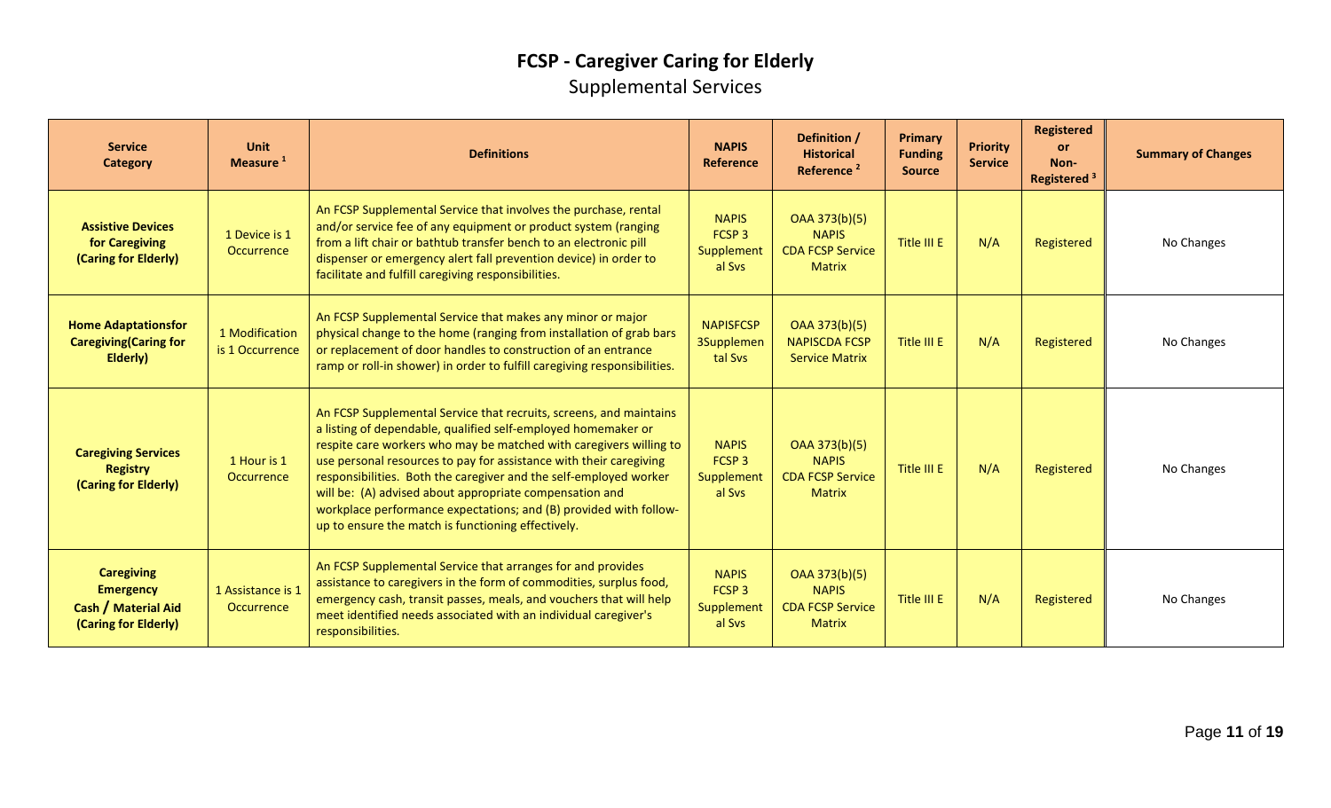# FCSP - Caregiver Caring for Elderly

## Supplemental Services

| Service Category | Unit Measure [1] | Definitions | NAPIS Reference | Definition / Historical Reference [2] | Primary Funding Source | Priority Service | Registered or Non-Registered [3] | Summary of Changes |
|---|---|---|---|---|---|---|---|---|
| **Assistive Devices for Caregiving (Caring for Elderly)** | 1 Device is 1 Occurrence | An FCSP Supplemental Service that involves the purchase, rental and/or service fee of any equipment or product system (ranging from a lift chair or bathtub transfer bench to an electronic pill dispenser or emergency alert fall prevention device) in order to facilitate and fulfill caregiving responsibilities. | NAPIS FCSP 3 Supplemental Svs | OAA 373(b)(5) NAPIS CDA FCSP Service Matrix | Title III E | N/A | Registered | No Changes |
| **Home Adaptationsfor Caregiving(Caring for Elderly)** | 1 Modification is 1 Occurrence | An FCSP Supplemental Service that makes any minor or major physical change to the home (ranging from installation of grab bars or replacement of door handles to construction of an entrance ramp or roll-in shower) in order to fulfill caregiving responsibilities. | NAPISFCSP 3Supplemental Svs | OAA 373(b)(5) NAPISCDA FCSP Service Matrix | Title III E | N/A | Registered | No Changes |
| **Caregiving Services Registry (Caring for Elderly)** | 1 Hour is 1 Occurrence | An FCSP Supplemental Service that recruits, screens, and maintains a listing of dependable, qualified self-employed homemaker or respite care workers who may be matched with caregivers willing to use personal resources to pay for assistance with their caregiving responsibilities. Both the caregiver and the self-employed worker will be: (A) advised about appropriate compensation and workplace performance expectations; and (B) provided with follow-up to ensure the match is functioning effectively. | NAPIS FCSP 3 Supplemental Svs | OAA 373(b)(5) NAPIS CDA FCSP Service Matrix | Title III E | N/A | Registered | No Changes |
| **Caregiving Emergency Cash / Material Aid (Caring for Elderly)** | 1 Assistance is 1 Occurrence | An FCSP Supplemental Service that arranges for and provides assistance to caregivers in the form of commodities, surplus food, emergency cash, transit passes, meals, and vouchers that will help meet identified needs associated with an individual caregiver's responsibilities. | NAPIS FCSP 3 Supplemental Svs | OAA 373(b)(5) NAPIS CDA FCSP Service Matrix | Title III E | N/A | Registered | No Changes |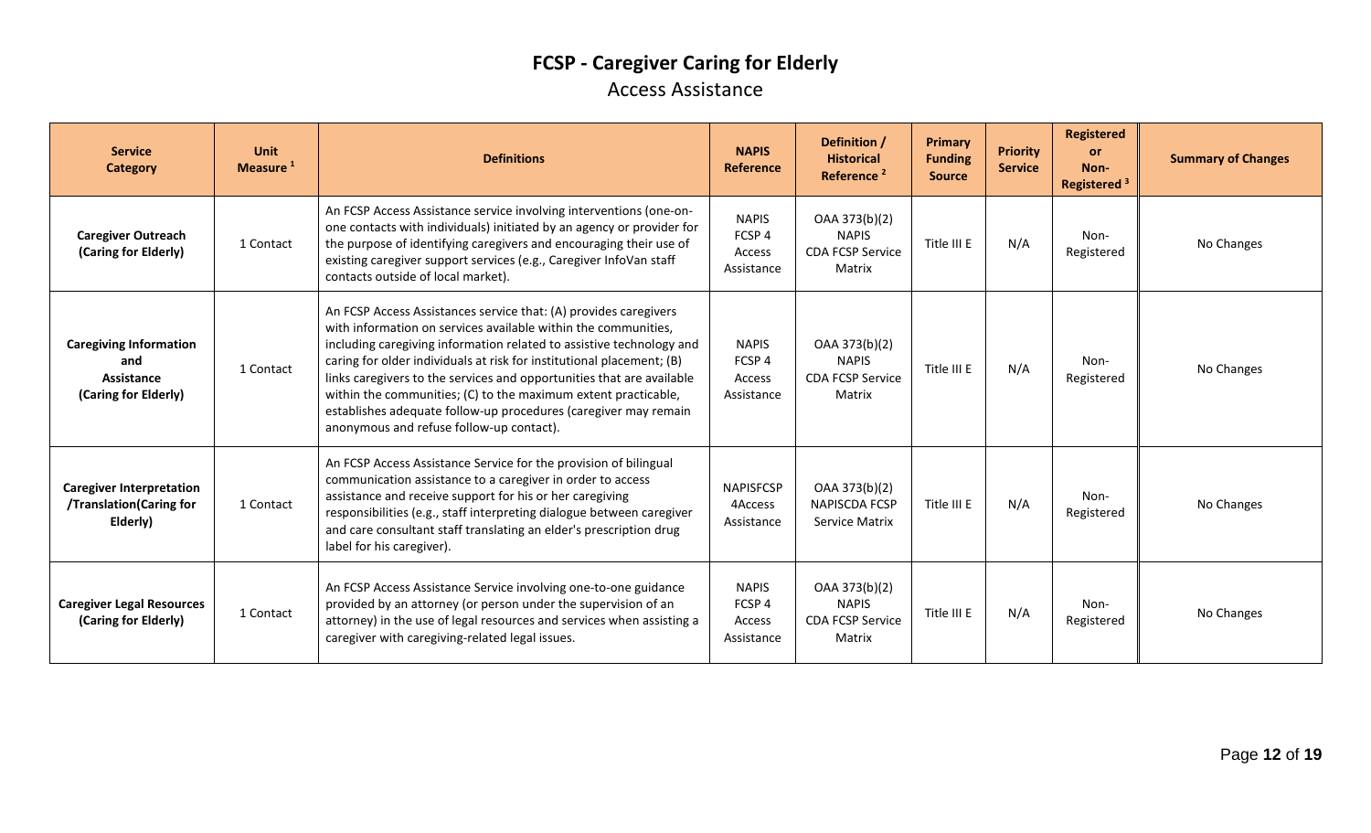# FCSP - Caregiver Caring for Elderly

## Access Assistance

| Service Category | Unit Measure [1] | Definitions | NAPIS Reference | Definition / Historical Reference [2] | Primary Funding Source | Priority Service | Registered or Non-Registered [3] | Summary of Changes |
|---|---|---|---|---|---|---|---|---|
| **Caregiver Outreach (Caring for Elderly)** | 1 Contact | An FCSP Access Assistance service involving interventions (one-on-one contacts with individuals) initiated by an agency or provider for the purpose of identifying caregivers and encouraging their use of existing caregiver support services (e.g., Caregiver InfoVan staff contacts outside of local market). | NAPIS FCSP 4 Access Assistance | OAA 373(b)(2) NAPIS CDA FCSP Service Matrix | Title III E | N/A | Non-Registered | No Changes |
| **Caregiving Information and Assistance (Caring for Elderly)** | 1 Contact | An FCSP Access Assistances service that: (A) provides caregivers with information on services available within the communities, including caregiving information related to assistive technology and caring for older individuals at risk for institutional placement; (B) links caregivers to the services and opportunities that are available within the communities; (C) to the maximum extent practicable, establishes adequate follow-up procedures (caregiver may remain anonymous and refuse follow-up contact). | NAPIS FCSP 4 Access Assistance | OAA 373(b)(2) NAPIS CDA FCSP Service Matrix | Title III E | N/A | Non-Registered | No Changes |
| **Caregiver Interpretation /Translation(Caring for Elderly)** | 1 Contact | An FCSP Access Assistance Service for the provision of bilingual communication assistance to a caregiver in order to access assistance and receive support for his or her caregiving responsibilities (e.g., staff interpreting dialogue between caregiver and care consultant staff translating an elder's prescription drug label for his caregiver). | NAPISFCSP 4Access Assistance | OAA 373(b)(2) NAPISCDA FCSP Service Matrix | Title III E | N/A | Non-Registered | No Changes |
| **Caregiver Legal Resources (Caring for Elderly)** | 1 Contact | An FCSP Access Assistance Service involving one-to-one guidance provided by an attorney (or person under the supervision of an attorney) in the use of legal resources and services when assisting a caregiver with caregiving-related legal issues. | NAPIS FCSP 4 Access Assistance | OAA 373(b)(2) NAPIS CDA FCSP Service Matrix | Title III E | N/A | Non-Registered | No Changes |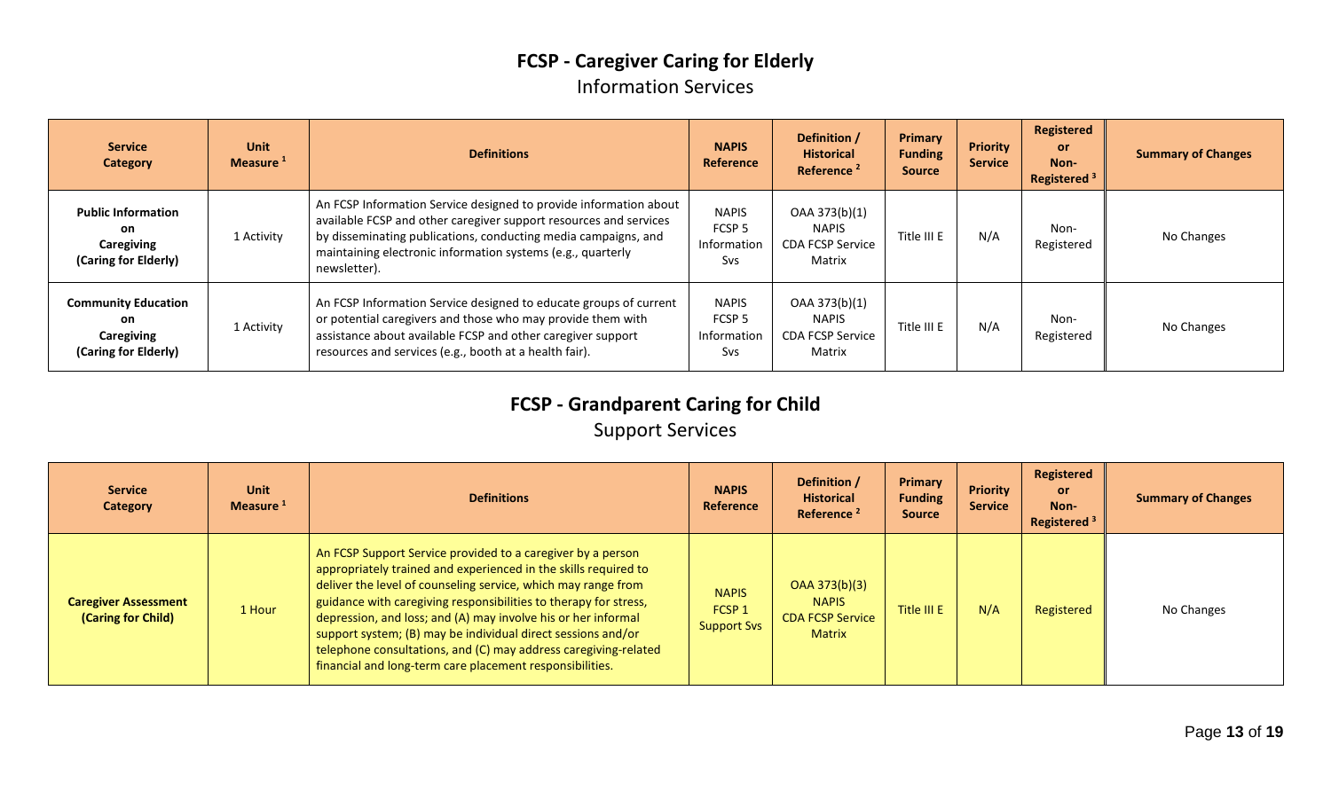## FCSP - Caregiver Caring for Elderly

### Information Services

| Service Category | Unit Measure [1] | Definitions | NAPIS Reference | Definition / Historical Reference [2] | Primary Funding Source | Priority Service | Registered or Non-Registered [3] | Summary of Changes |
|---|---|---|---|---|---|---|---|---|
| **Public Information on Caregiving (Caring for Elderly)** | 1 Activity | An FCSP Information Service designed to provide information about available FCSP and other caregiver support resources and services by disseminating publications, conducting media campaigns, and maintaining electronic information systems (e.g., quarterly newsletter). | NAPIS FCSP 5 Information Svs | OAA 373(b)(1) NAPIS CDA FCSP Service Matrix | Title III E | N/A | Non-Registered | No Changes |
| **Community Education on Caregiving (Caring for Elderly)** | 1 Activity | An FCSP Information Service designed to educate groups of current or potential caregivers and those who may provide them with assistance about available FCSP and other caregiver support resources and services (e.g., booth at a health fair). | NAPIS FCSP 5 Information Svs | OAA 373(b)(1) NAPIS CDA FCSP Service Matrix | Title III E | N/A | Non-Registered | No Changes |

## FCSP - Grandparent Caring for Child

### Support Services

| Service Category | Unit Measure [1] | Definitions | NAPIS Reference | Definition / Historical Reference [2] | Primary Funding Source | Priority Service | Registered or Non-Registered [3] | Summary of Changes |
|---|---|---|---|---|---|---|---|---|
| **Caregiver Assessment (Caring for Child)** | 1 Hour | An FCSP Support Service provided to a caregiver by a person appropriately trained and experienced in the skills required to deliver the level of counseling service, which may range from guidance with caregiving responsibilities to therapy for stress, depression, and loss; and (A) may involve his or her informal support system; (B) may be individual direct sessions and/or telephone consultations, and (C) may address caregiving-related financial and long-term care placement responsibilities. | NAPIS FCSP 1 Support Svs | OAA 373(b)(3) NAPIS CDA FCSP Service Matrix | Title III E | N/A | Registered | No Changes |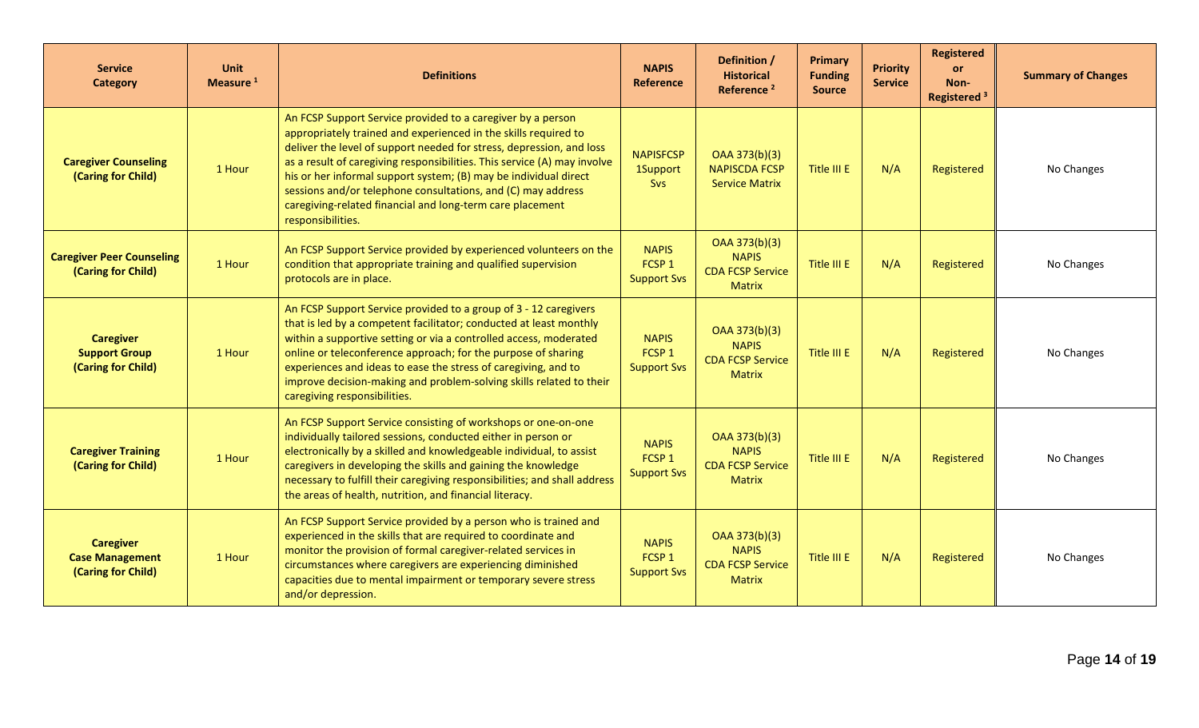| Service Category | Unit Measure [1] | Definitions | NAPIS Reference | Definition / Historical Reference [2] | Primary Funding Source | Priority Service | Registered or Non-Registered [3] | Summary of Changes |
|---|---|---|---|---|---|---|---|---|
| **Caregiver Counseling (Caring for Child)** | 1 Hour | An FCSP Support Service provided to a caregiver by a person appropriately trained and experienced in the skills required to deliver the level of support needed for stress, depression, and loss as a result of caregiving responsibilities. This service (A) may involve his or her informal support system; (B) may be individual direct sessions and/or telephone consultations, and (C) may address caregiving-related financial and long-term care placement responsibilities. | NAPISFCSP 1Support Svs | OAA 373(b)(3) NAPISCDA FCSP Service Matrix | Title III E | N/A | Registered | No Changes |
| **Caregiver Peer Counseling (Caring for Child)** | 1 Hour | An FCSP Support Service provided by experienced volunteers on the condition that appropriate training and qualified supervision protocols are in place. | NAPIS FCSP 1 Support Svs | OAA 373(b)(3) NAPIS CDA FCSP Service Matrix | Title III E | N/A | Registered | No Changes |
| **Caregiver Support Group (Caring for Child)** | 1 Hour | An FCSP Support Service provided to a group of 3 - 12 caregivers that is led by a competent facilitator; conducted at least monthly within a supportive setting or via a controlled access, moderated online or teleconference approach; for the purpose of sharing experiences and ideas to ease the stress of caregiving, and to improve decision-making and problem-solving skills related to their caregiving responsibilities. | NAPIS FCSP 1 Support Svs | OAA 373(b)(3) NAPIS CDA FCSP Service Matrix | Title III E | N/A | Registered | No Changes |
| **Caregiver Training (Caring for Child)** | 1 Hour | An FCSP Support Service consisting of workshops or one-on-one individually tailored sessions, conducted either in person or electronically by a skilled and knowledgeable individual, to assist caregivers in developing the skills and gaining the knowledge necessary to fulfill their caregiving responsibilities; and shall address the areas of health, nutrition, and financial literacy. | NAPIS FCSP 1 Support Svs | OAA 373(b)(3) NAPIS CDA FCSP Service Matrix | Title III E | N/A | Registered | No Changes |
| **Caregiver Case Management (Caring for Child)** | 1 Hour | An FCSP Support Service provided by a person who is trained and experienced in the skills that are required to coordinate and monitor the provision of formal caregiver-related services in circumstances where caregivers are experiencing diminished capacities due to mental impairment or temporary severe stress and/or depression. | NAPIS FCSP 1 Support Svs | OAA 373(b)(3) NAPIS CDA FCSP Service Matrix | Title III E | N/A | Registered | No Changes |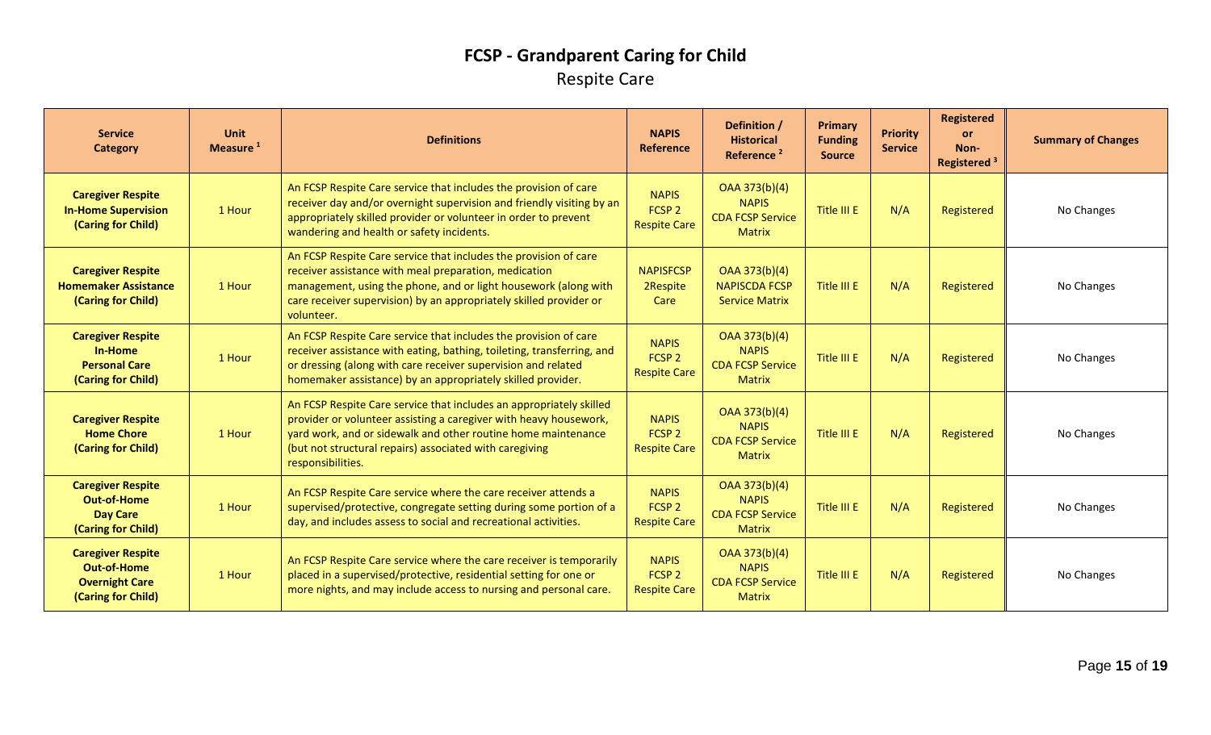# FCSP - Grandparent Caring for Child

## Respite Care

| Service Category | Unit Measure [1] | Definitions | NAPIS Reference | Definition / Historical Reference [2] | Primary Funding Source | Priority Service | Registered or Non-Registered [3] | Summary of Changes |
|---|---|---|---|---|---|---|---|---|
| **Caregiver Respite In-Home Supervision (Caring for Child)** | 1 Hour | An FCSP Respite Care service that includes the provision of care receiver day and/or overnight supervision and friendly visiting by an appropriately skilled provider or volunteer in order to prevent wandering and health or safety incidents. | NAPIS FCSP 2 Respite Care | OAA 373(b)(4) NAPIS CDA FCSP Service Matrix | Title III E | N/A | Registered | No Changes |
| **Caregiver Respite Homemaker Assistance (Caring for Child)** | 1 Hour | An FCSP Respite Care service that includes the provision of care receiver assistance with meal preparation, medication management, using the phone, and or light housework (along with care receiver supervision) by an appropriately skilled provider or volunteer. | NAPISFCSP 2Respite Care | OAA 373(b)(4) NAPISCDA FCSP Service Matrix | Title III E | N/A | Registered | No Changes |
| **Caregiver Respite In-Home Personal Care (Caring for Child)** | 1 Hour | An FCSP Respite Care service that includes the provision of care receiver assistance with eating, bathing, toileting, transferring, and or dressing (along with care receiver supervision and related homemaker assistance) by an appropriately skilled provider. | NAPIS FCSP 2 Respite Care | OAA 373(b)(4) NAPIS CDA FCSP Service Matrix | Title III E | N/A | Registered | No Changes |
| **Caregiver Respite Home Chore (Caring for Child)** | 1 Hour | An FCSP Respite Care service that includes an appropriately skilled provider or volunteer assisting a caregiver with heavy housework, yard work, and or sidewalk and other routine home maintenance (but not structural repairs) associated with caregiving responsibilities. | NAPIS FCSP 2 Respite Care | OAA 373(b)(4) NAPIS CDA FCSP Service Matrix | Title III E | N/A | Registered | No Changes |
| **Caregiver Respite Out-of-Home Day Care (Caring for Child)** | 1 Hour | An FCSP Respite Care service where the care receiver attends a supervised/protective, congregate setting during some portion of a day, and includes assess to social and recreational activities. | NAPIS FCSP 2 Respite Care | OAA 373(b)(4) NAPIS CDA FCSP Service Matrix | Title III E | N/A | Registered | No Changes |
| **Caregiver Respite Out-of-Home Overnight Care (Caring for Child)** | 1 Hour | An FCSP Respite Care service where the care receiver is temporarily placed in a supervised/protective, residential setting for one or more nights, and may include access to nursing and personal care. | NAPIS FCSP 2 Respite Care | OAA 373(b)(4) NAPIS CDA FCSP Service Matrix | Title III E | N/A | Registered | No Changes |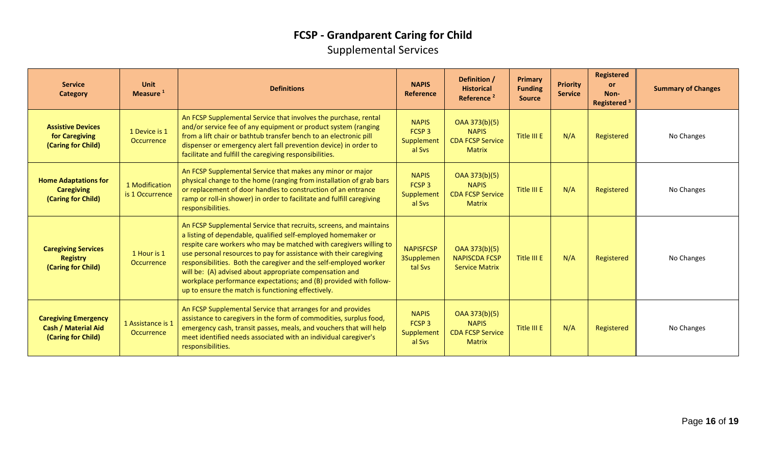# FCSP - Grandparent Caring for Child

## Supplemental Services

| Service Category | Unit Measure [1] | Definitions | NAPIS Reference | Definition / Historical Reference [2] | Primary Funding Source | Priority Service | Registered or Non-Registered [3] | Summary of Changes |
|---|---|---|---|---|---|---|---|---|
| **Assistive Devices for Caregiving (Caring for Child)** | 1 Device is 1 Occurrence | An FCSP Supplemental Service that involves the purchase, rental and/or service fee of any equipment or product system (ranging from a lift chair or bathtub transfer bench to an electronic pill dispenser or emergency alert fall prevention device) in order to facilitate and fulfill the caregiving responsibilities. | NAPIS FCSP 3 Supplemental Svs | OAA 373(b)(5) NAPIS CDA FCSP Service Matrix | Title III E | N/A | Registered | No Changes |
| **Home Adaptations for Caregiving (Caring for Child)** | 1 Modification is 1 Occurrence | An FCSP Supplemental Service that makes any minor or major physical change to the home (ranging from installation of grab bars or replacement of door handles to construction of an entrance ramp or roll-in shower) in order to facilitate and fulfill caregiving responsibilities. | NAPIS FCSP 3 Supplemental Svs | OAA 373(b)(5) NAPIS CDA FCSP Service Matrix | Title III E | N/A | Registered | No Changes |
| **Caregiving Services Registry (Caring for Child)** | 1 Hour is 1 Occurrence | An FCSP Supplemental Service that recruits, screens, and maintains a listing of dependable, qualified self-employed homemaker or respite care workers who may be matched with caregivers willing to use personal resources to pay for assistance with their caregiving responsibilities. Both the caregiver and the self-employed worker will be: (A) advised about appropriate compensation and workplace performance expectations; and (B) provided with follow-up to ensure the match is functioning effectively. | NAPISFCSP 3Supplemental Svs | OAA 373(b)(5) NAPISCDA FCSP Service Matrix | Title III E | N/A | Registered | No Changes |
| **Caregiving Emergency Cash / Material Aid (Caring for Child)** | 1 Assistance is 1 Occurrence | An FCSP Supplemental Service that arranges for and provides assistance to caregivers in the form of commodities, surplus food, emergency cash, transit passes, meals, and vouchers that will help meet identified needs associated with an individual caregiver's responsibilities. | NAPIS FCSP 3 Supplemental Svs | OAA 373(b)(5) NAPIS CDA FCSP Service Matrix | Title III E | N/A | Registered | No Changes |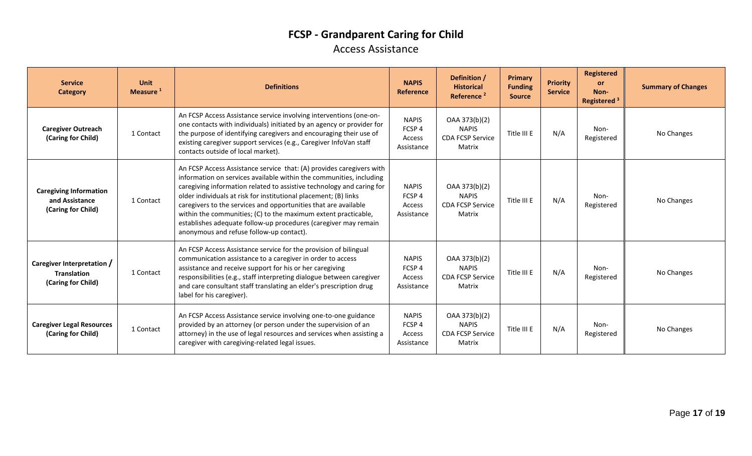# FCSP - Grandparent Caring for Child

## Access Assistance

| Service Category | Unit Measure [1] | Definitions | NAPIS Reference | Definition / Historical Reference [2] | Primary Funding Source | Priority Service | Registered or Non-Registered [3] | Summary of Changes |
|---|---|---|---|---|---|---|---|---|
| **Caregiver Outreach (Caring for Child)** | 1 Contact | An FCSP Access Assistance service involving interventions (one-on-one contacts with individuals) initiated by an agency or provider for the purpose of identifying caregivers and encouraging their use of existing caregiver support services (e.g., Caregiver InfoVan staff contacts outside of local market). | NAPIS FCSP 4 Access Assistance | OAA 373(b)(2) NAPIS CDA FCSP Service Matrix | Title III E | N/A | Non-Registered | No Changes |
| **Caregiving Information and Assistance (Caring for Child)** | 1 Contact | An FCSP Access Assistance service that: (A) provides caregivers with information on services available within the communities, including caregiving information related to assistive technology and caring for older individuals at risk for institutional placement; (B) links caregivers to the services and opportunities that are available within the communities; (C) to the maximum extent practicable, establishes adequate follow-up procedures (caregiver may remain anonymous and refuse follow-up contact). | NAPIS FCSP 4 Access Assistance | OAA 373(b)(2) NAPIS CDA FCSP Service Matrix | Title III E | N/A | Non-Registered | No Changes |
| **Caregiver Interpretation / Translation (Caring for Child)** | 1 Contact | An FCSP Access Assistance service for the provision of bilingual communication assistance to a caregiver in order to access assistance and receive support for his or her caregiving responsibilities (e.g., staff interpreting dialogue between caregiver and care consultant staff translating an elder's prescription drug label for his caregiver). | NAPIS FCSP 4 Access Assistance | OAA 373(b)(2) NAPIS CDA FCSP Service Matrix | Title III E | N/A | Non-Registered | No Changes |
| **Caregiver Legal Resources (Caring for Child)** | 1 Contact | An FCSP Access Assistance service involving one-to-one guidance provided by an attorney (or person under the supervision of an attorney) in the use of legal resources and services when assisting a caregiver with caregiving-related legal issues. | NAPIS FCSP 4 Access Assistance | OAA 373(b)(2) NAPIS CDA FCSP Service Matrix | Title III E | N/A | Non-Registered | No Changes |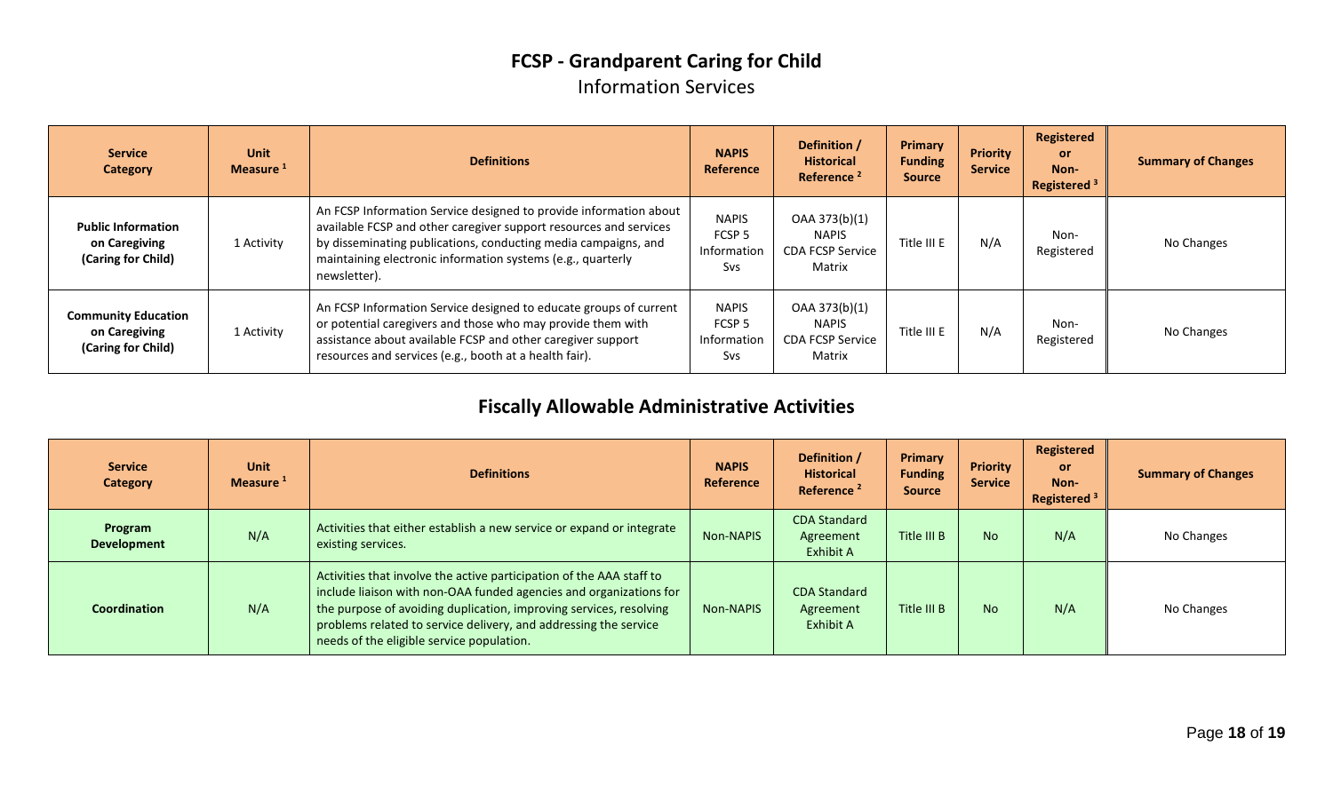## FCSP - Grandparent Caring for Child

### Information Services

| Service Category | Unit Measure [1] | Definitions | NAPIS Reference | Definition / Historical Reference [2] | Primary Funding Source | Priority Service | Registered or Non-Registered [3] | Summary of Changes |
|---|---|---|---|---|---|---|---|---|
| **Public Information on Caregiving (Caring for Child)** | 1 Activity | An FCSP Information Service designed to provide information about available FCSP and other caregiver support resources and services by disseminating publications, conducting media campaigns, and maintaining electronic information systems (e.g., quarterly newsletter). | NAPIS FCSP 5 Information Svs | OAA 373(b)(1) NAPIS CDA FCSP Service Matrix | Title III E | N/A | Non-Registered | No Changes |
| **Community Education on Caregiving (Caring for Child)** | 1 Activity | An FCSP Information Service designed to educate groups of current or potential caregivers and those who may provide them with assistance about available FCSP and other caregiver support resources and services (e.g., booth at a health fair). | NAPIS FCSP 5 Information Svs | OAA 373(b)(1) NAPIS CDA FCSP Service Matrix | Title III E | N/A | Non-Registered | No Changes |

## Fiscally Allowable Administrative Activities

| Service Category | Unit Measure [1] | Definitions | NAPIS Reference | Definition / Historical Reference [2] | Primary Funding Source | Priority Service | Registered or Non-Registered [3] | Summary of Changes |
|---|---|---|---|---|---|---|---|---|
| **Program Development** | N/A | Activities that either establish a new service or expand or integrate existing services. | Non-NAPIS | CDA Standard Agreement Exhibit A | Title III B | No | N/A | No Changes |
| **Coordination** | N/A | Activities that involve the active participation of the AAA staff to include liaison with non-OAA funded agencies and organizations for the purpose of avoiding duplication, improving services, resolving problems related to service delivery, and addressing the service needs of the eligible service population. | Non-NAPIS | CDA Standard Agreement Exhibit A | Title III B | No | N/A | No Changes |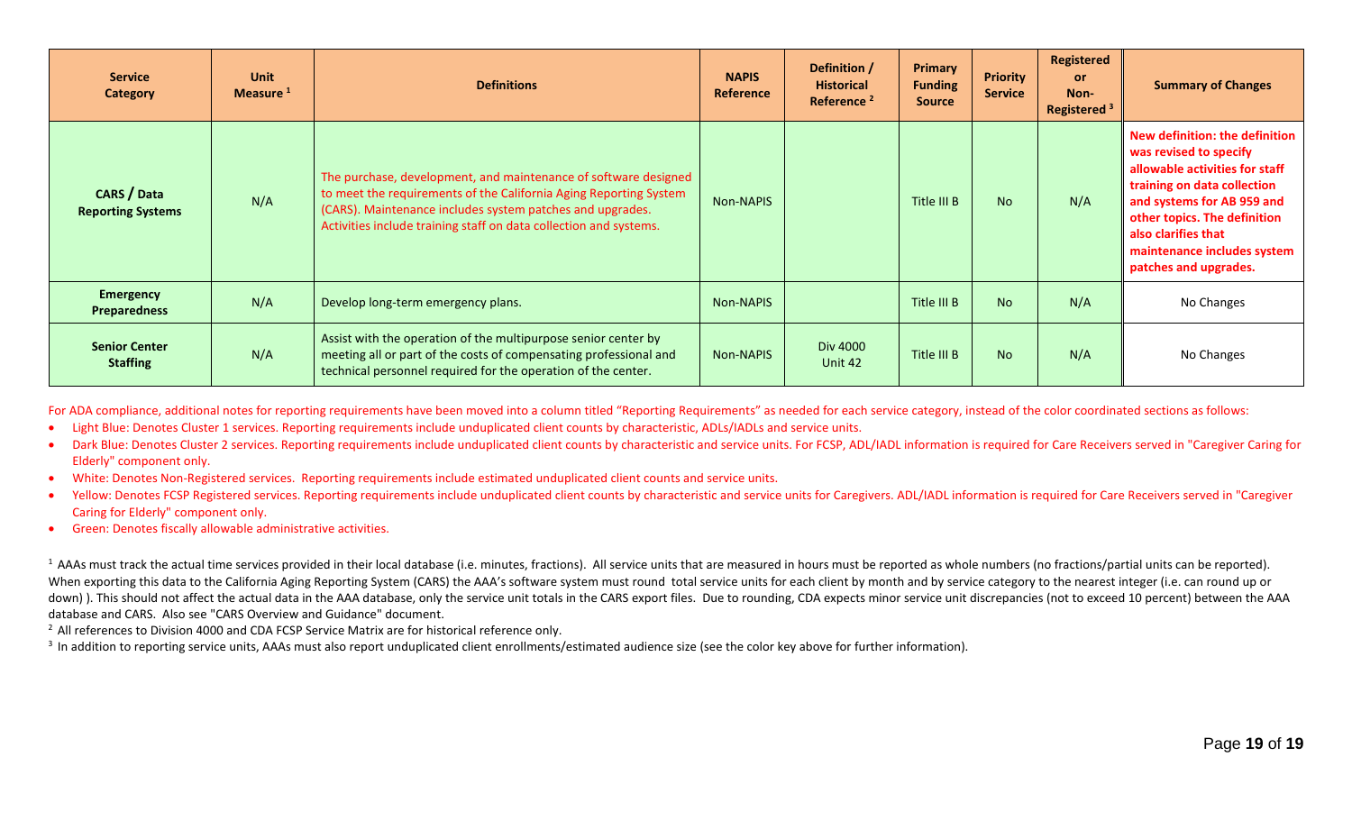| Service Category | Unit Measure [1] | Definitions | NAPIS Reference | Definition / Historical Reference [2] | Primary Funding Source | Priority Service | Registered or Non-Registered [3] | Summary of Changes |
| --- | --- | --- | --- | --- | --- | --- | --- | --- |
| CARS / Data Reporting Systems | N/A | The purchase, development, and maintenance of software designed to meet the requirements of the California Aging Reporting System (CARS). Maintenance includes system patches and upgrades. Activities include training staff on data collection and systems. | Non-NAPIS | | Title III B | No | N/A | **New definition: the definition was revised to specify allowable activities for staff training on data collection and systems for AB 959 and other topics. The definition also clarifies that maintenance includes system patches and upgrades.** |
| Emergency Preparedness | N/A | Develop long-term emergency plans. | Non-NAPIS | | Title III B | No | N/A | No Changes |
| Senior Center Staffing | N/A | Assist with the operation of the multipurpose senior center by meeting all or part of the costs of compensating professional and technical personnel required for the operation of the center. | Non-NAPIS | Div 4000 Unit 42 | Title III B | No | N/A | No Changes |

For ADA compliance, additional notes for reporting requirements have been moved into a column titled "Reporting Requirements" as needed for each service category, instead of the color coordinated sections as follows:

- Light Blue: Denotes Cluster 1 services. Reporting requirements include unduplicated client counts by characteristic, ADLs/IADLs and service units.
- Dark Blue: Denotes Cluster 2 services. Reporting requirements include unduplicated client counts by characteristic and service units. For FCSP, ADL/IADL information is required for Care Receivers served in "Caregiver Caring for Elderly" component only.
- White: Denotes Non-Registered services. Reporting requirements include estimated unduplicated client counts and service units.
- Yellow: Denotes FCSP Registered services. Reporting requirements include unduplicated client counts by characteristic and service units for Caregivers. ADL/IADL information is required for Care Receivers served in "Caregiver Caring for Elderly" component only.
- Green: Denotes fiscally allowable administrative activities.

[1] AAAs must track the actual time services provided in their local database (i.e. minutes, fractions). All service units that are measured in hours must be reported as whole numbers (no fractions/partial units can be reported). When exporting this data to the California Aging Reporting System (CARS) the AAA's software system must round total service units for each client by month and by service category to the nearest integer (i.e. can round up or down) ). This should not affect the actual data in the AAA database, only the service unit totals in the CARS export files. Due to rounding, CDA expects minor service unit discrepancies (not to exceed 10 percent) between the AAA database and CARS. Also see "CARS Overview and Guidance" document.

[2] All references to Division 4000 and CDA FCSP Service Matrix are for historical reference only.

[3] In addition to reporting service units, AAAs must also report unduplicated client enrollments/estimated audience size (see the color key above for further information).